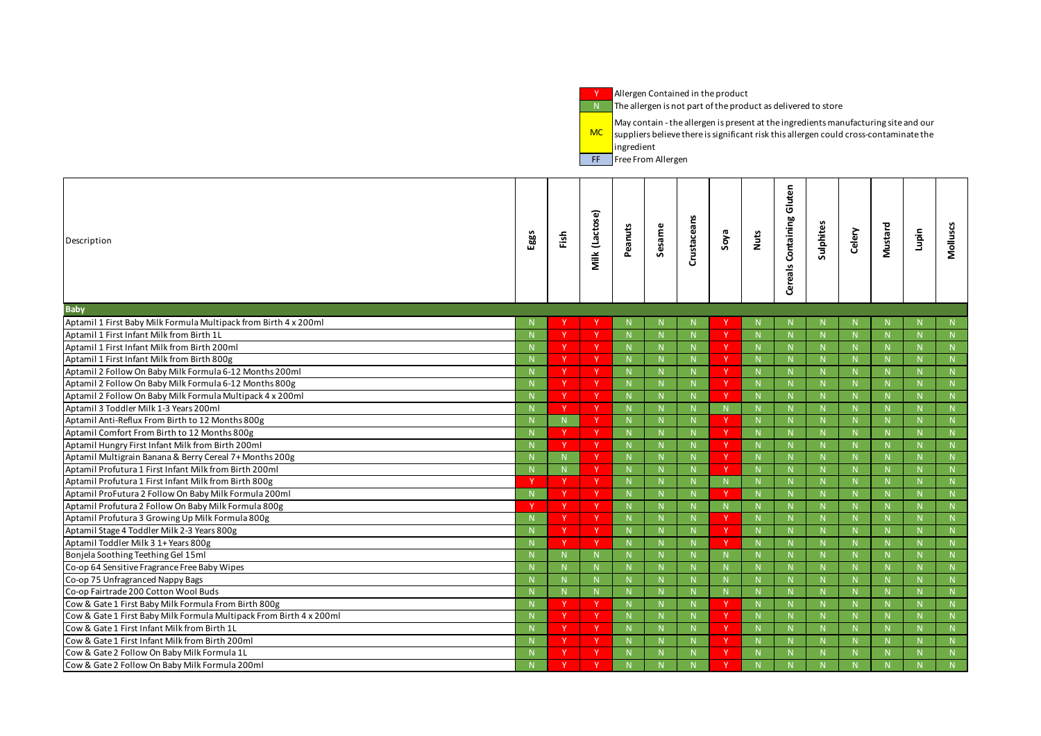| Y | Allergen Contained in the product |
|---|---|
| N | The allergen is not part of the product as delivered to store |
| MC | May contain - the allergen is present at the ingredients manufacturing site and our suppliers believe there is significant risk this allergen could cross-contaminate the ingredient |
| FF | Free From Allergen |

| Description | Eggs | Fish | Milk (Lactose) | Peanuts | Sesame | Crustaceans | Soya | Nuts | Cereals Containing Gluten | Sulphites | Celery | Mustard | Lupin | Molluscs |
|---|---|---|---|---|---|---|---|---|---|---|---|---|---|---|
| **Baby** | | | | | | | | | | | | | | |
| Aptamil 1 First Baby Milk Formula Multipack from Birth 4 x 200ml | N | Y | Y | N | N | N | Y | N | N | N | N | N | N | N |
| Aptamil 1 First Infant Milk from Birth 1L | N | Y | Y | N | N | N | Y | N | N | N | N | N | N | N |
| Aptamil 1 First Infant Milk from Birth 200ml | N | Y | Y | N | N | N | Y | N | N | N | N | N | N | N |
| Aptamil 1 First Infant Milk from Birth 800g | N | Y | Y | N | N | N | Y | N | N | N | N | N | N | N |
| Aptamil 2 Follow On Baby Milk Formula 6-12 Months 200ml | N | Y | Y | N | N | N | Y | N | N | N | N | N | N | N |
| Aptamil 2 Follow On Baby Milk Formula 6-12 Months 800g | N | Y | Y | N | N | N | Y | N | N | N | N | N | N | N |
| Aptamil 2 Follow On Baby Milk Formula Multipack 4 x 200ml | N | Y | Y | N | N | N | Y | N | N | N | N | N | N | N |
| Aptamil 3 Toddler Milk 1-3 Years 200ml | N | Y | Y | N | N | N | N | N | N | N | N | N | N | N |
| Aptamil Anti-Reflux From Birth to 12 Months 800g | N | N | Y | N | N | N | Y | N | N | N | N | N | N | N |
| Aptamil Comfort From Birth to 12 Months 800g | N | Y | Y | N | N | N | Y | N | N | N | N | N | N | N |
| Aptamil Hungry First Infant Milk from Birth 200ml | N | Y | Y | N | N | N | Y | N | N | N | N | N | N | N |
| Aptamil Multigrain Banana & Berry Cereal 7+ Months 200g | N | N | Y | N | N | N | Y | N | N | N | N | N | N | N |
| Aptamil Profutura 1 First Infant Milk from Birth 200ml | N | N | Y | N | N | N | Y | N | N | N | N | N | N | N |
| Aptamil Profutura 1 First Infant Milk from Birth 800g | Y | Y | Y | N | N | N | N | N | N | N | N | N | N | N |
| Aptamil ProFutura 2 Follow On Baby Milk Formula 200ml | N | Y | Y | N | N | N | Y | N | N | N | N | N | N | N |
| Aptamil Profutura 2 Follow On Baby Milk Formula 800g | Y | Y | Y | N | N | N | N | N | N | N | N | N | N | N |
| Aptamil Profutura 3 Growing Up Milk Formula 800g | N | Y | Y | N | N | N | Y | N | N | N | N | N | N | N |
| Aptamil Stage 4 Toddler Milk 2-3 Years 800g | N | Y | Y | N | N | N | Y | N | N | N | N | N | N | N |
| Aptamil Toddler Milk 3 1+ Years 800g | N | Y | Y | N | N | N | Y | N | N | N | N | N | N | N |
| Bonjela Soothing Teething Gel 15ml | N | N | N | N | N | N | N | N | N | N | N | N | N | N |
| Co-op 64 Sensitive Fragrance Free Baby Wipes | N | N | N | N | N | N | N | N | N | N | N | N | N | N |
| Co-op 75 Unfragranced Nappy Bags | N | N | N | N | N | N | N | N | N | N | N | N | N | N |
| Co-op Fairtrade 200 Cotton Wool Buds | N | N | N | N | N | N | N | N | N | N | N | N | N | N |
| Cow & Gate 1 First Baby Milk Formula From Birth 800g | N | Y | Y | N | N | N | Y | N | N | N | N | N | N | N |
| Cow & Gate 1 First Baby Milk Formula Multipack From Birth 4 x 200ml | N | Y | Y | N | N | N | Y | N | N | N | N | N | N | N |
| Cow & Gate 1 First Infant Milk from Birth 1L | N | Y | Y | N | N | N | Y | N | N | N | N | N | N | N |
| Cow & Gate 1 First Infant Milk from Birth 200ml | N | Y | Y | N | N | N | Y | N | N | N | N | N | N | N |
| Cow & Gate 2 Follow On Baby Milk Formula 1L | N | Y | Y | N | N | N | Y | N | N | N | N | N | N | N |
| Cow & Gate 2 Follow On Baby Milk Formula 200ml | N | Y | Y | N | N | N | Y | N | N | N | N | N | N | N |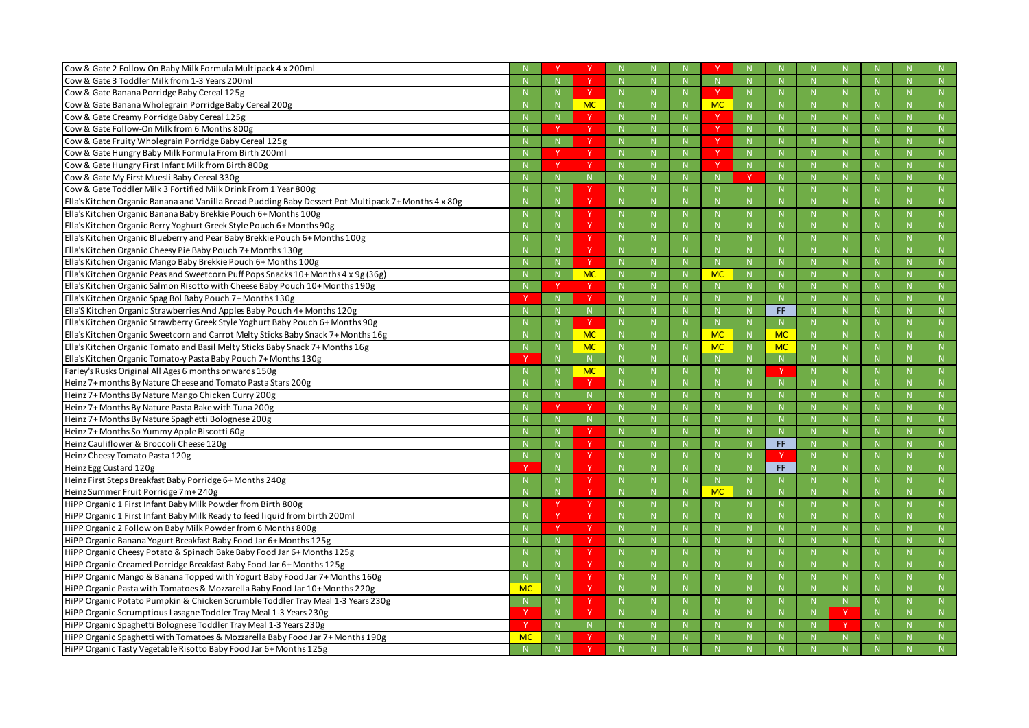| | | | | | | | | | | | | | | |
|---|---|---|---|---|---|---|---|---|---|---|---|---|---|---|
| Cow & Gate 2 Follow On Baby Milk Formula Multipack 4 x 200ml | N | Y | Y | N | N | N | Y | N | N | N | N | N | N | N |
| Cow & Gate 3 Toddler Milk from 1-3 Years 200ml | N | N | Y | N | N | N | N | N | N | N | N | N | N | N |
| Cow & Gate Banana Porridge Baby Cereal 125g | N | N | Y | N | N | N | Y | N | N | N | N | N | N | N |
| Cow & Gate Banana Wholegrain Porridge Baby Cereal 200g | N | N | MC | N | N | N | MC | N | N | N | N | N | N | N |
| Cow & Gate Creamy Porridge Baby Cereal 125g | N | N | Y | N | N | N | Y | N | N | N | N | N | N | N |
| Cow & Gate Follow-On Milk from 6 Months 800g | N | Y | Y | N | N | N | Y | N | N | N | N | N | N | N |
| Cow & Gate Fruity Wholegrain Porridge Baby Cereal 125g | N | N | Y | N | N | N | Y | N | N | N | N | N | N | N |
| Cow & Gate Hungry Baby Milk Formula From Birth 200ml | N | Y | Y | N | N | N | Y | N | N | N | N | N | N | N |
| Cow & Gate Hungry First Infant Milk from Birth 800g | N | Y | Y | N | N | N | Y | N | N | N | N | N | N | N |
| Cow & Gate My First Muesli Baby Cereal 330g | N | N | N | N | N | N | N | Y | N | N | N | N | N | N |
| Cow & Gate Toddler Milk 3 Fortified Milk Drink From 1 Year 800g | N | N | Y | N | N | N | N | N | N | N | N | N | N | N |
| Ella's Kitchen Organic Banana and Vanilla Bread Pudding Baby Dessert Pot Multipack 7+ Months 4 x 80g | N | N | Y | N | N | N | N | N | N | N | N | N | N | N |
| Ella's Kitchen Organic Banana Baby Brekkie Pouch 6+ Months 100g | N | N | Y | N | N | N | N | N | N | N | N | N | N | N |
| Ella's Kitchen Organic Berry Yoghurt Greek Style Pouch 6+ Months 90g | N | N | Y | N | N | N | N | N | N | N | N | N | N | N |
| Ella's Kitchen Organic Blueberry and Pear Baby Brekkie Pouch 6+ Months 100g | N | N | Y | N | N | N | N | N | N | N | N | N | N | N |
| Ella's Kitchen Organic Cheesy Pie Baby Pouch 7+ Months 130g | N | N | Y | N | N | N | N | N | N | N | N | N | N | N |
| Ella's Kitchen Organic Mango Baby Brekkie Pouch 6+ Months 100g | N | N | Y | N | N | N | N | N | N | N | N | N | N | N |
| Ella's Kitchen Organic Peas and Sweetcorn Puff Pops Snacks 10+ Months 4 x 9g (36g) | N | N | MC | N | N | N | MC | N | N | N | N | N | N | N |
| Ella's Kitchen Organic Salmon Risotto with Cheese Baby Pouch 10+ Months 190g | N | Y | Y | N | N | N | N | N | N | N | N | N | N | N |
| Ella's Kitchen Organic Spag Bol Baby Pouch 7+ Months 130g | Y | N | Y | N | N | N | N | N | N | N | N | N | N | N |
| Ella'S Kitchen Organic Strawberries And Apples Baby Pouch 4+ Months 120g | N | N | N | N | N | N | N | N | FF | N | N | N | N | N |
| Ella's Kitchen Organic Strawberry Greek Style Yoghurt Baby Pouch 6+ Months 90g | N | N | Y | N | N | N | N | N | N | N | N | N | N | N |
| Ella's Kitchen Organic Sweetcorn and Carrot Melty Sticks Baby Snack 7+ Months 16g | N | N | MC | N | N | N | MC | N | MC | N | N | N | N | N |
| Ella's Kitchen Organic Tomato and Basil Melty Sticks Baby Snack 7+ Months 16g | N | N | MC | N | N | N | MC | N | MC | N | N | N | N | N |
| Ella's Kitchen Organic Tomato-y Pasta Baby Pouch 7+ Months 130g | Y | N | N | N | N | N | N | N | N | N | N | N | N | N |
| Farley's Rusks Original All Ages 6 months onwards 150g | N | N | MC | N | N | N | N | N | Y | N | N | N | N | N |
| Heinz 7+ months By Nature Cheese and Tomato Pasta Stars 200g | N | N | Y | N | N | N | N | N | N | N | N | N | N | N |
| Heinz 7+ Months By Nature Mango Chicken Curry 200g | N | N | N | N | N | N | N | N | N | N | N | N | N | N |
| Heinz 7+ Months By Nature Pasta Bake with Tuna 200g | N | Y | Y | N | N | N | N | N | N | N | N | N | N | N |
| Heinz 7+ Months By Nature Spaghetti Bolognese 200g | N | N | N | N | N | N | N | N | N | N | N | N | N | N |
| Heinz 7+ Months So Yummy Apple Biscotti 60g | N | N | Y | N | N | N | N | N | N | N | N | N | N | N |
| Heinz Cauliflower & Broccoli Cheese 120g | N | N | Y | N | N | N | N | N | FF | N | N | N | N | N |
| Heinz Cheesy Tomato Pasta 120g | N | N | Y | N | N | N | N | N | Y | N | N | N | N | N |
| Heinz Egg Custard 120g | Y | N | Y | N | N | N | N | N | FF | N | N | N | N | N |
| Heinz First Steps Breakfast Baby Porridge 6+ Months 240g | N | N | Y | N | N | N | N | N | N | N | N | N | N | N |
| Heinz Summer Fruit Porridge 7m+ 240g | N | N | Y | N | N | N | MC | N | N | N | N | N | N | N |
| HiPP Organic 1 First Infant Baby Milk Powder from Birth 800g | N | Y | Y | N | N | N | N | N | N | N | N | N | N | N |
| HiPP Organic 1 First Infant Baby Milk Ready to feed liquid from birth 200ml | N | Y | Y | N | N | N | N | N | N | N | N | N | N | N |
| HiPP Organic 2 Follow on Baby Milk Powder from 6 Months 800g | N | Y | Y | N | N | N | N | N | N | N | N | N | N | N |
| HiPP Organic Banana Yogurt Breakfast Baby Food Jar 6+ Months 125g | N | N | Y | N | N | N | N | N | N | N | N | N | N | N |
| HiPP Organic Cheesy Potato & Spinach Bake Baby Food Jar 6+ Months 125g | N | N | Y | N | N | N | N | N | N | N | N | N | N | N |
| HiPP Organic Creamed Porridge Breakfast Baby Food Jar 6+ Months 125g | N | N | Y | N | N | N | N | N | N | N | N | N | N | N |
| HiPP Organic Mango & Banana Topped with Yogurt Baby Food Jar 7+ Months 160g | N | N | Y | N | N | N | N | N | N | N | N | N | N | N |
| HiPP Organic Pasta with Tomatoes & Mozzarella Baby Food Jar 10+ Months 220g | MC | N | Y | N | N | N | N | N | N | N | N | N | N | N |
| HiPP Organic Potato Pumpkin & Chicken Scrumble Toddler Tray Meal 1-3 Years 230g | N | N | Y | N | N | N | N | N | N | N | N | N | N | N |
| HiPP Organic Scrumptious Lasagne Toddler Tray Meal 1-3 Years 230g | Y | N | Y | N | N | N | N | N | N | N | Y | N | N | N |
| HiPP Organic Spaghetti Bolognese Toddler Tray Meal 1-3 Years 230g | Y | N | N | N | N | N | N | N | N | N | Y | N | N | N |
| HiPP Organic Spaghetti with Tomatoes & Mozzarella Baby Food Jar 7+ Months 190g | MC | N | Y | N | N | N | N | N | N | N | N | N | N | N |
| HiPP Organic Tasty Vegetable Risotto Baby Food Jar 6+ Months 125g | N | N | Y | N | N | N | N | N | N | N | N | N | N | N |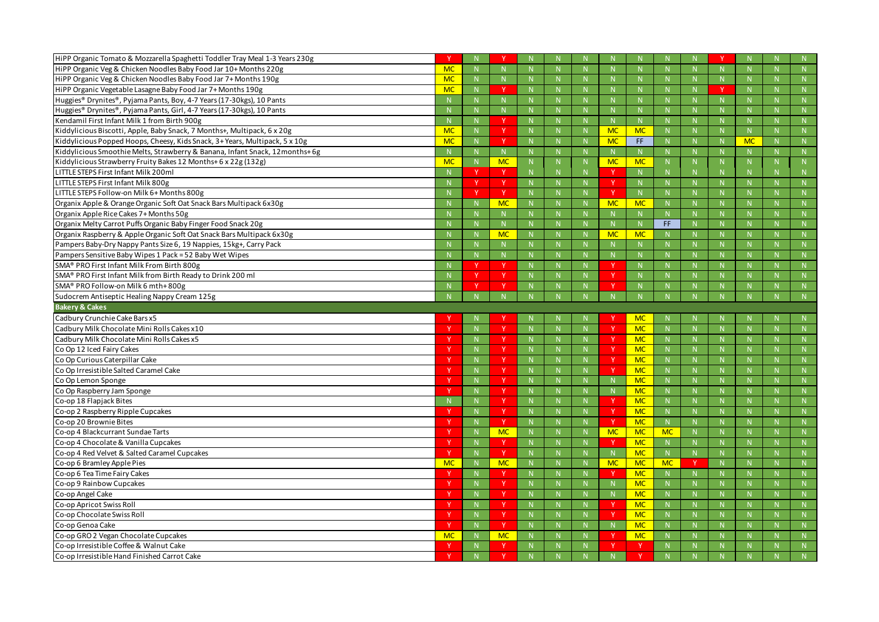| | | | | | | | | | | | | | | |
|---|---|---|---|---|---|---|---|---|---|---|---|---|---|---|
| HiPP Organic Tomato & Mozzarella Spaghetti Toddler Tray Meal 1-3 Years 230g | Y | N | Y | N | N | N | N | N | N | N | Y | N | N | N |
| HiPP Organic Veg & Chicken Noodles Baby Food Jar 10+ Months 220g | MC | N | N | N | N | N | N | N | N | N | N | N | N | N |
| HiPP Organic Veg & Chicken Noodles Baby Food Jar 7+ Months 190g | MC | N | N | N | N | N | N | N | N | N | N | N | N | N |
| HiPP Organic Vegetable Lasagne Baby Food Jar 7+ Months 190g | MC | N | Y | N | N | N | N | N | N | N | Y | N | N | N |
| Huggies® Drynites®, Pyjama Pants, Boy, 4-7 Years (17-30kgs), 10 Pants | N | N | N | N | N | N | N | N | N | N | N | N | N | N |
| Huggies® Drynites®, Pyjama Pants, Girl, 4-7 Years (17-30kgs), 10 Pants | N | N | N | N | N | N | N | N | N | N | N | N | N | N |
| Kendamil First Infant Milk 1 from Birth 900g | N | N | Y | N | N | N | N | N | N | N | N | N | N | N |
| Kiddylicious Biscotti, Apple, Baby Snack, 7 Months+, Multipack, 6 x 20g | MC | N | Y | N | N | N | MC | MC | N | N | N | N | N | N |
| Kiddylicious Popped Hoops, Cheesy, Kids Snack, 3+ Years, Multipack, 5 x 10g | MC | N | Y | N | N | N | MC | FF | N | N | N | MC | N | N |
| Kiddylicious Smoothie Melts, Strawberry & Banana, Infant Snack, 12months+ 6g | N | N | N | N | N | N | N | N | N | N | N | N | N | N |
| Kiddylicious Strawberry Fruity Bakes 12 Months+ 6 x 22g (132g) | MC | N | MC | N | N | N | MC | MC | N | N | N | N | N | N |
| LITTLE STEPS First Infant Milk 200ml | N | Y | Y | N | N | N | Y | N | N | N | N | N | N | N |
| LITTLE STEPS First Infant Milk 800g | N | Y | Y | N | N | N | Y | N | N | N | N | N | N | N |
| LITTLE STEPS Follow-on Milk 6+ Months 800g | N | Y | Y | N | N | N | Y | N | N | N | N | N | N | N |
| Organix Apple & Orange Organic Soft Oat Snack Bars Multipack 6x30g | N | N | MC | N | N | N | MC | MC | N | N | N | N | N | N |
| Organix Apple Rice Cakes 7+ Months 50g | N | N | N | N | N | N | N | N | N | N | N | N | N | N |
| Organix Melty Carrot Puffs Organic Baby Finger Food Snack 20g | N | N | N | N | N | N | N | N | FF | N | N | N | N | N |
| Organix Raspberry & Apple Organic Soft Oat Snack Bars Multipack 6x30g | N | N | MC | N | N | N | MC | MC | N | N | N | N | N | N |
| Pampers Baby-Dry Nappy Pants Size 6, 19 Nappies, 15kg+, Carry Pack | N | N | N | N | N | N | N | N | N | N | N | N | N | N |
| Pampers Sensitive Baby Wipes 1 Pack = 52 Baby Wet Wipes | N | N | N | N | N | N | N | N | N | N | N | N | N | N |
| SMA® PRO First Infant Milk From Birth 800g | N | Y | Y | N | N | N | Y | N | N | N | N | N | N | N |
| SMA® PRO First Infant Milk from Birth Ready to Drink 200 ml | N | Y | Y | N | N | N | Y | N | N | N | N | N | N | N |
| SMA® PRO Follow-on Milk 6 mth+ 800g | N | Y | Y | N | N | N | Y | N | N | N | N | N | N | N |
| Sudocrem Antiseptic Healing Nappy Cream 125g | N | N | N | N | N | N | N | N | N | N | N | N | N | N |
| **Bakery & Cakes** | | | | | | | | | | | | | | |
| Cadbury Crunchie Cake Bars x5 | Y | N | Y | N | N | N | Y | MC | N | N | N | N | N | N |
| Cadbury Milk Chocolate Mini Rolls Cakes x10 | Y | N | Y | N | N | N | Y | MC | N | N | N | N | N | N |
| Cadbury Milk Chocolate Mini Rolls Cakes x5 | Y | N | Y | N | N | N | Y | MC | N | N | N | N | N | N |
| Co Op 12 Iced Fairy Cakes | Y | N | Y | N | N | N | Y | MC | N | N | N | N | N | N |
| Co Op Curious Caterpillar Cake | Y | N | Y | N | N | N | Y | MC | N | N | N | N | N | N |
| Co Op Irresistible Salted Caramel Cake | Y | N | Y | N | N | N | Y | MC | N | N | N | N | N | N |
| Co Op Lemon Sponge | Y | N | Y | N | N | N | N | MC | N | N | N | N | N | N |
| Co Op Raspberry Jam Sponge | Y | N | Y | N | N | N | N | MC | N | N | N | N | N | N |
| Co-op 18 Flapjack Bites | N | N | Y | N | N | N | Y | MC | N | N | N | N | N | N |
| Co-op 2 Raspberry Ripple Cupcakes | Y | N | Y | N | N | N | Y | MC | N | N | N | N | N | N |
| Co-op 20 Brownie Bites | Y | N | Y | N | N | N | Y | MC | N | N | N | N | N | N |
| Co-op 4 Blackcurrant Sundae Tarts | Y | N | MC | N | N | N | MC | MC | MC | N | N | N | N | N |
| Co-op 4 Chocolate & Vanilla Cupcakes | Y | N | Y | N | N | N | Y | MC | N | N | N | N | N | N |
| Co-op 4 Red Velvet & Salted Caramel Cupcakes | Y | N | Y | N | N | N | N | MC | N | N | N | N | N | N |
| Co-op 6 Bramley Apple Pies | MC | N | MC | N | N | N | MC | MC | MC | Y | N | N | N | N |
| Co-op 6 Tea Time Fairy Cakes | Y | N | Y | N | N | N | Y | MC | N | N | N | N | N | N |
| Co-op 9 Rainbow Cupcakes | Y | N | Y | N | N | N | N | MC | N | N | N | N | N | N |
| Co-op Angel Cake | Y | N | Y | N | N | N | N | MC | N | N | N | N | N | N |
| Co-op Apricot Swiss Roll | Y | N | Y | N | N | N | Y | MC | N | N | N | N | N | N |
| Co-op Chocolate Swiss Roll | Y | N | Y | N | N | N | Y | MC | N | N | N | N | N | N |
| Co-op Genoa Cake | Y | N | Y | N | N | N | N | MC | N | N | N | N | N | N |
| Co-op GRO 2 Vegan Chocolate Cupcakes | MC | N | MC | N | N | N | Y | MC | N | N | N | N | N | N |
| Co-op Irresistible Coffee & Walnut Cake | Y | N | Y | N | N | N | Y | Y | N | N | N | N | N | N |
| Co-op Irresistible Hand Finished Carrot Cake | Y | N | Y | N | N | N | N | Y | N | N | N | N | N | N |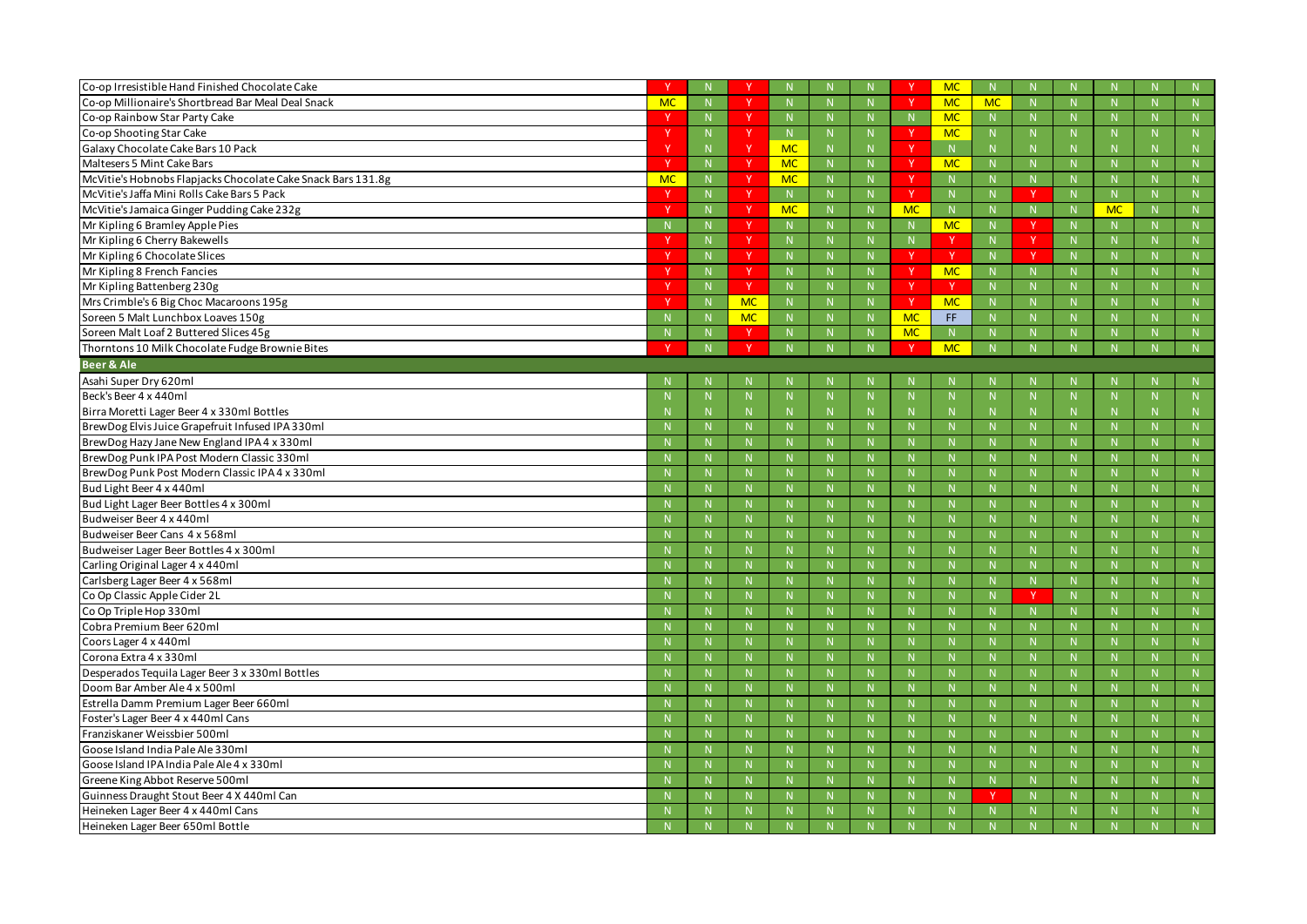| | | | | | | | | | | | | | | |
|---|---|---|---|---|---|---|---|---|---|---|---|---|---|---|
| Co-op Irresistible Hand Finished Chocolate Cake | Y | N | Y | N | N | N | Y | MC | N | N | N | N | N | N |
| Co-op Millionaire's Shortbread Bar Meal Deal Snack | MC | N | Y | N | N | N | Y | MC | MC | N | N | N | N | N |
| Co-op Rainbow Star Party Cake | Y | N | Y | N | N | N | N | MC | N | N | N | N | N | N |
| Co-op Shooting Star Cake | Y | N | Y | N | N | N | Y | MC | N | N | N | N | N | N |
| Galaxy Chocolate Cake Bars 10 Pack | Y | N | Y | MC | N | N | Y | N | N | N | N | N | N | N |
| Maltesers 5 Mint Cake Bars | Y | N | Y | MC | N | N | Y | MC | N | N | N | N | N | N |
| McVitie's Hobnobs Flapjacks Chocolate Cake Snack Bars 131.8g | MC | N | Y | MC | N | N | Y | N | N | N | N | N | N | N |
| McVitie's Jaffa Mini Rolls Cake Bars 5 Pack | Y | N | Y | N | N | N | Y | N | N | Y | N | N | N | N |
| McVitie's Jamaica Ginger Pudding Cake 232g | Y | N | Y | MC | N | N | MC | N | N | N | N | MC | N | N |
| Mr Kipling 6 Bramley Apple Pies | N | N | Y | N | N | N | N | MC | N | Y | N | N | N | N |
| Mr Kipling 6 Cherry Bakewells | Y | N | Y | N | N | N | N | Y | N | Y | N | N | N | N |
| Mr Kipling 6 Chocolate Slices | Y | N | Y | N | N | N | Y | Y | N | Y | N | N | N | N |
| Mr Kipling 8 French Fancies | Y | N | Y | N | N | N | Y | MC | N | N | N | N | N | N |
| Mr Kipling Battenberg 230g | Y | N | Y | N | N | N | Y | Y | N | N | N | N | N | N |
| Mrs Crimble's 6 Big Choc Macaroons 195g | Y | N | MC | N | N | N | Y | MC | N | N | N | N | N | N |
| Soreen 5 Malt Lunchbox Loaves 150g | N | N | MC | N | N | N | MC | FF | N | N | N | N | N | N |
| Soreen Malt Loaf 2 Buttered Slices 45g | N | N | Y | N | N | N | MC | N | N | N | N | N | N | N |
| Thorntons 10 Milk Chocolate Fudge Brownie Bites | Y | N | Y | N | N | N | Y | MC | N | N | N | N | N | N |
| **Beer & Ale** | | | | | | | | | | | | | | |
| Asahi Super Dry 620ml | N | N | N | N | N | N | N | N | N | N | N | N | N | N |
| Beck's Beer 4 x 440ml | N | N | N | N | N | N | N | N | N | N | N | N | N | N |
| Birra Moretti Lager Beer 4 x 330ml Bottles | N | N | N | N | N | N | N | N | N | N | N | N | N | N |
| BrewDog Elvis Juice Grapefruit Infused IPA 330ml | N | N | N | N | N | N | N | N | N | N | N | N | N | N |
| BrewDog Hazy Jane New England IPA 4 x 330ml | N | N | N | N | N | N | N | N | N | N | N | N | N | N |
| BrewDog Punk IPA Post Modern Classic 330ml | N | N | N | N | N | N | N | N | N | N | N | N | N | N |
| BrewDog Punk Post Modern Classic IPA 4 x 330ml | N | N | N | N | N | N | N | N | N | N | N | N | N | N |
| Bud Light Beer 4 x 440ml | N | N | N | N | N | N | N | N | N | N | N | N | N | N |
| Bud Light Lager Beer Bottles 4 x 300ml | N | N | N | N | N | N | N | N | N | N | N | N | N | N |
| Budweiser Beer 4 x 440ml | N | N | N | N | N | N | N | N | N | N | N | N | N | N |
| Budweiser Beer Cans 4 x 568ml | N | N | N | N | N | N | N | N | N | N | N | N | N | N |
| Budweiser Lager Beer Bottles 4 x 300ml | N | N | N | N | N | N | N | N | N | N | N | N | N | N |
| Carling Original Lager 4 x 440ml | N | N | N | N | N | N | N | N | N | N | N | N | N | N |
| Carlsberg Lager Beer 4 x 568ml | N | N | N | N | N | N | N | N | N | N | N | N | N | N |
| Co Op Classic Apple Cider 2L | N | N | N | N | N | N | N | N | N | Y | N | N | N | N |
| Co Op Triple Hop 330ml | N | N | N | N | N | N | N | N | N | N | N | N | N | N |
| Cobra Premium Beer 620ml | N | N | N | N | N | N | N | N | N | N | N | N | N | N |
| Coors Lager 4 x 440ml | N | N | N | N | N | N | N | N | N | N | N | N | N | N |
| Corona Extra 4 x 330ml | N | N | N | N | N | N | N | N | N | N | N | N | N | N |
| Desperados Tequila Lager Beer 3 x 330ml Bottles | N | N | N | N | N | N | N | N | N | N | N | N | N | N |
| Doom Bar Amber Ale 4 x 500ml | N | N | N | N | N | N | N | N | N | N | N | N | N | N |
| Estrella Damm Premium Lager Beer 660ml | N | N | N | N | N | N | N | N | N | N | N | N | N | N |
| Foster's Lager Beer 4 x 440ml Cans | N | N | N | N | N | N | N | N | N | N | N | N | N | N |
| Franziskaner Weissbier 500ml | N | N | N | N | N | N | N | N | N | N | N | N | N | N |
| Goose Island India Pale Ale 330ml | N | N | N | N | N | N | N | N | N | N | N | N | N | N |
| Goose Island IPA India Pale Ale 4 x 330ml | N | N | N | N | N | N | N | N | N | N | N | N | N | N |
| Greene King Abbot Reserve 500ml | N | N | N | N | N | N | N | N | N | N | N | N | N | N |
| Guinness Draught Stout Beer 4 X 440ml Can | N | N | N | N | N | N | N | N | Y | N | N | N | N | N |
| Heineken Lager Beer 4 x 440ml Cans | N | N | N | N | N | N | N | N | N | N | N | N | N | N |
| Heineken Lager Beer 650ml Bottle | N | N | N | N | N | N | N | N | N | N | N | N | N | N |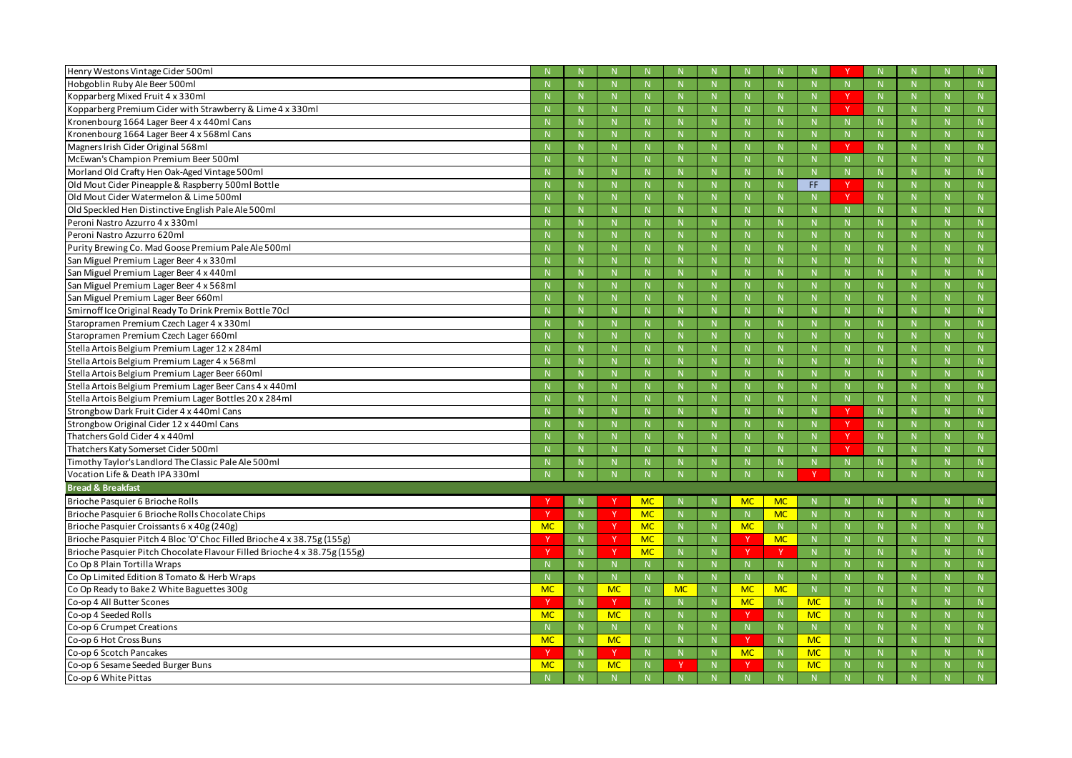| | | | | | | | | | | | | | | |
|---|---|---|---|---|---|---|---|---|---|---|---|---|---|---|
| Henry Westons Vintage Cider 500ml | N | N | N | N | N | N | N | N | N | Y | N | N | N | N |
| Hobgoblin Ruby Ale Beer 500ml | N | N | N | N | N | N | N | N | N | N | N | N | N | N |
| Kopparberg Mixed Fruit 4 x 330ml | N | N | N | N | N | N | N | N | N | Y | N | N | N | N |
| Kopparberg Premium Cider with Strawberry & Lime 4 x 330ml | N | N | N | N | N | N | N | N | N | Y | N | N | N | N |
| Kronenbourg 1664 Lager Beer 4 x 440ml Cans | N | N | N | N | N | N | N | N | N | N | N | N | N | N |
| Kronenbourg 1664 Lager Beer 4 x 568ml Cans | N | N | N | N | N | N | N | N | N | N | N | N | N | N |
| Magners Irish Cider Original 568ml | N | N | N | N | N | N | N | N | N | Y | N | N | N | N |
| McEwan's Champion Premium Beer 500ml | N | N | N | N | N | N | N | N | N | N | N | N | N | N |
| Morland Old Crafty Hen Oak-Aged Vintage 500ml | N | N | N | N | N | N | N | N | N | N | N | N | N | N |
| Old Mout Cider Pineapple & Raspberry 500ml Bottle | N | N | N | N | N | N | N | N | FF | Y | N | N | N | N |
| Old Mout Cider Watermelon & Lime 500ml | N | N | N | N | N | N | N | N | N | Y | N | N | N | N |
| Old Speckled Hen Distinctive English Pale Ale 500ml | N | N | N | N | N | N | N | N | N | N | N | N | N | N |
| Peroni Nastro Azzurro 4 x 330ml | N | N | N | N | N | N | N | N | N | N | N | N | N | N |
| Peroni Nastro Azzurro 620ml | N | N | N | N | N | N | N | N | N | N | N | N | N | N |
| Purity Brewing Co. Mad Goose Premium Pale Ale 500ml | N | N | N | N | N | N | N | N | N | N | N | N | N | N |
| San Miguel Premium Lager Beer 4 x 330ml | N | N | N | N | N | N | N | N | N | N | N | N | N | N |
| San Miguel Premium Lager Beer 4 x 440ml | N | N | N | N | N | N | N | N | N | N | N | N | N | N |
| San Miguel Premium Lager Beer 4 x 568ml | N | N | N | N | N | N | N | N | N | N | N | N | N | N |
| San Miguel Premium Lager Beer 660ml | N | N | N | N | N | N | N | N | N | N | N | N | N | N |
| Smirnoff Ice Original Ready To Drink Premix Bottle 70cl | N | N | N | N | N | N | N | N | N | N | N | N | N | N |
| Staropramen Premium Czech Lager 4 x 330ml | N | N | N | N | N | N | N | N | N | N | N | N | N | N |
| Staropramen Premium Czech Lager 660ml | N | N | N | N | N | N | N | N | N | N | N | N | N | N |
| Stella Artois Belgium Premium Lager 12 x 284ml | N | N | N | N | N | N | N | N | N | N | N | N | N | N |
| Stella Artois Belgium Premium Lager 4 x 568ml | N | N | N | N | N | N | N | N | N | N | N | N | N | N |
| Stella Artois Belgium Premium Lager Beer 660ml | N | N | N | N | N | N | N | N | N | N | N | N | N | N |
| Stella Artois Belgium Premium Lager Beer Cans 4 x 440ml | N | N | N | N | N | N | N | N | N | N | N | N | N | N |
| Stella Artois Belgium Premium Lager Bottles 20 x 284ml | N | N | N | N | N | N | N | N | N | N | N | N | N | N |
| Strongbow Dark Fruit Cider 4 x 440ml Cans | N | N | N | N | N | N | N | N | N | Y | N | N | N | N |
| Strongbow Original Cider 12 x 440ml Cans | N | N | N | N | N | N | N | N | N | Y | N | N | N | N |
| Thatchers Gold Cider 4 x 440ml | N | N | N | N | N | N | N | N | N | Y | N | N | N | N |
| Thatchers Katy Somerset Cider 500ml | N | N | N | N | N | N | N | N | N | Y | N | N | N | N |
| Timothy Taylor's Landlord The Classic Pale Ale 500ml | N | N | N | N | N | N | N | N | N | N | N | N | N | N |
| Vocation Life & Death IPA 330ml | N | N | N | N | N | N | N | N | Y | N | N | N | N | N |
| **Bread & Breakfast** | | | | | | | | | | | | | | |
| Brioche Pasquier 6 Brioche Rolls | Y | N | Y | MC | N | N | MC | MC | N | N | N | N | N | N |
| Brioche Pasquier 6 Brioche Rolls Chocolate Chips | Y | N | Y | MC | N | N | N | MC | N | N | N | N | N | N |
| Brioche Pasquier Croissants 6 x 40g (240g) | MC | N | Y | MC | N | N | MC | N | N | N | N | N | N | N |
| Brioche Pasquier Pitch 4 Bloc 'O' Choc Filled Brioche 4 x 38.75g (155g) | Y | N | Y | MC | N | N | Y | MC | N | N | N | N | N | N |
| Brioche Pasquier Pitch Chocolate Flavour Filled Brioche 4 x 38.75g (155g) | Y | N | Y | MC | N | N | Y | Y | N | N | N | N | N | N |
| Co Op 8 Plain Tortilla Wraps | N | N | N | N | N | N | N | N | N | N | N | N | N | N |
| Co Op Limited Edition 8 Tomato & Herb Wraps | N | N | N | N | N | N | N | N | N | N | N | N | N | N |
| Co Op Ready to Bake 2 White Baguettes 300g | MC | N | MC | N | MC | N | MC | MC | N | N | N | N | N | N |
| Co-op 4 All Butter Scones | Y | N | Y | N | N | N | MC | N | MC | N | N | N | N | N |
| Co-op 4 Seeded Rolls | MC | N | MC | N | N | N | Y | N | MC | N | N | N | N | N |
| Co-op 6 Crumpet Creations | N | N | N | N | N | N | N | N | N | N | N | N | N | N |
| Co-op 6 Hot Cross Buns | MC | N | MC | N | N | N | Y | N | MC | N | N | N | N | N |
| Co-op 6 Scotch Pancakes | Y | N | Y | N | N | N | MC | N | MC | N | N | N | N | N |
| Co-op 6 Sesame Seeded Burger Buns | MC | N | MC | N | Y | N | Y | N | MC | N | N | N | N | N |
| Co-op 6 White Pittas | N | N | N | N | N | N | N | N | N | N | N | N | N | N |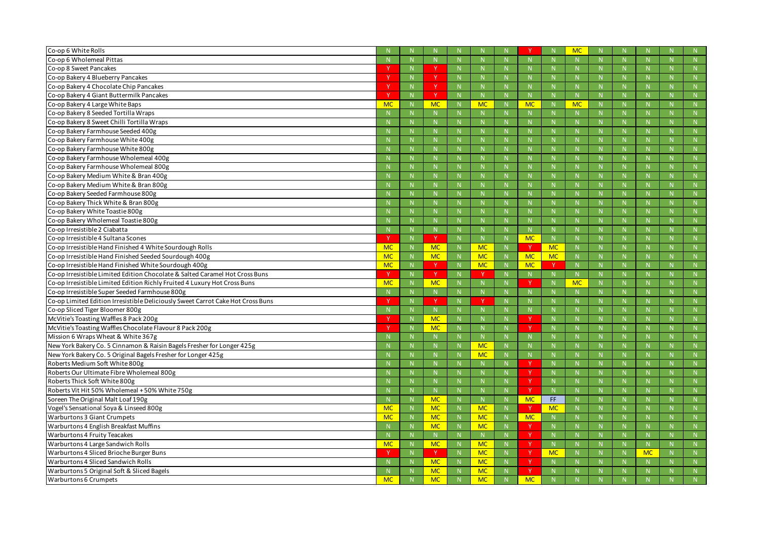| | | | | | | | | | | | | | | |
|---|---|---|---|---|---|---|---|---|---|---|---|---|---|---|
| Co-op 6 White Rolls | N | N | N | N | N | N | Y | N | MC | N | N | N | N | N |
| Co-op 6 Wholemeal Pittas | N | N | N | N | N | N | N | N | N | N | N | N | N | N |
| Co-op 8 Sweet Pancakes | Y | N | Y | N | N | N | N | N | N | N | N | N | N | N |
| Co-op Bakery 4 Blueberry Pancakes | Y | N | Y | N | N | N | N | N | N | N | N | N | N | N |
| Co-op Bakery 4 Chocolate Chip Pancakes | Y | N | Y | N | N | N | N | N | N | N | N | N | N | N |
| Co-op Bakery 4 Giant Buttermilk Pancakes | Y | N | Y | N | N | N | N | N | N | N | N | N | N | N |
| Co-op Bakery 4 Large White Baps | MC | N | MC | N | MC | N | MC | N | MC | N | N | N | N | N |
| Co-op Bakery 8 Seeded Tortilla Wraps | N | N | N | N | N | N | N | N | N | N | N | N | N | N |
| Co-op Bakery 8 Sweet Chilli Tortilla Wraps | N | N | N | N | N | N | N | N | N | N | N | N | N | N |
| Co-op Bakery Farmhouse Seeded 400g | N | N | N | N | N | N | N | N | N | N | N | N | N | N |
| Co-op Bakery Farmhouse White 400g | N | N | N | N | N | N | N | N | N | N | N | N | N | N |
| Co-op Bakery Farmhouse White 800g | N | N | N | N | N | N | N | N | N | N | N | N | N | N |
| Co-op Bakery Farmhouse Wholemeal 400g | N | N | N | N | N | N | N | N | N | N | N | N | N | N |
| Co-op Bakery Farmhouse Wholemeal 800g | N | N | N | N | N | N | N | N | N | N | N | N | N | N |
| Co-op Bakery Medium White & Bran 400g | N | N | N | N | N | N | N | N | N | N | N | N | N | N |
| Co-op Bakery Medium White & Bran 800g | N | N | N | N | N | N | N | N | N | N | N | N | N | N |
| Co-op Bakery Seeded Farmhouse 800g | N | N | N | N | N | N | N | N | N | N | N | N | N | N |
| Co-op Bakery Thick White & Bran 800g | N | N | N | N | N | N | N | N | N | N | N | N | N | N |
| Co-op Bakery White Toastie 800g | N | N | N | N | N | N | N | N | N | N | N | N | N | N |
| Co-op Bakery Wholemeal Toastie 800g | N | N | N | N | N | N | N | N | N | N | N | N | N | N |
| Co-op Irresistible 2 Ciabatta | N | N | N | N | N | N | N | N | N | N | N | N | N | N |
| Co-op Irresistible 4 Sultana Scones | Y | N | Y | N | N | N | MC | N | N | N | N | N | N | N |
| Co-op Irresistible Hand Finished 4 White Sourdough Rolls | MC | N | MC | N | MC | N | Y | MC | N | N | N | N | N | N |
| Co-op Irresistible Hand Finished Seeded Sourdough 400g | MC | N | MC | N | MC | N | MC | MC | N | N | N | N | N | N |
| Co-op Irresistible Hand Finished White Sourdough 400g | MC | N | Y | N | MC | N | MC | Y | N | N | N | N | N | N |
| Co-op Irresistible Limited Edition Chocolate & Salted Caramel Hot Cross Buns | Y | N | Y | N | Y | N | N | N | N | N | N | N | N | N |
| Co-op Irresistible Limited Edition Richly Fruited 4 Luxury Hot Cross Buns | MC | N | MC | N | N | N | Y | N | MC | N | N | N | N | N |
| Co-op Irresistible Super Seeded Farmhouse 800g | N | N | N | N | N | N | N | N | N | N | N | N | N | N |
| Co-op Limited Edition Irresistible Deliciously Sweet Carrot Cake Hot Cross Buns | Y | N | Y | N | Y | N | N | N | N | N | N | N | N | N |
| Co-op Sliced Tiger Bloomer 800g | N | N | N | N | N | N | N | N | N | N | N | N | N | N |
| McVitie's Toasting Waffles 8 Pack 200g | Y | N | MC | N | N | N | Y | N | N | N | N | N | N | N |
| McVitie's Toasting Waffles Chocolate Flavour 8 Pack 200g | Y | N | MC | N | N | N | Y | N | N | N | N | N | N | N |
| Mission 6 Wraps Wheat & White 367g | N | N | N | N | N | N | N | N | N | N | N | N | N | N |
| New York Bakery Co. 5 Cinnamon & Raisin Bagels Fresher for Longer 425g | N | N | N | N | MC | N | N | N | N | N | N | N | N | N |
| New York Bakery Co. 5 Original Bagels Fresher for Longer 425g | N | N | N | N | MC | N | N | N | N | N | N | N | N | N |
| Roberts Medium Soft White 800g | N | N | N | N | N | N | Y | N | N | N | N | N | N | N |
| Roberts Our Ultimate Fibre Wholemeal 800g | N | N | N | N | N | N | Y | N | N | N | N | N | N | N |
| Roberts Thick Soft White 800g | N | N | N | N | N | N | Y | N | N | N | N | N | N | N |
| Roberts Vit Hit 50% Wholemeal + 50% White 750g | N | N | N | N | N | N | Y | N | N | N | N | N | N | N |
| Soreen The Original Malt Loaf 190g | N | N | MC | N | N | N | MC | FF | N | N | N | N | N | N |
| Vogel's Sensational Soya & Linseed 800g | MC | N | MC | N | MC | N | Y | MC | N | N | N | N | N | N |
| Warburtons 3 Giant Crumpets | MC | N | MC | N | MC | N | MC | N | N | N | N | N | N | N |
| Warburtons 4 English Breakfast Muffins | N | N | MC | N | MC | N | Y | N | N | N | N | N | N | N |
| Warburtons 4 Fruity Teacakes | N | N | N | N | N | N | Y | N | N | N | N | N | N | N |
| Warburtons 4 Large Sandwich Rolls | MC | N | MC | N | MC | N | Y | N | N | N | N | N | N | N |
| Warburtons 4 Sliced Brioche Burger Buns | Y | N | Y | N | MC | N | Y | MC | N | N | N | MC | N | N |
| Warburtons 4 Sliced Sandwich Rolls | N | N | MC | N | MC | N | Y | N | N | N | N | N | N | N |
| Warburtons 5 Original Soft & Sliced Bagels | N | N | MC | N | MC | N | Y | N | N | N | N | N | N | N |
| Warburtons 6 Crumpets | MC | N | MC | N | MC | N | MC | N | N | N | N | N | N | N |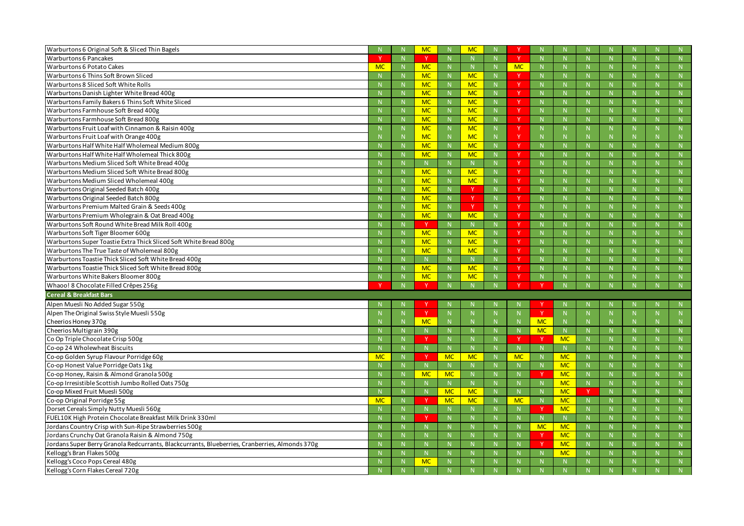| | | | | | | | | | | | | | | |
|---|---|---|---|---|---|---|---|---|---|---|---|---|---|---|
| Warburtons 6 Original Soft & Sliced Thin Bagels | N | N | MC | N | MC | N | Y | N | N | N | N | N | N | N |
| Warburtons 6 Pancakes | Y | N | Y | N | N | N | Y | N | N | N | N | N | N | N |
| Warburtons 6 Potato Cakes | MC | N | MC | N | N | N | MC | N | N | N | N | N | N | N |
| Warburtons 6 Thins Soft Brown Sliced | N | N | MC | N | MC | N | Y | N | N | N | N | N | N | N |
| Warburtons 8 Sliced Soft White Rolls | N | N | MC | N | MC | N | Y | N | N | N | N | N | N | N |
| Warburtons Danish Lighter White Bread 400g | N | N | MC | N | MC | N | Y | N | N | N | N | N | N | N |
| Warburtons Family Bakers 6 Thins Soft White Sliced | N | N | MC | N | MC | N | Y | N | N | N | N | N | N | N |
| Warburtons Farmhouse Soft Bread 400g | N | N | MC | N | MC | N | Y | N | N | N | N | N | N | N |
| Warburtons Farmhouse Soft Bread 800g | N | N | MC | N | MC | N | Y | N | N | N | N | N | N | N |
| Warburtons Fruit Loaf with Cinnamon & Raisin 400g | N | N | MC | N | MC | N | Y | N | N | N | N | N | N | N |
| Warburtons Fruit Loaf with Orange 400g | N | N | MC | N | MC | N | Y | N | N | N | N | N | N | N |
| Warburtons Half White Half Wholemeal Medium 800g | N | N | MC | N | MC | N | Y | N | N | N | N | N | N | N |
| Warburtons Half White Half Wholemeal Thick 800g | N | N | MC | N | MC | N | Y | N | N | N | N | N | N | N |
| Warburtons Medium Sliced Soft White Bread 400g | N | N | N | N | N | N | Y | N | N | N | N | N | N | N |
| Warburtons Medium Sliced Soft White Bread 800g | N | N | MC | N | MC | N | Y | N | N | N | N | N | N | N |
| Warburtons Medium Sliced Wholemeal 400g | N | N | MC | N | MC | N | Y | N | N | N | N | N | N | N |
| Warburtons Original Seeded Batch 400g | N | N | MC | N | Y | N | Y | N | N | N | N | N | N | N |
| Warburtons Original Seeded Batch 800g | N | N | MC | N | Y | N | Y | N | N | N | N | N | N | N |
| Warburtons Premium Malted Grain & Seeds 400g | N | N | MC | N | Y | N | Y | N | N | N | N | N | N | N |
| Warburtons Premium Wholegrain & Oat Bread 400g | N | N | MC | N | MC | N | Y | N | N | N | N | N | N | N |
| Warburtons Soft Round White Bread Milk Roll 400g | N | N | Y | N | N | N | Y | N | N | N | N | N | N | N |
| Warburtons Soft Tiger Bloomer 600g | N | N | MC | N | MC | N | Y | N | N | N | N | N | N | N |
| Warburtons Super Toastie Extra Thick Sliced Soft White Bread 800g | N | N | MC | N | MC | N | Y | N | N | N | N | N | N | N |
| Warburtons The True Taste of Wholemeal 800g | N | N | MC | N | MC | N | Y | N | N | N | N | N | N | N |
| Warburtons Toastie Thick Sliced Soft White Bread 400g | N | N | N | N | N | N | Y | N | N | N | N | N | N | N |
| Warburtons Toastie Thick Sliced Soft White Bread 800g | N | N | MC | N | MC | N | Y | N | N | N | N | N | N | N |
| Warburtons White Bakers Bloomer 800g | N | N | MC | N | MC | N | Y | N | N | N | N | N | N | N |
| Whaoo! 8 Chocolate Filled Crêpes 256g | Y | N | Y | N | N | N | Y | Y | N | N | N | N | N | N |
| **Cereal & Breakfast Bars** | | | | | | | | | | | | | | |
| Alpen Muesli No Added Sugar 550g | N | N | Y | N | N | N | N | Y | N | N | N | N | N | N |
| Alpen The Original Swiss Style Muesli 550g | N | N | Y | N | N | N | N | Y | N | N | N | N | N | N |
| Cheerios Honey 370g | N | N | MC | N | N | N | N | MC | N | N | N | N | N | N |
| Cheerios Multigrain 390g | N | N | N | N | N | N | N | MC | N | N | N | N | N | N |
| Co Op Triple Chocolate Crisp 500g | N | N | Y | N | N | N | Y | Y | MC | N | N | N | N | N |
| Co-op 24 Wholewheat Biscuits | N | N | N | N | N | N | N | N | N | N | N | N | N | N |
| Co-op Golden Syrup Flavour Porridge 60g | MC | N | Y | MC | MC | N | MC | N | MC | N | N | N | N | N |
| Co-op Honest Value Porridge Oats 1kg | N | N | N | N | N | N | N | N | MC | N | N | N | N | N |
| Co-op Honey, Raisin & Almond Granola 500g | N | N | MC | MC | N | N | N | Y | MC | N | N | N | N | N |
| Co-op Irresistible Scottish Jumbo Rolled Oats 750g | N | N | N | N | N | N | N | N | MC | N | N | N | N | N |
| Co-op Mixed Fruit Muesli 500g | N | N | N | MC | MC | N | N | N | MC | Y | N | N | N | N |
| Co-op Original Porridge 55g | MC | N | Y | MC | MC | N | MC | N | MC | N | N | N | N | N |
| Dorset Cereals Simply Nutty Muesli 560g | N | N | N | N | N | N | N | Y | MC | N | N | N | N | N |
| FUEL10K High Protein Chocolate Breakfast Milk Drink 330ml | N | N | Y | N | N | N | N | N | N | N | N | N | N | N |
| Jordans Country Crisp with Sun-Ripe Strawberries 500g | N | N | N | N | N | N | N | MC | MC | N | N | N | N | N |
| Jordans Crunchy Oat Granola Raisin & Almond 750g | N | N | N | N | N | N | N | Y | MC | N | N | N | N | N |
| Jordans Super Berry Granola Redcurrants, Blackcurrants, Blueberries, Cranberries, Almonds 370g | N | N | N | N | N | N | N | Y | MC | N | N | N | N | N |
| Kellogg's Bran Flakes 500g | N | N | N | N | N | N | N | N | MC | N | N | N | N | N |
| Kellogg's Coco Pops Cereal 480g | N | N | MC | N | N | N | N | N | N | N | N | N | N | N |
| Kellogg's Corn Flakes Cereal 720g | N | N | N | N | N | N | N | N | N | N | N | N | N | N |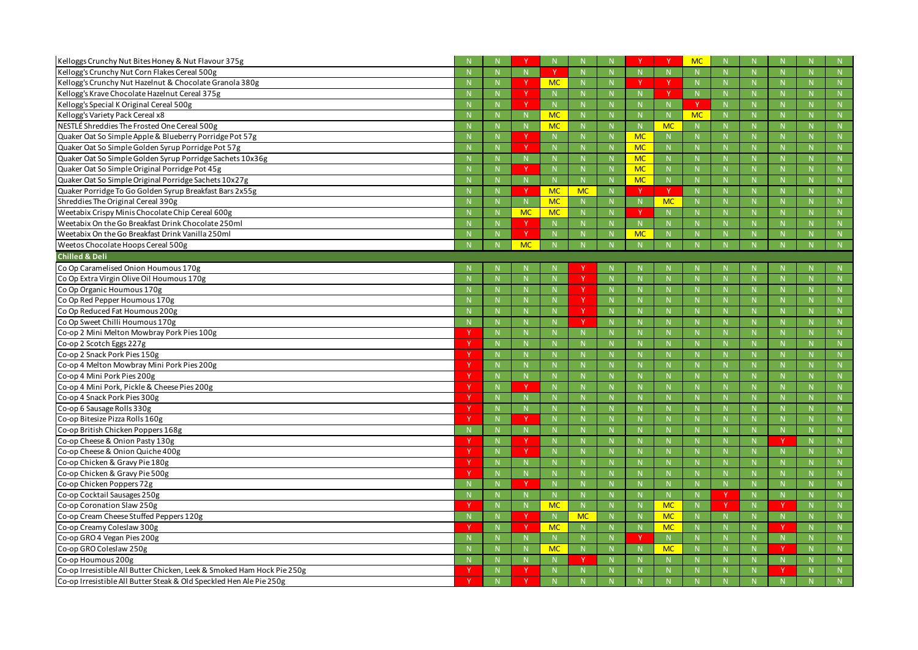| | | | | | | | | | | | | | | |
|---|---|---|---|---|---|---|---|---|---|---|---|---|---|---|
| Kelloggs Crunchy Nut Bites Honey & Nut Flavour 375g | N | N | Y | N | N | N | Y | Y | MC | N | N | N | N | N |
| Kellogg's Crunchy Nut Corn Flakes Cereal 500g | N | N | N | Y | N | N | N | N | N | N | N | N | N | N |
| Kellogg's Crunchy Nut Hazelnut & Chocolate Granola 380g | N | N | Y | MC | N | N | Y | Y | N | N | N | N | N | N |
| Kellogg's Krave Chocolate Hazelnut Cereal 375g | N | N | Y | N | N | N | N | Y | N | N | N | N | N | N |
| Kellogg's Special K Original Cereal 500g | N | N | Y | N | N | N | N | N | Y | N | N | N | N | N |
| Kellogg's Variety Pack Cereal x8 | N | N | N | MC | N | N | N | N | MC | N | N | N | N | N |
| NESTLÉ Shreddies The Frosted One Cereal 500g | N | N | N | MC | N | N | N | MC | N | N | N | N | N | N |
| Quaker Oat So Simple Apple & Blueberry Porridge Pot 57g | N | N | Y | N | N | N | MC | N | N | N | N | N | N | N |
| Quaker Oat So Simple Golden Syrup Porridge Pot 57g | N | N | Y | N | N | N | MC | N | N | N | N | N | N | N |
| Quaker Oat So Simple Golden Syrup Porridge Sachets 10x36g | N | N | N | N | N | N | MC | N | N | N | N | N | N | N |
| Quaker Oat So Simple Original Porridge Pot 45g | N | N | Y | N | N | N | MC | N | N | N | N | N | N | N |
| Quaker Oat So Simple Original Porridge Sachets 10x27g | N | N | N | N | N | N | MC | N | N | N | N | N | N | N |
| Quaker Porridge To Go Golden Syrup Breakfast Bars 2x55g | N | N | Y | MC | MC | N | Y | Y | N | N | N | N | N | N |
| Shreddies The Original Cereal 390g | N | N | N | MC | N | N | N | MC | N | N | N | N | N | N |
| Weetabix Crispy Minis Chocolate Chip Cereal 600g | N | N | MC | MC | N | N | Y | N | N | N | N | N | N | N |
| Weetabix On the Go Breakfast Drink Chocolate 250ml | N | N | Y | N | N | N | N | N | N | N | N | N | N | N |
| Weetabix On the Go Breakfast Drink Vanilla 250ml | N | N | Y | N | N | N | MC | N | N | N | N | N | N | N |
| Weetos Chocolate Hoops Cereal 500g | N | N | MC | N | N | N | N | N | N | N | N | N | N | N |
| **Chilled & Deli** | | | | | | | | | | | | | | |
| Co Op Caramelised Onion Houmous 170g | N | N | N | N | Y | N | N | N | N | N | N | N | N | N |
| Co Op Extra Virgin Olive Oil Houmous 170g | N | N | N | N | Y | N | N | N | N | N | N | N | N | N |
| Co Op Organic Houmous 170g | N | N | N | N | Y | N | N | N | N | N | N | N | N | N |
| Co Op Red Pepper Houmous 170g | N | N | N | N | Y | N | N | N | N | N | N | N | N | N |
| Co Op Reduced Fat Houmous 200g | N | N | N | N | Y | N | N | N | N | N | N | N | N | N |
| Co Op Sweet Chilli Houmous 170g | N | N | N | N | Y | N | N | N | N | N | N | N | N | N |
| Co-op 2 Mini Melton Mowbray Pork Pies 100g | Y | N | N | N | N | N | N | N | N | N | N | N | N | N |
| Co-op 2 Scotch Eggs 227g | Y | N | N | N | N | N | N | N | N | N | N | N | N | N |
| Co-op 2 Snack Pork Pies 150g | Y | N | N | N | N | N | N | N | N | N | N | N | N | N |
| Co-op 4 Melton Mowbray Mini Pork Pies 200g | Y | N | N | N | N | N | N | N | N | N | N | N | N | N |
| Co-op 4 Mini Pork Pies 200g | Y | N | N | N | N | N | N | N | N | N | N | N | N | N |
| Co-op 4 Mini Pork, Pickle & Cheese Pies 200g | Y | N | Y | N | N | N | N | N | N | N | N | N | N | N |
| Co-op 4 Snack Pork Pies 300g | Y | N | N | N | N | N | N | N | N | N | N | N | N | N |
| Co-op 6 Sausage Rolls 330g | Y | N | N | N | N | N | N | N | N | N | N | N | N | N |
| Co-op Bitesize Pizza Rolls 160g | Y | N | Y | N | N | N | N | N | N | N | N | N | N | N |
| Co-op British Chicken Poppers 168g | N | N | N | N | N | N | N | N | N | N | N | N | N | N |
| Co-op Cheese & Onion Pasty 130g | Y | N | Y | N | N | N | N | N | N | N | N | Y | N | N |
| Co-op Cheese & Onion Quiche 400g | Y | N | Y | N | N | N | N | N | N | N | N | N | N | N |
| Co-op Chicken & Gravy Pie 180g | Y | N | N | N | N | N | N | N | N | N | N | N | N | N |
| Co-op Chicken & Gravy Pie 500g | Y | N | N | N | N | N | N | N | N | N | N | N | N | N |
| Co-op Chicken Poppers 72g | N | N | Y | N | N | N | N | N | N | N | N | N | N | N |
| Co-op Cocktail Sausages 250g | N | N | N | N | N | N | N | N | N | Y | N | N | N | N |
| Co-op Coronation Slaw 250g | Y | N | N | MC | N | N | N | MC | N | Y | N | Y | N | N |
| Co-op Cream Cheese Stuffed Peppers 120g | N | N | Y | N | MC | N | N | MC | N | N | N | N | N | N |
| Co-op Creamy Coleslaw 300g | Y | N | Y | MC | N | N | N | MC | N | N | N | Y | N | N |
| Co-op GRO 4 Vegan Pies 200g | N | N | N | N | N | N | Y | N | N | N | N | N | N | N |
| Co-op GRO Coleslaw 250g | N | N | N | MC | N | N | N | MC | N | N | N | Y | N | N |
| Co-op Houmous 200g | N | N | N | N | Y | N | N | N | N | N | N | N | N | N |
| Co-op Irresistible All Butter Chicken, Leek & Smoked Ham Hock Pie 250g | Y | N | Y | N | N | N | N | N | N | N | N | Y | N | N |
| Co-op Irresistible All Butter Steak & Old Speckled Hen Ale Pie 250g | Y | N | Y | N | N | N | N | N | N | N | N | N | N | N |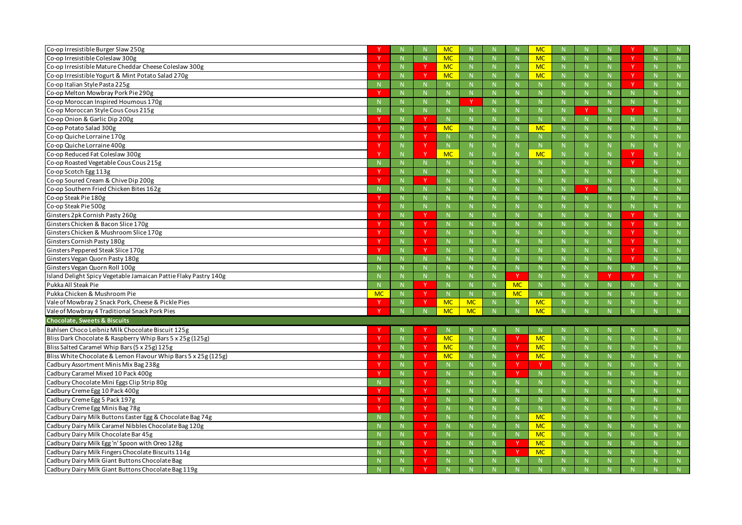| | | | | | | | | | | | | | | |
|---|---|---|---|---|---|---|---|---|---|---|---|---|---|---|
| Co-op Irresistible Burger Slaw 250g | Y | N | N | MC | N | N | N | MC | N | N | N | Y | N | N |
| Co-op Irresistible Coleslaw 300g | Y | N | N | MC | N | N | N | MC | N | N | N | Y | N | N |
| Co-op Irresistible Mature Cheddar Cheese Coleslaw 300g | Y | N | Y | MC | N | N | N | MC | N | N | N | Y | N | N |
| Co-op Irresistible Yogurt & Mint Potato Salad 270g | Y | N | Y | MC | N | N | N | MC | N | N | N | Y | N | N |
| Co-op Italian Style Pasta 225g | N | N | N | N | N | N | N | N | N | N | N | Y | N | N |
| Co-op Melton Mowbray Pork Pie 290g | Y | N | N | N | N | N | N | N | N | N | N | N | N | N |
| Co-op Moroccan Inspired Houmous 170g | N | N | N | N | Y | N | N | N | N | N | N | N | N | N |
| Co-op Moroccan Style Cous Cous 215g | N | N | N | N | N | N | N | N | N | Y | N | Y | N | N |
| Co-op Onion & Garlic Dip 200g | Y | N | Y | N | N | N | N | N | N | N | N | N | N | N |
| Co-op Potato Salad 300g | Y | N | Y | MC | N | N | N | MC | N | N | N | N | N | N |
| Co-op Quiche Lorraine 170g | Y | N | Y | N | N | N | N | N | N | N | N | N | N | N |
| Co-op Quiche Lorraine 400g | Y | N | Y | N | N | N | N | N | N | N | N | N | N | N |
| Co-op Reduced Fat Coleslaw 300g | Y | N | Y | MC | N | N | N | MC | N | N | N | Y | N | N |
| Co-op Roasted Vegetable Cous Cous 215g | N | N | N | N | N | N | N | N | N | N | N | Y | N | N |
| Co-op Scotch Egg 113g | Y | N | N | N | N | N | N | N | N | N | N | N | N | N |
| Co-op Soured Cream & Chive Dip 200g | Y | N | Y | N | N | N | N | N | N | N | N | N | N | N |
| Co-op Southern Fried Chicken Bites 162g | N | N | N | N | N | N | N | N | N | Y | N | N | N | N |
| Co-op Steak Pie 180g | Y | N | N | N | N | N | N | N | N | N | N | N | N | N |
| Co-op Steak Pie 500g | Y | N | N | N | N | N | N | N | N | N | N | N | N | N |
| Ginsters 2pk Cornish Pasty 260g | Y | N | Y | N | N | N | N | N | N | N | N | Y | N | N |
| Ginsters Chicken & Bacon Slice 170g | Y | N | Y | N | N | N | N | N | N | N | N | Y | N | N |
| Ginsters Chicken & Mushroom Slice 170g | Y | N | Y | N | N | N | N | N | N | N | N | Y | N | N |
| Ginsters Cornish Pasty 180g | Y | N | Y | N | N | N | N | N | N | N | N | Y | N | N |
| Ginsters Peppered Steak Slice 170g | Y | N | Y | N | N | N | N | N | N | N | N | Y | N | N |
| Ginsters Vegan Quorn Pasty 180g | N | N | N | N | N | N | N | N | N | N | N | Y | N | N |
| Ginsters Vegan Quorn Roll 100g | N | N | N | N | N | N | N | N | N | N | N | N | N | N |
| Island Delight Spicy Vegetable Jamaican Pattie Flaky Pastry 140g | N | N | N | N | N | N | Y | N | N | N | Y | Y | N | N |
| Pukka All Steak Pie | N | N | Y | N | N | N | MC | N | N | N | N | N | N | N |
| Pukka Chicken & Mushroom Pie | MC | N | Y | N | N | N | MC | N | N | N | N | N | N | N |
| Vale of Mowbray 2 Snack Pork, Cheese & Pickle Pies | Y | N | Y | MC | MC | N | N | MC | N | N | N | N | N | N |
| Vale of Mowbray 4 Traditional Snack Pork Pies | Y | N | N | MC | MC | N | N | MC | N | N | N | N | N | N |
| **Chocolate, Sweets & Biscuits** | | | | | | | | | | | | | | |
| Bahlsen Choco Leibniz Milk Chocolate Biscuit 125g | Y | N | Y | N | N | N | N | N | N | N | N | N | N | N |
| Bliss Dark Chocolate & Raspberry Whip Bars 5 x 25g (125g) | Y | N | Y | MC | N | N | Y | MC | N | N | N | N | N | N |
| Bliss Salted Caramel Whip Bars (5 x 25g) 125g | Y | N | Y | MC | N | N | Y | MC | N | N | N | N | N | N |
| Bliss White Chocolate & Lemon Flavour Whip Bars 5 x 25g (125g) | Y | N | Y | MC | N | N | Y | MC | N | N | N | N | N | N |
| Cadbury Assortment Minis Mix Bag 238g | Y | N | Y | N | N | N | Y | Y | N | N | N | N | N | N |
| Cadbury Caramel Mixed 10 Pack 400g | Y | N | Y | N | N | N | Y | N | N | N | N | N | N | N |
| Cadbury Chocolate Mini Eggs Clip Strip 80g | N | N | Y | N | N | N | N | N | N | N | N | N | N | N |
| Cadbury Creme Egg 10 Pack 400g | Y | N | Y | N | N | N | N | N | N | N | N | N | N | N |
| Cadbury Creme Egg 5 Pack 197g | Y | N | Y | N | N | N | N | N | N | N | N | N | N | N |
| Cadbury Creme Egg Minis Bag 78g | Y | N | Y | N | N | N | N | N | N | N | N | N | N | N |
| Cadbury Dairy Milk Buttons Easter Egg & Chocolate Bag 74g | N | N | Y | N | N | N | N | MC | N | N | N | N | N | N |
| Cadbury Dairy Milk Caramel Nibbles Chocolate Bag 120g | N | N | Y | N | N | N | N | MC | N | N | N | N | N | N |
| Cadbury Dairy Milk Chocolate Bar 45g | N | N | Y | N | N | N | N | MC | N | N | N | N | N | N |
| Cadbury Dairy Milk Egg 'n' Spoon with Oreo 128g | N | N | Y | N | N | N | Y | MC | N | N | N | N | N | N |
| Cadbury Dairy Milk Fingers Chocolate Biscuits 114g | N | N | Y | N | N | N | Y | MC | N | N | N | N | N | N |
| Cadbury Dairy Milk Giant Buttons Chocolate Bag | N | N | Y | N | N | N | N | N | N | N | N | N | N | N |
| Cadbury Dairy Milk Giant Buttons Chocolate Bag 119g | N | N | Y | N | N | N | N | N | N | N | N | N | N | N |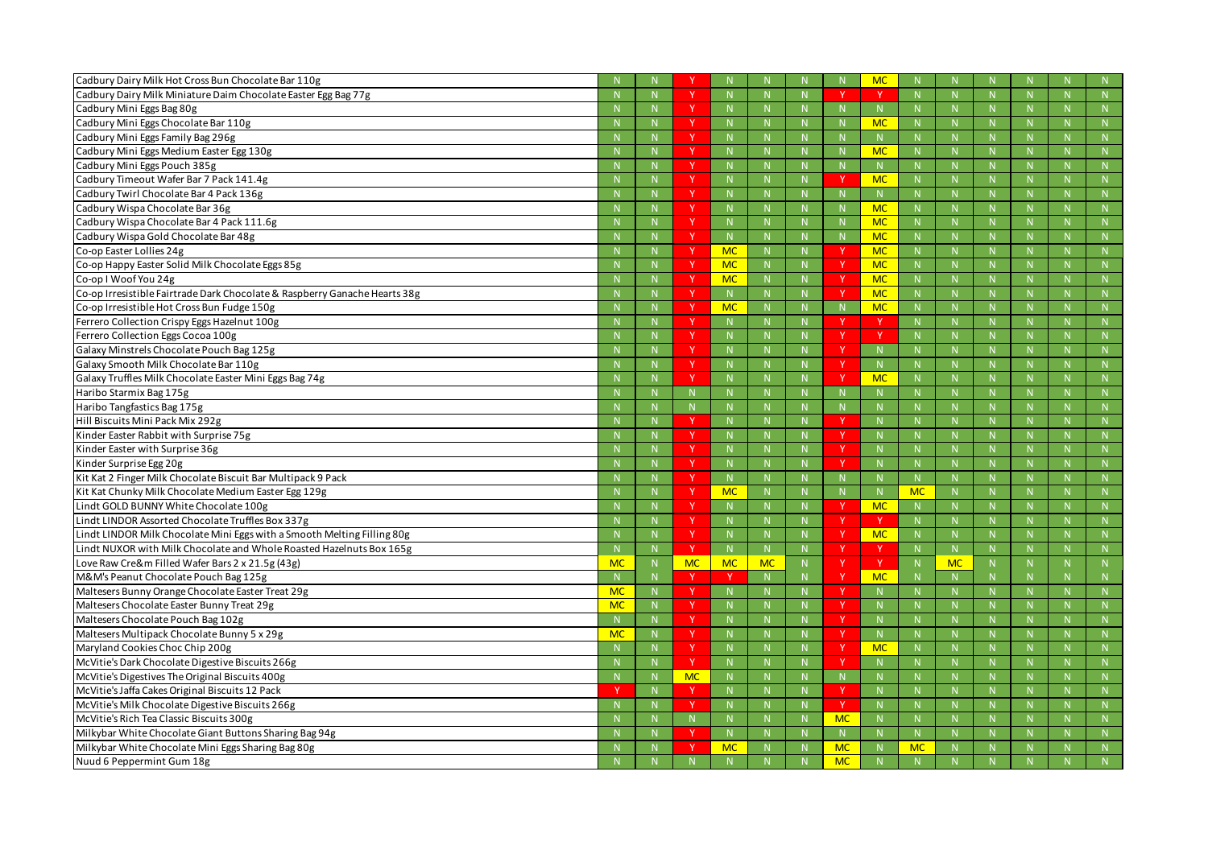| | | | | | | | | | | | | | | |
|---|---|---|---|---|---|---|---|---|---|---|---|---|---|---|
| Cadbury Dairy Milk Hot Cross Bun Chocolate Bar 110g | N | N | Y | N | N | N | N | MC | N | N | N | N | N | N |
| Cadbury Dairy Milk Miniature Daim Chocolate Easter Egg Bag 77g | N | N | Y | N | N | N | Y | Y | N | N | N | N | N | N |
| Cadbury Mini Eggs Bag 80g | N | N | Y | N | N | N | N | N | N | N | N | N | N | N |
| Cadbury Mini Eggs Chocolate Bar 110g | N | N | Y | N | N | N | N | MC | N | N | N | N | N | N |
| Cadbury Mini Eggs Family Bag 296g | N | N | Y | N | N | N | N | N | N | N | N | N | N | N |
| Cadbury Mini Eggs Medium Easter Egg 130g | N | N | Y | N | N | N | N | MC | N | N | N | N | N | N |
| Cadbury Mini Eggs Pouch 385g | N | N | Y | N | N | N | N | N | N | N | N | N | N | N |
| Cadbury Timeout Wafer Bar 7 Pack 141.4g | N | N | Y | N | N | N | Y | MC | N | N | N | N | N | N |
| Cadbury Twirl Chocolate Bar 4 Pack 136g | N | N | Y | N | N | N | N | N | N | N | N | N | N | N |
| Cadbury Wispa Chocolate Bar 36g | N | N | Y | N | N | N | N | MC | N | N | N | N | N | N |
| Cadbury Wispa Chocolate Bar 4 Pack 111.6g | N | N | Y | N | N | N | N | MC | N | N | N | N | N | N |
| Cadbury Wispa Gold Chocolate Bar 48g | N | N | Y | N | N | N | N | MC | N | N | N | N | N | N |
| Co-op Easter Lollies 24g | N | N | Y | MC | N | N | Y | MC | N | N | N | N | N | N |
| Co-op Happy Easter Solid Milk Chocolate Eggs 85g | N | N | Y | MC | N | N | Y | MC | N | N | N | N | N | N |
| Co-op I Woof You 24g | N | N | Y | MC | N | N | Y | MC | N | N | N | N | N | N |
| Co-op Irresistible Fairtrade Dark Chocolate & Raspberry Ganache Hearts 38g | N | N | Y | N | N | N | Y | MC | N | N | N | N | N | N |
| Co-op Irresistible Hot Cross Bun Fudge 150g | N | N | Y | MC | N | N | N | MC | N | N | N | N | N | N |
| Ferrero Collection Crispy Eggs Hazelnut 100g | N | N | Y | N | N | N | Y | Y | N | N | N | N | N | N |
| Ferrero Collection Eggs Cocoa 100g | N | N | Y | N | N | N | Y | Y | N | N | N | N | N | N |
| Galaxy Minstrels Chocolate Pouch Bag 125g | N | N | Y | N | N | N | Y | N | N | N | N | N | N | N |
| Galaxy Smooth Milk Chocolate Bar 110g | N | N | Y | N | N | N | Y | N | N | N | N | N | N | N |
| Galaxy Truffles Milk Chocolate Easter Mini Eggs Bag 74g | N | N | Y | N | N | N | Y | MC | N | N | N | N | N | N |
| Haribo Starmix Bag 175g | N | N | N | N | N | N | N | N | N | N | N | N | N | N |
| Haribo Tangfastics Bag 175g | N | N | N | N | N | N | N | N | N | N | N | N | N | N |
| Hill Biscuits Mini Pack Mix 292g | N | N | Y | N | N | N | Y | N | N | N | N | N | N | N |
| Kinder Easter Rabbit with Surprise 75g | N | N | Y | N | N | N | Y | N | N | N | N | N | N | N |
| Kinder Easter with Surprise 36g | N | N | Y | N | N | N | Y | N | N | N | N | N | N | N |
| Kinder Surprise Egg 20g | N | N | Y | N | N | N | Y | N | N | N | N | N | N | N |
| Kit Kat 2 Finger Milk Chocolate Biscuit Bar Multipack 9 Pack | N | N | Y | N | N | N | N | N | N | N | N | N | N | N |
| Kit Kat Chunky Milk Chocolate Medium Easter Egg 129g | N | N | Y | MC | N | N | N | N | MC | N | N | N | N | N |
| Lindt GOLD BUNNY White Chocolate 100g | N | N | Y | N | N | N | Y | MC | N | N | N | N | N | N |
| Lindt LINDOR Assorted Chocolate Truffles Box 337g | N | N | Y | N | N | N | Y | Y | N | N | N | N | N | N |
| Lindt LINDOR Milk Chocolate Mini Eggs with a Smooth Melting Filling 80g | N | N | Y | N | N | N | Y | MC | N | N | N | N | N | N |
| Lindt NUXOR with Milk Chocolate and Whole Roasted Hazelnuts Box 165g | N | N | Y | N | N | N | Y | Y | N | N | N | N | N | N |
| Love Raw Cre&m Filled Wafer Bars 2 x 21.5g (43g) | MC | N | MC | MC | MC | N | Y | Y | N | MC | N | N | N | N |
| M&M's Peanut Chocolate Pouch Bag 125g | N | N | Y | Y | N | N | Y | MC | N | N | N | N | N | N |
| Maltesers Bunny Orange Chocolate Easter Treat 29g | MC | N | Y | N | N | N | Y | N | N | N | N | N | N | N |
| Maltesers Chocolate Easter Bunny Treat 29g | MC | N | Y | N | N | N | Y | N | N | N | N | N | N | N |
| Maltesers Chocolate Pouch Bag 102g | N | N | Y | N | N | N | Y | N | N | N | N | N | N | N |
| Maltesers Multipack Chocolate Bunny 5 x 29g | MC | N | Y | N | N | N | Y | N | N | N | N | N | N | N |
| Maryland Cookies Choc Chip 200g | N | N | Y | N | N | N | Y | MC | N | N | N | N | N | N |
| McVitie's Dark Chocolate Digestive Biscuits 266g | N | N | Y | N | N | N | Y | N | N | N | N | N | N | N |
| McVitie's Digestives The Original Biscuits 400g | N | N | MC | N | N | N | N | N | N | N | N | N | N | N |
| McVitie's Jaffa Cakes Original Biscuits 12 Pack | Y | N | Y | N | N | N | Y | N | N | N | N | N | N | N |
| McVitie's Milk Chocolate Digestive Biscuits 266g | N | N | Y | N | N | N | Y | N | N | N | N | N | N | N |
| McVitie's Rich Tea Classic Biscuits 300g | N | N | N | N | N | N | MC | N | N | N | N | N | N | N |
| Milkybar White Chocolate Giant Buttons Sharing Bag 94g | N | N | Y | N | N | N | N | N | N | N | N | N | N | N |
| Milkybar White Chocolate Mini Eggs Sharing Bag 80g | N | N | Y | MC | N | N | MC | N | MC | N | N | N | N | N |
| Nuud 6 Peppermint Gum 18g | N | N | N | N | N | N | MC | N | N | N | N | N | N | N |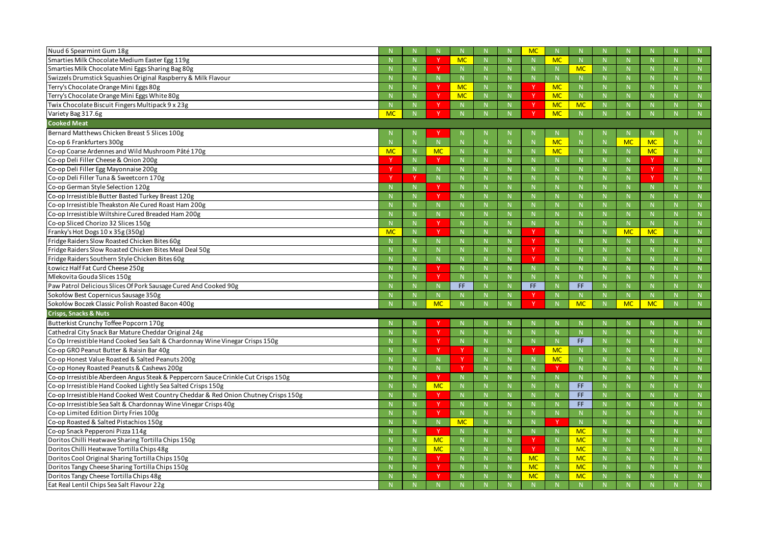| | | | | | | | | | | | | | | |
|---|---|---|---|---|---|---|---|---|---|---|---|---|---|---|
| Nuud 6 Spearmint Gum 18g | N | N | N | N | N | N | MC | N | N | N | N | N | N | N |
| Smarties Milk Chocolate Medium Easter Egg 119g | N | N | Y | MC | N | N | N | MC | N | N | N | N | N | N |
| Smarties Milk Chocolate Mini Eggs Sharing Bag 80g | N | N | Y | N | N | N | N | N | MC | N | N | N | N | N |
| Swizzels Drumstick Squashies Original Raspberry & Milk Flavour | N | N | N | N | N | N | N | N | N | N | N | N | N | N |
| Terry's Chocolate Orange Mini Eggs 80g | N | N | Y | MC | N | N | Y | MC | N | N | N | N | N | N |
| Terry's Chocolate Orange Mini Eggs White 80g | N | N | Y | MC | N | N | Y | MC | N | N | N | N | N | N |
| Twix Chocolate Biscuit Fingers Multipack 9 x 23g | N | N | Y | N | N | N | Y | MC | MC | N | N | N | N | N |
| Variety Bag 317.6g | MC | N | Y | N | N | N | Y | MC | N | N | N | N | N | N |
| **Cooked Meat** | | | | | | | | | | | | | | |
| Bernard Matthews Chicken Breast 5 Slices 100g | N | N | Y | N | N | N | N | N | N | N | N | N | N | N |
| Co-op 6 Frankfurters 300g | N | N | N | N | N | N | N | MC | N | N | MC | MC | N | N |
| Co-op Coarse Ardennes and Wild Mushroom Pâté 170g | MC | N | MC | N | N | N | N | MC | N | N | N | MC | N | N |
| Co-op Deli Filler Cheese & Onion 200g | Y | N | Y | N | N | N | N | N | N | N | N | N | N | N |
| Co-op Deli Filler Egg Mayonnaise 200g | Y | N | N | N | N | N | N | N | N | N | N | Y | N | N |
| Co-op Deli Filler Tuna & Sweetcorn 170g | Y | Y | N | N | N | N | N | N | N | N | N | Y | N | N |
| Co-op German Style Selection 120g | N | N | Y | N | N | N | N | N | N | N | N | N | N | N |
| Co-op Irresistible Butter Basted Turkey Breast 120g | N | N | Y | N | N | N | N | N | N | N | N | N | N | N |
| Co-op Irresistible Theakston Ale Cured Roast Ham 200g | N | N | N | N | N | N | N | N | N | N | N | N | N | N |
| Co-op Irresistible Wiltshire Cured Breaded Ham 200g | N | N | N | N | N | N | N | N | N | N | N | N | N | N |
| Co-op Sliced Chorizo 32 Slices 150g | N | N | Y | N | N | N | N | N | N | N | N | N | N | N |
| Franky's Hot Dogs 10 x 35g (350g) | MC | N | Y | N | N | N | Y | N | N | N | MC | MC | N | N |
| Fridge Raiders Slow Roasted Chicken Bites 60g | N | N | N | N | N | N | Y | N | N | N | N | N | N | N |
| Fridge Raiders Slow Roasted Chicken Bites Meal Deal 50g | N | N | N | N | N | N | Y | N | N | N | N | N | N | N |
| Fridge Raiders Southern Style Chicken Bites 60g | N | N | N | N | N | N | Y | N | N | N | N | N | N | N |
| Łowicz Half Fat Curd Cheese 250g | N | N | Y | N | N | N | N | N | N | N | N | N | N | N |
| Mlekovita Gouda Slices 150g | N | N | Y | N | N | N | N | N | N | N | N | N | N | N |
| Paw Patrol Delicious Slices Of Pork Sausage Cured And Cooked 90g | N | N | N | FF | N | N | FF | N | FF | N | N | N | N | N |
| Sokołów Best Copernicus Sausage 350g | N | N | N | N | N | N | Y | N | N | N | N | N | N | N |
| Sokołów Boczek Classic Polish Roasted Bacon 400g | N | N | MC | N | N | N | Y | N | MC | N | MC | MC | N | N |
| **Crisps, Snacks & Nuts** | | | | | | | | | | | | | | |
| Butterkist Crunchy Toffee Popcorn 170g | N | N | Y | N | N | N | N | N | N | N | N | N | N | N |
| Cathedral City Snack Bar Mature Cheddar Original 24g | N | N | Y | N | N | N | N | N | N | N | N | N | N | N |
| Co Op Irresistible Hand Cooked Sea Salt & Chardonnay Wine Vinegar Crisps 150g | N | N | Y | N | N | N | N | N | FF | N | N | N | N | N |
| Co-op GRO Peanut Butter & Raisin Bar 40g | N | N | Y | Y | N | N | Y | MC | N | N | N | N | N | N |
| Co-op Honest Value Roasted & Salted Peanuts 200g | N | N | N | Y | N | N | N | MC | N | N | N | N | N | N |
| Co-op Honey Roasted Peanuts & Cashews 200g | N | N | N | Y | N | N | N | Y | N | N | N | N | N | N |
| Co-op Irresistible Aberdeen Angus Steak & Peppercorn Sauce Crinkle Cut Crisps 150g | N | N | Y | N | N | N | N | N | N | N | N | N | N | N |
| Co-op Irresistible Hand Cooked Lightly Sea Salted Crisps 150g | N | N | MC | N | N | N | N | N | FF | N | N | N | N | N |
| Co-op Irresistible Hand Cooked West Country Cheddar & Red Onion Chutney Crisps 150g | N | N | Y | N | N | N | N | N | FF | N | N | N | N | N |
| Co-op Irresistible Sea Salt & Chardonnay Wine Vinegar Crisps 40g | N | N | Y | N | N | N | N | N | FF | N | N | N | N | N |
| Co-op Limited Edition Dirty Fries 100g | N | N | Y | N | N | N | N | N | N | N | N | N | N | N |
| Co-op Roasted & Salted Pistachios 150g | N | N | N | MC | N | N | N | Y | N | N | N | N | N | N |
| Co-op Snack Pepperoni Pizza 114g | N | N | Y | N | N | N | N | N | MC | N | N | N | N | N |
| Doritos Chilli Heatwave Sharing Tortilla Chips 150g | N | N | MC | N | N | N | Y | N | MC | N | N | N | N | N |
| Doritos Chilli Heatwave Tortilla Chips 48g | N | N | MC | N | N | N | Y | N | MC | N | N | N | N | N |
| Doritos Cool Original Sharing Tortilla Chips 150g | N | N | Y | N | N | N | MC | N | MC | N | N | N | N | N |
| Doritos Tangy Cheese Sharing Tortilla Chips 150g | N | N | Y | N | N | N | MC | N | MC | N | N | N | N | N |
| Doritos Tangy Cheese Tortilla Chips 48g | N | N | Y | N | N | N | MC | N | MC | N | N | N | N | N |
| Eat Real Lentil Chips Sea Salt Flavour 22g | N | N | N | N | N | N | N | N | N | N | N | N | N | N |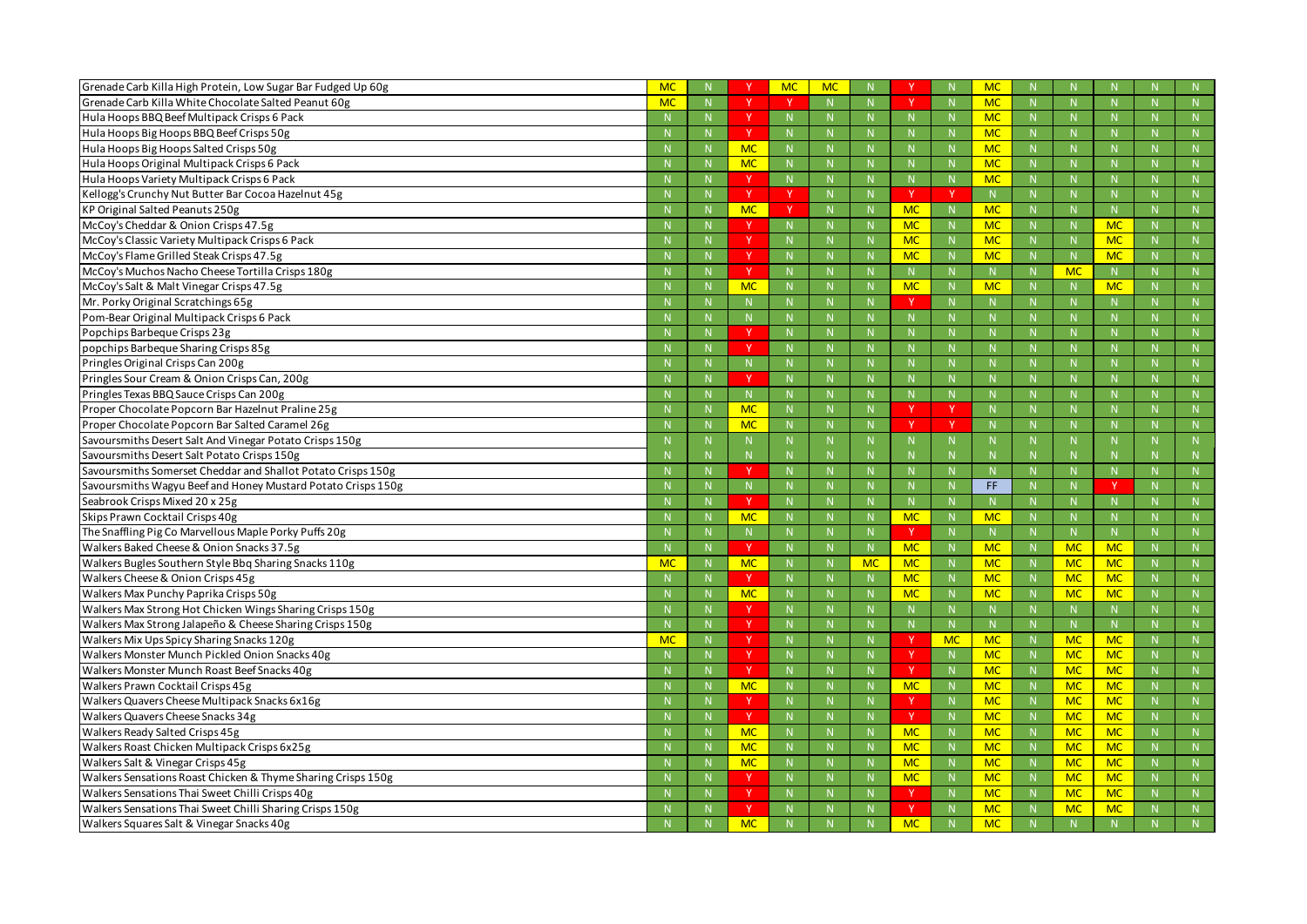| | | | | | | | | | | | | | | |
|---|---|---|---|---|---|---|---|---|---|---|---|---|---|---|
| Grenade Carb Killa High Protein, Low Sugar Bar Fudged Up 60g | MC | N | Y | MC | MC | N | Y | N | MC | N | N | N | N | N |
| Grenade Carb Killa White Chocolate Salted Peanut 60g | MC | N | Y | Y | N | N | Y | N | MC | N | N | N | N | N |
| Hula Hoops BBQ Beef Multipack Crisps 6 Pack | N | N | Y | N | N | N | N | N | MC | N | N | N | N | N |
| Hula Hoops Big Hoops BBQ Beef Crisps 50g | N | N | Y | N | N | N | N | N | MC | N | N | N | N | N |
| Hula Hoops Big Hoops Salted Crisps 50g | N | N | MC | N | N | N | N | N | MC | N | N | N | N | N |
| Hula Hoops Original Multipack Crisps 6 Pack | N | N | MC | N | N | N | N | N | MC | N | N | N | N | N |
| Hula Hoops Variety Multipack Crisps 6 Pack | N | N | Y | N | N | N | N | N | MC | N | N | N | N | N |
| Kellogg's Crunchy Nut Butter Bar Cocoa Hazelnut 45g | N | N | Y | Y | N | N | Y | Y | N | N | N | N | N | N |
| KP Original Salted Peanuts 250g | N | N | MC | Y | N | N | MC | N | MC | N | N | N | N | N |
| McCoy's Cheddar & Onion Crisps 47.5g | N | N | Y | N | N | N | MC | N | MC | N | N | MC | N | N |
| McCoy's Classic Variety Multipack Crisps 6 Pack | N | N | Y | N | N | N | MC | N | MC | N | N | MC | N | N |
| McCoy's Flame Grilled Steak Crisps 47.5g | N | N | Y | N | N | N | MC | N | MC | N | N | MC | N | N |
| McCoy's Muchos Nacho Cheese Tortilla Crisps 180g | N | N | Y | N | N | N | N | N | N | N | MC | N | N | N |
| McCoy's Salt & Malt Vinegar Crisps 47.5g | N | N | MC | N | N | N | MC | N | MC | N | N | MC | N | N |
| Mr. Porky Original Scratchings 65g | N | N | N | N | N | N | Y | N | N | N | N | N | N | N |
| Pom-Bear Original Multipack Crisps 6 Pack | N | N | N | N | N | N | N | N | N | N | N | N | N | N |
| Popchips Barbeque Crisps 23g | N | N | Y | N | N | N | N | N | N | N | N | N | N | N |
| popchips Barbeque Sharing Crisps 85g | N | N | Y | N | N | N | N | N | N | N | N | N | N | N |
| Pringles Original Crisps Can 200g | N | N | N | N | N | N | N | N | N | N | N | N | N | N |
| Pringles Sour Cream & Onion Crisps Can, 200g | N | N | Y | N | N | N | N | N | N | N | N | N | N | N |
| Pringles Texas BBQ Sauce Crisps Can 200g | N | N | N | N | N | N | N | N | N | N | N | N | N | N |
| Proper Chocolate Popcorn Bar Hazelnut Praline 25g | N | N | MC | N | N | N | Y | Y | N | N | N | N | N | N |
| Proper Chocolate Popcorn Bar Salted Caramel 26g | N | N | MC | N | N | N | Y | Y | N | N | N | N | N | N |
| Savoursmiths Desert Salt And Vinegar Potato Crisps 150g | N | N | N | N | N | N | N | N | N | N | N | N | N | N |
| Savoursmiths Desert Salt Potato Crisps 150g | N | N | N | N | N | N | N | N | N | N | N | N | N | N |
| Savoursmiths Somerset Cheddar and Shallot Potato Crisps 150g | N | N | Y | N | N | N | N | N | N | N | N | N | N | N |
| Savoursmiths Wagyu Beef and Honey Mustard Potato Crisps 150g | N | N | N | N | N | N | N | N | FF | N | N | Y | N | N |
| Seabrook Crisps Mixed 20 x 25g | N | N | Y | N | N | N | N | N | N | N | N | N | N | N |
| Skips Prawn Cocktail Crisps 40g | N | N | MC | N | N | N | MC | N | MC | N | N | N | N | N |
| The Snaffling Pig Co Marvellous Maple Porky Puffs 20g | N | N | N | N | N | N | Y | N | N | N | N | N | N | N |
| Walkers Baked Cheese & Onion Snacks 37.5g | N | N | Y | N | N | N | MC | N | MC | N | MC | MC | N | N |
| Walkers Bugles Southern Style Bbq Sharing Snacks 110g | MC | N | MC | N | N | MC | MC | N | MC | N | MC | MC | N | N |
| Walkers Cheese & Onion Crisps 45g | N | N | Y | N | N | N | MC | N | MC | N | MC | MC | N | N |
| Walkers Max Punchy Paprika Crisps 50g | N | N | MC | N | N | N | MC | N | MC | N | MC | MC | N | N |
| Walkers Max Strong Hot Chicken Wings Sharing Crisps 150g | N | N | Y | N | N | N | N | N | N | N | N | N | N | N |
| Walkers Max Strong Jalapeño & Cheese Sharing Crisps 150g | N | N | Y | N | N | N | N | N | N | N | N | N | N | N |
| Walkers Mix Ups Spicy Sharing Snacks 120g | MC | N | Y | N | N | N | Y | MC | MC | N | MC | MC | N | N |
| Walkers Monster Munch Pickled Onion Snacks 40g | N | N | Y | N | N | N | Y | N | MC | N | MC | MC | N | N |
| Walkers Monster Munch Roast Beef Snacks 40g | N | N | Y | N | N | N | Y | N | MC | N | MC | MC | N | N |
| Walkers Prawn Cocktail Crisps 45g | N | N | MC | N | N | N | MC | N | MC | N | MC | MC | N | N |
| Walkers Quavers Cheese Multipack Snacks 6x16g | N | N | Y | N | N | N | Y | N | MC | N | MC | MC | N | N |
| Walkers Quavers Cheese Snacks 34g | N | N | Y | N | N | N | Y | N | MC | N | MC | MC | N | N |
| Walkers Ready Salted Crisps 45g | N | N | MC | N | N | N | MC | N | MC | N | MC | MC | N | N |
| Walkers Roast Chicken Multipack Crisps 6x25g | N | N | MC | N | N | N | MC | N | MC | N | MC | MC | N | N |
| Walkers Salt & Vinegar Crisps 45g | N | N | MC | N | N | N | MC | N | MC | N | MC | MC | N | N |
| Walkers Sensations Roast Chicken & Thyme Sharing Crisps 150g | N | N | Y | N | N | N | MC | N | MC | N | MC | MC | N | N |
| Walkers Sensations Thai Sweet Chilli Crisps 40g | N | N | Y | N | N | N | Y | N | MC | N | MC | MC | N | N |
| Walkers Sensations Thai Sweet Chilli Sharing Crisps 150g | N | N | Y | N | N | N | Y | N | MC | N | MC | MC | N | N |
| Walkers Squares Salt & Vinegar Snacks 40g | N | N | MC | N | N | N | MC | N | MC | N | N | N | N | N |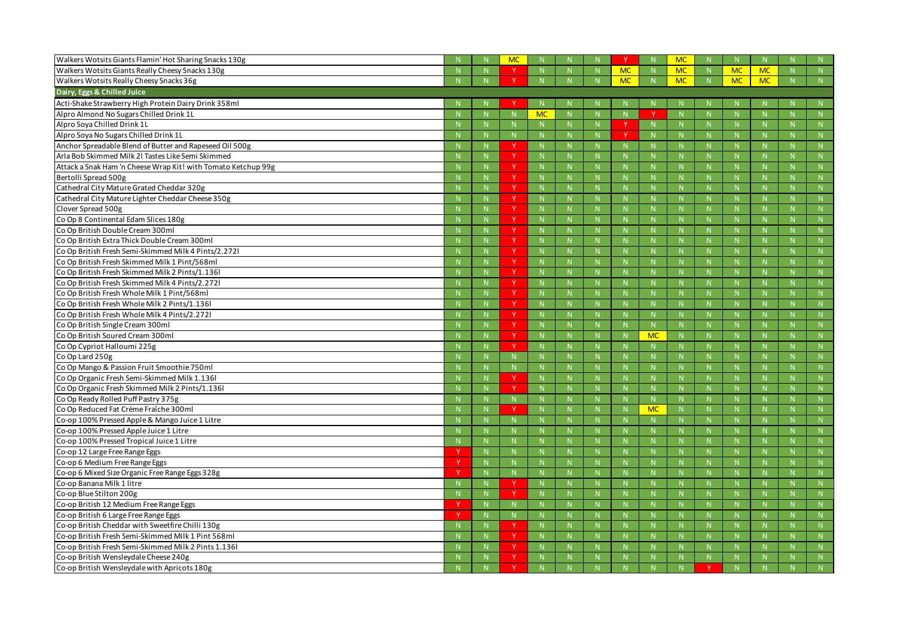| | | | | | | | | | | | | | | |
|---|---|---|---|---|---|---|---|---|---|---|---|---|---|---|
| Walkers Wotsits Giants Flamin' Hot Sharing Snacks 130g | N | N | MC | N | N | N | Y | N | MC | N | N | N | N | N |
| Walkers Wotsits Giants Really Cheesy Snacks 130g | N | N | Y | N | N | N | MC | N | MC | N | MC | MC | N | N |
| Walkers Wotsits Really Cheesy Snacks 36g | N | N | Y | N | N | N | MC | N | MC | N | MC | MC | N | N |
| **Dairy, Eggs & Chilled Juice** | | | | | | | | | | | | | | |
| Acti-Shake Strawberry High Protein Dairy Drink 358ml | N | N | Y | N | N | N | N | N | N | N | N | N | N | N |
| Alpro Almond No Sugars Chilled Drink 1L | N | N | N | MC | N | N | N | Y | N | N | N | N | N | N |
| Alpro Soya Chilled Drink 1L | N | N | N | N | N | N | Y | N | N | N | N | N | N | N |
| Alpro Soya No Sugars Chilled Drink 1L | N | N | N | N | N | N | Y | N | N | N | N | N | N | N |
| Anchor Spreadable Blend of Butter and Rapeseed Oil 500g | N | N | Y | N | N | N | N | N | N | N | N | N | N | N |
| Arla Bob Skimmed Milk 2l Tastes Like Semi Skimmed | N | N | Y | N | N | N | N | N | N | N | N | N | N | N |
| Attack a Snak Ham 'n Cheese Wrap Kit! with Tomato Ketchup 99g | N | N | Y | N | N | N | N | N | N | N | N | N | N | N |
| Bertolli Spread 500g | N | N | Y | N | N | N | N | N | N | N | N | N | N | N |
| Cathedral City Mature Grated Cheddar 320g | N | N | Y | N | N | N | N | N | N | N | N | N | N | N |
| Cathedral City Mature Lighter Cheddar Cheese 350g | N | N | Y | N | N | N | N | N | N | N | N | N | N | N |
| Clover Spread 500g | N | N | Y | N | N | N | N | N | N | N | N | N | N | N |
| Co Op 8 Continental Edam Slices 180g | N | N | Y | N | N | N | N | N | N | N | N | N | N | N |
| Co Op British Double Cream 300ml | N | N | Y | N | N | N | N | N | N | N | N | N | N | N |
| Co Op British Extra Thick Double Cream 300ml | N | N | Y | N | N | N | N | N | N | N | N | N | N | N |
| Co Op British Fresh Semi-Skimmed Milk 4 Pints/2.272l | N | N | Y | N | N | N | N | N | N | N | N | N | N | N |
| Co Op British Fresh Skimmed Milk 1 Pint/568ml | N | N | Y | N | N | N | N | N | N | N | N | N | N | N |
| Co Op British Fresh Skimmed Milk 2 Pints/1.136l | N | N | Y | N | N | N | N | N | N | N | N | N | N | N |
| Co Op British Fresh Skimmed Milk 4 Pints/2.272l | N | N | Y | N | N | N | N | N | N | N | N | N | N | N |
| Co Op British Fresh Whole Milk 1 Pint/568ml | N | N | Y | N | N | N | N | N | N | N | N | N | N | N |
| Co Op British Fresh Whole Milk 2 Pints/1.136l | N | N | Y | N | N | N | N | N | N | N | N | N | N | N |
| Co Op British Fresh Whole Milk 4 Pints/2.272l | N | N | Y | N | N | N | N | N | N | N | N | N | N | N |
| Co Op British Single Cream 300ml | N | N | Y | N | N | N | N | N | N | N | N | N | N | N |
| Co Op British Soured Cream 300ml | N | N | Y | N | N | N | N | MC | N | N | N | N | N | N |
| Co Op Cypriot Halloumi 225g | N | N | Y | N | N | N | N | N | N | N | N | N | N | N |
| Co Op Lard 250g | N | N | N | N | N | N | N | N | N | N | N | N | N | N |
| Co Op Mango & Passion Fruit Smoothie 750ml | N | N | N | N | N | N | N | N | N | N | N | N | N | N |
| Co Op Organic Fresh Semi-Skimmed Milk 1.136l | N | N | Y | N | N | N | N | N | N | N | N | N | N | N |
| Co Op Organic Fresh Skimmed Milk 2 Pints/1.136l | N | N | Y | N | N | N | N | N | N | N | N | N | N | N |
| Co Op Ready Rolled Puff Pastry 375g | N | N | N | N | N | N | N | N | N | N | N | N | N | N |
| Co Op Reduced Fat Crème Fraîche 300ml | N | N | Y | N | N | N | N | MC | N | N | N | N | N | N |
| Co-op 100% Pressed Apple & Mango Juice 1 Litre | N | N | N | N | N | N | N | N | N | N | N | N | N | N |
| Co-op 100% Pressed Apple Juice 1 Litre | N | N | N | N | N | N | N | N | N | N | N | N | N | N |
| Co-op 100% Pressed Tropical Juice 1 Litre | N | N | N | N | N | N | N | N | N | N | N | N | N | N |
| Co-op 12 Large Free Range Eggs | Y | N | N | N | N | N | N | N | N | N | N | N | N | N |
| Co-op 6 Medium Free Range Eggs | Y | N | N | N | N | N | N | N | N | N | N | N | N | N |
| Co-op 6 Mixed Size Organic Free Range Eggs 328g | Y | N | N | N | N | N | N | N | N | N | N | N | N | N |
| Co-op Banana Milk 1 litre | N | N | Y | N | N | N | N | N | N | N | N | N | N | N |
| Co-op Blue Stilton 200g | N | N | Y | N | N | N | N | N | N | N | N | N | N | N |
| Co-op British 12 Medium Free Range Eggs | Y | N | N | N | N | N | N | N | N | N | N | N | N | N |
| Co-op British 6 Large Free Range Eggs | Y | N | N | N | N | N | N | N | N | N | N | N | N | N |
| Co-op British Cheddar with Sweetfire Chilli 130g | N | N | Y | N | N | N | N | N | N | N | N | N | N | N |
| Co-op British Fresh Semi-Skimmed Milk 1 Pint 568ml | N | N | Y | N | N | N | N | N | N | N | N | N | N | N |
| Co-op British Fresh Semi-Skimmed Milk 2 Pints 1.136l | N | N | Y | N | N | N | N | N | N | N | N | N | N | N |
| Co-op British Wensleydale Cheese 240g | N | N | Y | N | N | N | N | N | N | N | N | N | N | N |
| Co-op British Wensleydale with Apricots 180g | N | N | Y | N | N | N | N | N | N | Y | N | N | N | N |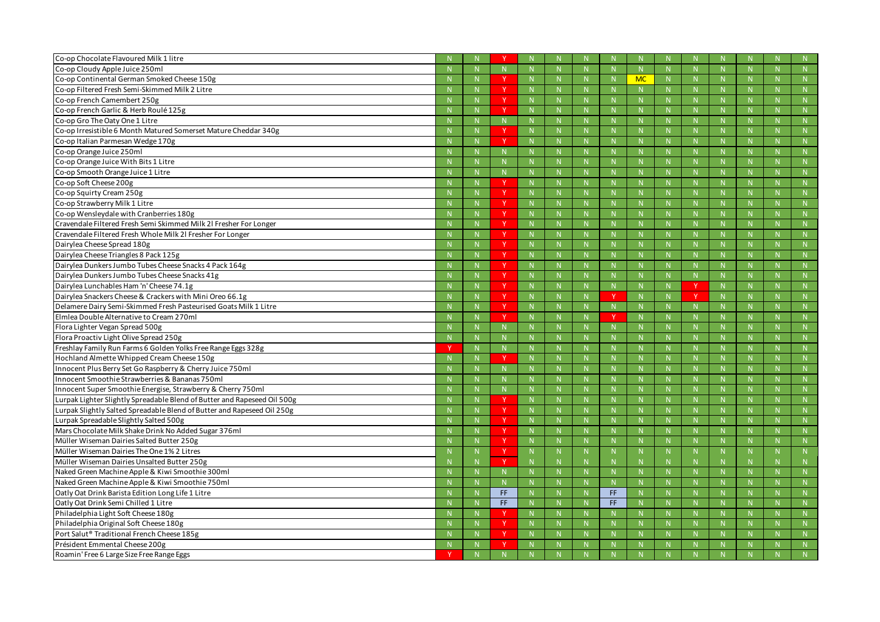| Product | | | | | | | | | | | | | | |
|---|---|---|---|---|---|---|---|---|---|---|---|---|---|---|
| Co-op Chocolate Flavoured Milk 1 litre | N | N | Y | N | N | N | N | N | N | N | N | N | N | N |
| Co-op Cloudy Apple Juice 250ml | N | N | N | N | N | N | N | N | N | N | N | N | N | N |
| Co-op Continental German Smoked Cheese 150g | N | N | Y | N | N | N | N | MC | N | N | N | N | N | N |
| Co-op Filtered Fresh Semi-Skimmed Milk 2 Litre | N | N | Y | N | N | N | N | N | N | N | N | N | N | N |
| Co-op French Camembert 250g | N | N | Y | N | N | N | N | N | N | N | N | N | N | N |
| Co-op French Garlic & Herb Roulé 125g | N | N | Y | N | N | N | N | N | N | N | N | N | N | N |
| Co-op Gro The Oaty One 1 Litre | N | N | N | N | N | N | N | N | N | N | N | N | N | N |
| Co-op Irresistible 6 Month Matured Somerset Mature Cheddar 340g | N | N | Y | N | N | N | N | N | N | N | N | N | N | N |
| Co-op Italian Parmesan Wedge 170g | N | N | Y | N | N | N | N | N | N | N | N | N | N | N |
| Co-op Orange Juice 250ml | N | N | N | N | N | N | N | N | N | N | N | N | N | N |
| Co-op Orange Juice With Bits 1 Litre | N | N | N | N | N | N | N | N | N | N | N | N | N | N |
| Co-op Smooth Orange Juice 1 Litre | N | N | N | N | N | N | N | N | N | N | N | N | N | N |
| Co-op Soft Cheese 200g | N | N | Y | N | N | N | N | N | N | N | N | N | N | N |
| Co-op Squirty Cream 250g | N | N | Y | N | N | N | N | N | N | N | N | N | N | N |
| Co-op Strawberry Milk 1 Litre | N | N | Y | N | N | N | N | N | N | N | N | N | N | N |
| Co-op Wensleydale with Cranberries 180g | N | N | Y | N | N | N | N | N | N | N | N | N | N | N |
| Cravendale Filtered Fresh Semi Skimmed Milk 2l Fresher For Longer | N | N | Y | N | N | N | N | N | N | N | N | N | N | N |
| Cravendale Filtered Fresh Whole Milk 2l Fresher For Longer | N | N | Y | N | N | N | N | N | N | N | N | N | N | N |
| Dairylea Cheese Spread 180g | N | N | Y | N | N | N | N | N | N | N | N | N | N | N |
| Dairylea Cheese Triangles 8 Pack 125g | N | N | Y | N | N | N | N | N | N | N | N | N | N | N |
| Dairylea Dunkers Jumbo Tubes Cheese Snacks 4 Pack 164g | N | N | Y | N | N | N | N | N | N | N | N | N | N | N |
| Dairylea Dunkers Jumbo Tubes Cheese Snacks 41g | N | N | Y | N | N | N | N | N | N | N | N | N | N | N |
| Dairylea Lunchables Ham 'n' Cheese 74.1g | N | N | Y | N | N | N | N | N | N | Y | N | N | N | N |
| Dairylea Snackers Cheese & Crackers with Mini Oreo 66.1g | N | N | Y | N | N | N | Y | N | N | Y | N | N | N | N |
| Delamere Dairy Semi-Skimmed Fresh Pasteurised Goats Milk 1 Litre | N | N | Y | N | N | N | N | N | N | N | N | N | N | N |
| Elmlea Double Alternative to Cream 270ml | N | N | Y | N | N | N | Y | N | N | N | N | N | N | N |
| Flora Lighter Vegan Spread 500g | N | N | N | N | N | N | N | N | N | N | N | N | N | N |
| Flora Proactiv Light Olive Spread 250g | N | N | N | N | N | N | N | N | N | N | N | N | N | N |
| Freshlay Family Run Farms 6 Golden Yolks Free Range Eggs 328g | Y | N | N | N | N | N | N | N | N | N | N | N | N | N |
| Hochland Almette Whipped Cream Cheese 150g | N | N | Y | N | N | N | N | N | N | N | N | N | N | N |
| Innocent Plus Berry Set Go Raspberry & Cherry Juice 750ml | N | N | N | N | N | N | N | N | N | N | N | N | N | N |
| Innocent Smoothie Strawberries & Bananas 750ml | N | N | N | N | N | N | N | N | N | N | N | N | N | N |
| Innocent Super Smoothie Energise, Strawberry & Cherry 750ml | N | N | N | N | N | N | N | N | N | N | N | N | N | N |
| Lurpak Lighter Slightly Spreadable Blend of Butter and Rapeseed Oil 500g | N | N | Y | N | N | N | N | N | N | N | N | N | N | N |
| Lurpak Slightly Salted Spreadable Blend of Butter and Rapeseed Oil 250g | N | N | Y | N | N | N | N | N | N | N | N | N | N | N |
| Lurpak Spreadable Slightly Salted 500g | N | N | Y | N | N | N | N | N | N | N | N | N | N | N |
| Mars Chocolate Milk Shake Drink No Added Sugar 376ml | N | N | Y | N | N | N | N | N | N | N | N | N | N | N |
| Müller Wiseman Dairies Salted Butter 250g | N | N | Y | N | N | N | N | N | N | N | N | N | N | N |
| Müller Wiseman Dairies The One 1% 2 Litres | N | N | Y | N | N | N | N | N | N | N | N | N | N | N |
| Müller Wiseman Dairies Unsalted Butter 250g | N | N | Y | N | N | N | N | N | N | N | N | N | N | N |
| Naked Green Machine Apple & Kiwi Smoothie 300ml | N | N | N | N | N | N | N | N | N | N | N | N | N | N |
| Naked Green Machine Apple & Kiwi Smoothie 750ml | N | N | N | N | N | N | N | N | N | N | N | N | N | N |
| Oatly Oat Drink Barista Edition Long Life 1 Litre | N | N | FF | N | N | N | FF | N | N | N | N | N | N | N |
| Oatly Oat Drink Semi Chilled 1 Litre | N | N | FF | N | N | N | FF | N | N | N | N | N | N | N |
| Philadelphia Light Soft Cheese 180g | N | N | Y | N | N | N | N | N | N | N | N | N | N | N |
| Philadelphia Original Soft Cheese 180g | N | N | Y | N | N | N | N | N | N | N | N | N | N | N |
| Port Salut® Traditional French Cheese 185g | N | N | Y | N | N | N | N | N | N | N | N | N | N | N |
| Président Emmental Cheese 200g | N | N | Y | N | N | N | N | N | N | N | N | N | N | N |
| Roamin' Free 6 Large Size Free Range Eggs | Y | N | N | N | N | N | N | N | N | N | N | N | N | N |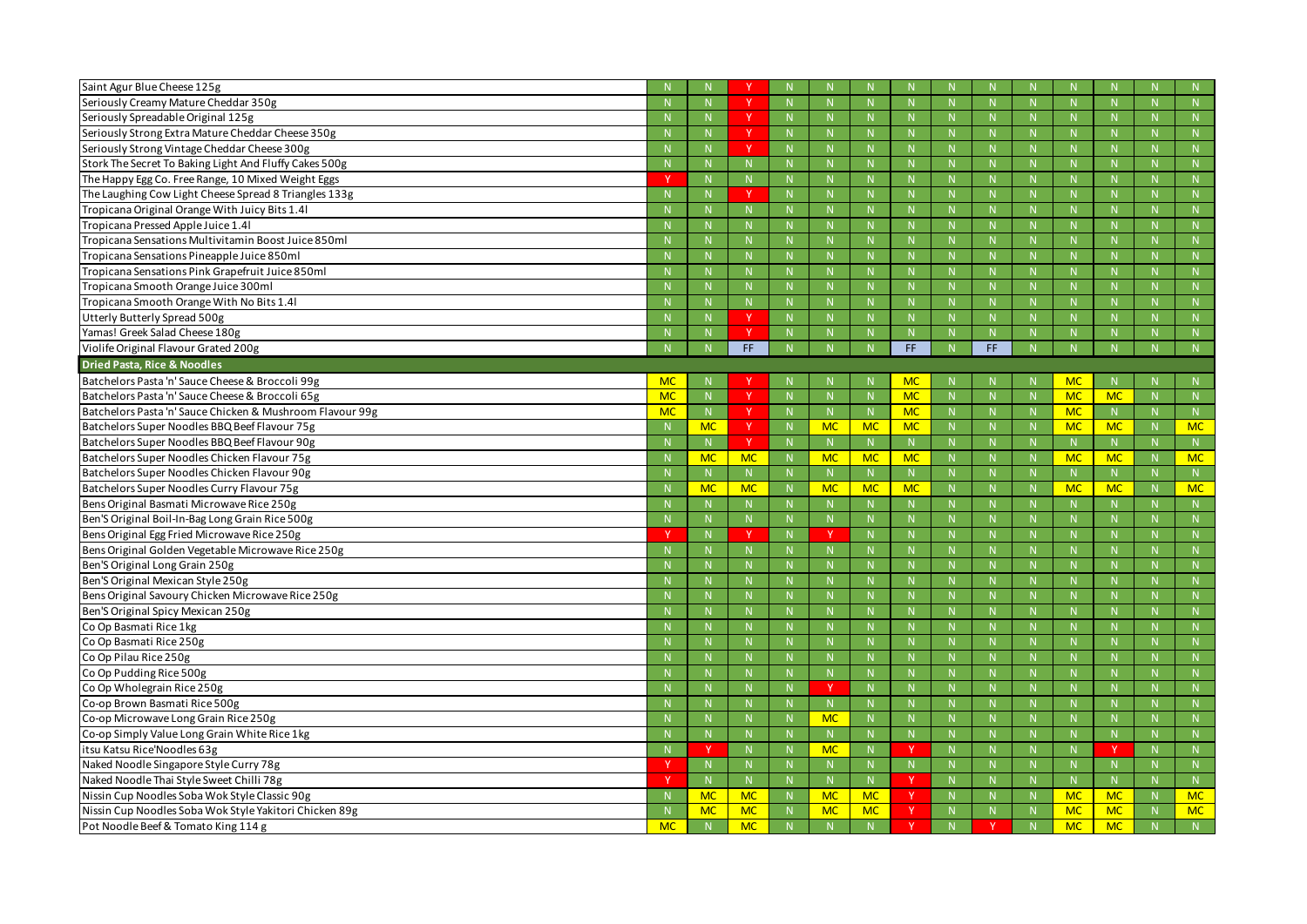| | | | | | | | | | | | | | | |
|---|---|---|---|---|---|---|---|---|---|---|---|---|---|---|
| Saint Agur Blue Cheese 125g | N | N | Y | N | N | N | N | N | N | N | N | N | N | N |
| Seriously Creamy Mature Cheddar 350g | N | N | Y | N | N | N | N | N | N | N | N | N | N | N |
| Seriously Spreadable Original 125g | N | N | Y | N | N | N | N | N | N | N | N | N | N | N |
| Seriously Strong Extra Mature Cheddar Cheese 350g | N | N | Y | N | N | N | N | N | N | N | N | N | N | N |
| Seriously Strong Vintage Cheddar Cheese 300g | N | N | Y | N | N | N | N | N | N | N | N | N | N | N |
| Stork The Secret To Baking Light And Fluffy Cakes 500g | N | N | N | N | N | N | N | N | N | N | N | N | N | N |
| The Happy Egg Co. Free Range, 10 Mixed Weight Eggs | Y | N | N | N | N | N | N | N | N | N | N | N | N | N |
| The Laughing Cow Light Cheese Spread 8 Triangles 133g | N | N | Y | N | N | N | N | N | N | N | N | N | N | N |
| Tropicana Original Orange With Juicy Bits 1.4l | N | N | N | N | N | N | N | N | N | N | N | N | N | N |
| Tropicana Pressed Apple Juice 1.4l | N | N | N | N | N | N | N | N | N | N | N | N | N | N |
| Tropicana Sensations Multivitamin Boost Juice 850ml | N | N | N | N | N | N | N | N | N | N | N | N | N | N |
| Tropicana Sensations Pineapple Juice 850ml | N | N | N | N | N | N | N | N | N | N | N | N | N | N |
| Tropicana Sensations Pink Grapefruit Juice 850ml | N | N | N | N | N | N | N | N | N | N | N | N | N | N |
| Tropicana Smooth Orange Juice 300ml | N | N | N | N | N | N | N | N | N | N | N | N | N | N |
| Tropicana Smooth Orange With No Bits 1.4l | N | N | N | N | N | N | N | N | N | N | N | N | N | N |
| Utterly Butterly Spread 500g | N | N | Y | N | N | N | N | N | N | N | N | N | N | N |
| Yamas! Greek Salad Cheese 180g | N | N | Y | N | N | N | N | N | N | N | N | N | N | N |
| Violife Original Flavour Grated 200g | N | N | FF | N | N | N | FF | N | FF | N | N | N | N | N |
| **Dried Pasta, Rice & Noodles** | | | | | | | | | | | | | | |
| Batchelors Pasta 'n' Sauce Cheese & Broccoli 99g | MC | N | Y | N | N | N | MC | N | N | N | MC | N | N | N |
| Batchelors Pasta 'n' Sauce Cheese & Broccoli 65g | MC | N | Y | N | N | N | MC | N | N | N | MC | MC | N | N |
| Batchelors Pasta 'n' Sauce Chicken & Mushroom Flavour 99g | MC | N | Y | N | N | N | MC | N | N | N | MC | N | N | N |
| Batchelors Super Noodles BBQ Beef Flavour 75g | N | MC | Y | N | MC | MC | MC | N | N | N | MC | MC | N | MC |
| Batchelors Super Noodles BBQ Beef Flavour 90g | N | N | Y | N | N | N | N | N | N | N | N | N | N | N |
| Batchelors Super Noodles Chicken Flavour 75g | N | MC | MC | N | MC | MC | MC | N | N | N | MC | MC | N | MC |
| Batchelors Super Noodles Chicken Flavour 90g | N | N | N | N | N | N | N | N | N | N | N | N | N | N |
| Batchelors Super Noodles Curry Flavour 75g | N | MC | MC | N | MC | MC | MC | N | N | N | MC | MC | N | MC |
| Bens Original Basmati Microwave Rice 250g | N | N | N | N | N | N | N | N | N | N | N | N | N | N |
| Ben'S Original Boil-In-Bag Long Grain Rice 500g | N | N | N | N | N | N | N | N | N | N | N | N | N | N |
| Bens Original Egg Fried Microwave Rice 250g | Y | N | Y | N | Y | N | N | N | N | N | N | N | N | N |
| Bens Original Golden Vegetable Microwave Rice 250g | N | N | N | N | N | N | N | N | N | N | N | N | N | N |
| Ben'S Original Long Grain 250g | N | N | N | N | N | N | N | N | N | N | N | N | N | N |
| Ben'S Original Mexican Style 250g | N | N | N | N | N | N | N | N | N | N | N | N | N | N |
| Bens Original Savoury Chicken Microwave Rice 250g | N | N | N | N | N | N | N | N | N | N | N | N | N | N |
| Ben'S Original Spicy Mexican 250g | N | N | N | N | N | N | N | N | N | N | N | N | N | N |
| Co Op Basmati Rice 1kg | N | N | N | N | N | N | N | N | N | N | N | N | N | N |
| Co Op Basmati Rice 250g | N | N | N | N | N | N | N | N | N | N | N | N | N | N |
| Co Op Pilau Rice 250g | N | N | N | N | N | N | N | N | N | N | N | N | N | N |
| Co Op Pudding Rice 500g | N | N | N | N | N | N | N | N | N | N | N | N | N | N |
| Co Op Wholegrain Rice 250g | N | N | N | N | Y | N | N | N | N | N | N | N | N | N |
| Co-op Brown Basmati Rice 500g | N | N | N | N | N | N | N | N | N | N | N | N | N | N |
| Co-op Microwave Long Grain Rice 250g | N | N | N | N | MC | N | N | N | N | N | N | N | N | N |
| Co-op Simply Value Long Grain White Rice 1kg | N | N | N | N | N | N | N | N | N | N | N | N | N | N |
| itsu Katsu Rice'Noodles 63g | N | Y | N | N | MC | N | Y | N | N | N | N | Y | N | N |
| Naked Noodle Singapore Style Curry 78g | Y | N | N | N | N | N | N | N | N | N | N | N | N | N |
| Naked Noodle Thai Style Sweet Chilli 78g | Y | N | N | N | N | N | Y | N | N | N | N | N | N | N |
| Nissin Cup Noodles Soba Wok Style Classic 90g | N | MC | MC | N | MC | MC | Y | N | N | N | MC | MC | N | MC |
| Nissin Cup Noodles Soba Wok Style Yakitori Chicken 89g | N | MC | MC | N | MC | MC | Y | N | N | N | MC | MC | N | MC |
| Pot Noodle Beef & Tomato King 114 g | MC | N | MC | N | N | N | Y | N | Y | N | MC | MC | N | N |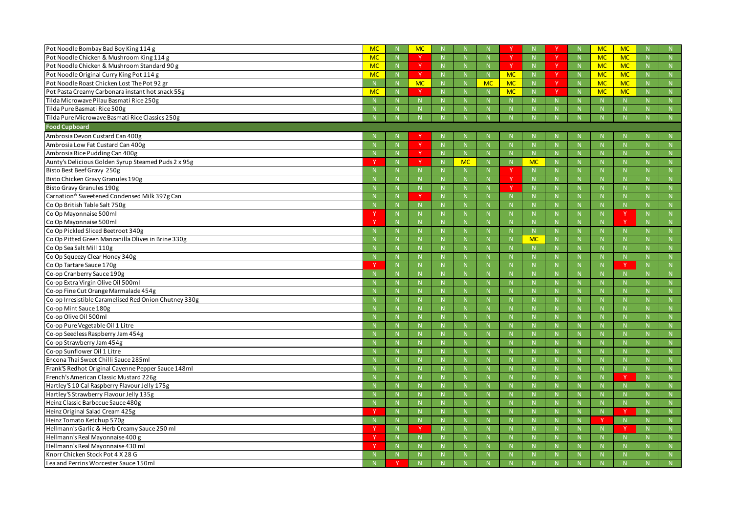| | | | | | | | | | | | | | | |
|---|---|---|---|---|---|---|---|---|---|---|---|---|---|---|
| Pot Noodle Bombay Bad Boy King 114 g | MC | N | MC | N | N | N | Y | N | Y | N | MC | MC | N | N |
| Pot Noodle Chicken & Mushroom King 114 g | MC | N | Y | N | N | N | Y | N | Y | N | MC | MC | N | N |
| Pot Noodle Chicken & Mushroom Standard 90 g | MC | N | Y | N | N | N | Y | N | Y | N | MC | MC | N | N |
| Pot Noodle Original Curry King Pot 114 g | MC | N | Y | N | N | N | MC | N | Y | N | MC | MC | N | N |
| Pot Noodle Roast Chicken Lost The Pot 92 gr | N | N | MC | N | N | MC | MC | N | Y | N | MC | MC | N | N |
| Pot Pasta Creamy Carbonara instant hot snack 55g | MC | N | Y | N | N | N | MC | N | Y | N | MC | MC | N | N |
| Tilda Microwave Pilau Basmati Rice 250g | N | N | N | N | N | N | N | N | N | N | N | N | N | N |
| Tilda Pure Basmati Rice 500g | N | N | N | N | N | N | N | N | N | N | N | N | N | N |
| Tilda Pure Microwave Basmati Rice Classics 250g | N | N | N | N | N | N | N | N | N | N | N | N | N | N |
| **Food Cupboard** | | | | | | | | | | | | | | |
| Ambrosia Devon Custard Can 400g | N | N | Y | N | N | N | N | N | N | N | N | N | N | N |
| Ambrosia Low Fat Custard Can 400g | N | N | Y | N | N | N | N | N | N | N | N | N | N | N |
| Ambrosia Rice Pudding Can 400g | N | N | Y | N | N | N | N | N | N | N | N | N | N | N |
| Aunty's Delicious Golden Syrup Steamed Puds 2 x 95g | Y | N | Y | N | MC | N | N | MC | N | N | N | N | N | N |
| Bisto Best Beef Gravy 250g | N | N | N | N | N | N | Y | N | N | N | N | N | N | N |
| Bisto Chicken Gravy Granules 190g | N | N | N | N | N | N | Y | N | N | N | N | N | N | N |
| Bisto Gravy Granules 190g | N | N | N | N | N | N | Y | N | N | N | N | N | N | N |
| Carnation® Sweetened Condensed Milk 397g Can | N | N | Y | N | N | N | N | N | N | N | N | N | N | N |
| Co Op British Table Salt 750g | N | N | N | N | N | N | N | N | N | N | N | N | N | N |
| Co Op Mayonnaise 500ml | Y | N | N | N | N | N | N | N | N | N | N | Y | N | N |
| Co Op Mayonnaise 500ml | Y | N | N | N | N | N | N | N | N | N | N | Y | N | N |
| Co Op Pickled Sliced Beetroot 340g | N | N | N | N | N | N | N | N | N | N | N | N | N | N |
| Co Op Pitted Green Manzanilla Olives in Brine 330g | N | N | N | N | N | N | N | MC | N | N | N | N | N | N |
| Co Op Sea Salt Mill 110g | N | N | N | N | N | N | N | N | N | N | N | N | N | N |
| Co Op Squeezy Clear Honey 340g | N | N | N | N | N | N | N | N | N | N | N | N | N | N |
| Co Op Tartare Sauce 170g | Y | N | N | N | N | N | N | N | N | N | N | Y | N | N |
| Co-op Cranberry Sauce 190g | N | N | N | N | N | N | N | N | N | N | N | N | N | N |
| Co-op Extra Virgin Olive Oil 500ml | N | N | N | N | N | N | N | N | N | N | N | N | N | N |
| Co-op Fine Cut Orange Marmalade 454g | N | N | N | N | N | N | N | N | N | N | N | N | N | N |
| Co-op Irresistible Caramelised Red Onion Chutney 330g | N | N | N | N | N | N | N | N | N | N | N | N | N | N |
| Co-op Mint Sauce 180g | N | N | N | N | N | N | N | N | N | N | N | N | N | N |
| Co-op Olive Oil 500ml | N | N | N | N | N | N | N | N | N | N | N | N | N | N |
| Co-op Pure Vegetable Oil 1 Litre | N | N | N | N | N | N | N | N | N | N | N | N | N | N |
| Co-op Seedless Raspberry Jam 454g | N | N | N | N | N | N | N | N | N | N | N | N | N | N |
| Co-op Strawberry Jam 454g | N | N | N | N | N | N | N | N | N | N | N | N | N | N |
| Co-op Sunflower Oil 1 Litre | N | N | N | N | N | N | N | N | N | N | N | N | N | N |
| Encona Thai Sweet Chilli Sauce 285ml | N | N | N | N | N | N | N | N | N | N | N | N | N | N |
| Frank'S Redhot Original Cayenne Pepper Sauce 148ml | N | N | N | N | N | N | N | N | N | N | N | N | N | N |
| French's American Classic Mustard 226g | N | N | N | N | N | N | N | N | N | N | N | Y | N | N |
| Hartley'S 10 Cal Raspberry Flavour Jelly 175g | N | N | N | N | N | N | N | N | N | N | N | N | N | N |
| Hartley'S Strawberry Flavour Jelly 135g | N | N | N | N | N | N | N | N | N | N | N | N | N | N |
| Heinz Classic Barbecue Sauce 480g | N | N | N | N | N | N | N | N | N | N | N | N | N | N |
| Heinz Original Salad Cream 425g | Y | N | N | N | N | N | N | N | N | N | N | Y | N | N |
| Heinz Tomato Ketchup 570g | N | N | N | N | N | N | N | N | N | N | Y | N | N | N |
| Hellmann's Garlic & Herb Creamy Sauce 250 ml | Y | N | Y | N | N | N | N | N | N | N | N | Y | N | N |
| Hellmann's Real Mayonnaise 400 g | Y | N | N | N | N | N | N | N | N | N | N | N | N | N |
| Hellmann's Real Mayonnaise 430 ml | Y | N | N | N | N | N | N | N | N | N | N | N | N | N |
| Knorr Chicken Stock Pot 4 X 28 G | N | N | N | N | N | N | N | N | N | N | N | N | N | N |
| Lea and Perrins Worcester Sauce 150ml | N | Y | N | N | N | N | N | N | N | N | N | N | N | N |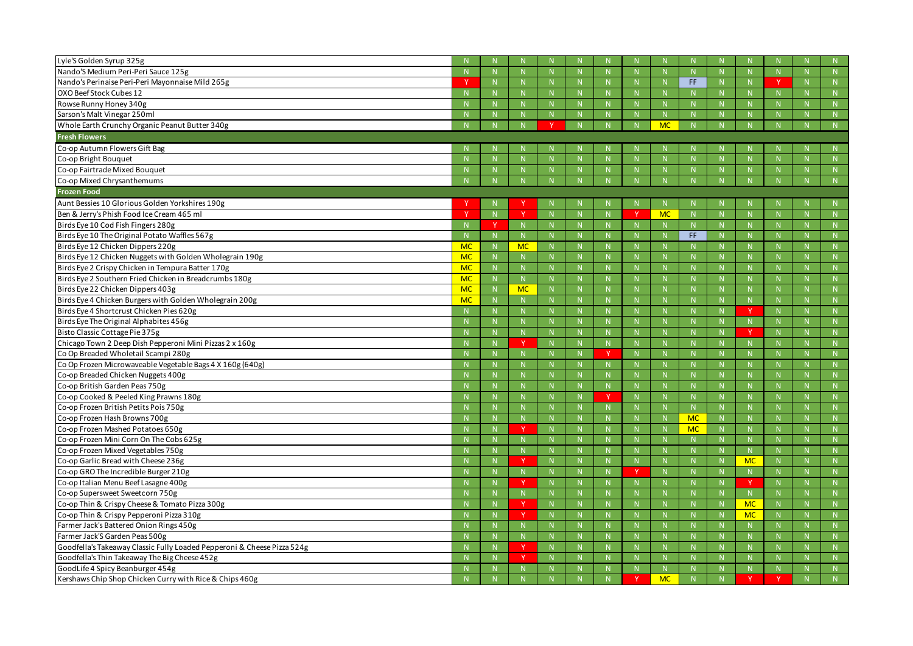| | | | | | | | | | | | | | | |
|---|---|---|---|---|---|---|---|---|---|---|---|---|---|---|
| Lyle'S Golden Syrup 325g | N | N | N | N | N | N | N | N | N | N | N | N | N | N |
| Nando'S Medium Peri-Peri Sauce 125g | N | N | N | N | N | N | N | N | N | N | N | N | N | N |
| Nando's Perinaise Peri-Peri Mayonnaise Mild 265g | Y | N | N | N | N | N | N | N | FF | N | N | Y | N | N |
| OXO Beef Stock Cubes 12 | N | N | N | N | N | N | N | N | N | N | N | N | N | N |
| Rowse Runny Honey 340g | N | N | N | N | N | N | N | N | N | N | N | N | N | N |
| Sarson's Malt Vinegar 250ml | N | N | N | N | N | N | N | N | N | N | N | N | N | N |
| Whole Earth Crunchy Organic Peanut Butter 340g | N | N | N | Y | N | N | N | MC | N | N | N | N | N | N |
| **Fresh Flowers** | | | | | | | | | | | | | | |
| Co-op Autumn Flowers Gift Bag | N | N | N | N | N | N | N | N | N | N | N | N | N | N |
| Co-op Bright Bouquet | N | N | N | N | N | N | N | N | N | N | N | N | N | N |
| Co-op Fairtrade Mixed Bouquet | N | N | N | N | N | N | N | N | N | N | N | N | N | N |
| Co-op Mixed Chrysanthemums | N | N | N | N | N | N | N | N | N | N | N | N | N | N |
| **Frozen Food** | | | | | | | | | | | | | | |
| Aunt Bessies 10 Glorious Golden Yorkshires 190g | Y | N | Y | N | N | N | N | N | N | N | N | N | N | N |
| Ben & Jerry's Phish Food Ice Cream 465 ml | Y | N | Y | N | N | N | Y | MC | N | N | N | N | N | N |
| Birds Eye 10 Cod Fish Fingers 280g | N | Y | N | N | N | N | N | N | N | N | N | N | N | N |
| Birds Eye 10 The Original Potato Waffles 567g | N | N | N | N | N | N | N | N | FF | N | N | N | N | N |
| Birds Eye 12 Chicken Dippers 220g | MC | N | MC | N | N | N | N | N | N | N | N | N | N | N |
| Birds Eye 12 Chicken Nuggets with Golden Wholegrain 190g | MC | N | N | N | N | N | N | N | N | N | N | N | N | N |
| Birds Eye 2 Crispy Chicken in Tempura Batter 170g | MC | N | N | N | N | N | N | N | N | N | N | N | N | N |
| Birds Eye 2 Southern Fried Chicken in Breadcrumbs 180g | MC | N | N | N | N | N | N | N | N | N | N | N | N | N |
| Birds Eye 22 Chicken Dippers 403g | MC | N | MC | N | N | N | N | N | N | N | N | N | N | N |
| Birds Eye 4 Chicken Burgers with Golden Wholegrain 200g | MC | N | N | N | N | N | N | N | N | N | N | N | N | N |
| Birds Eye 4 Shortcrust Chicken Pies 620g | N | N | N | N | N | N | N | N | N | N | Y | N | N | N |
| Birds Eye The Original Alphabites 456g | N | N | N | N | N | N | N | N | N | N | N | N | N | N |
| Bisto Classic Cottage Pie 375g | N | N | N | N | N | N | N | N | N | N | Y | N | N | N |
| Chicago Town 2 Deep Dish Pepperoni Mini Pizzas 2 x 160g | N | N | Y | N | N | N | N | N | N | N | N | N | N | N |
| Co Op Breaded Wholetail Scampi 280g | N | N | N | N | N | Y | N | N | N | N | N | N | N | N |
| Co Op Frozen Microwaveable Vegetable Bags 4 X 160g (640g) | N | N | N | N | N | N | N | N | N | N | N | N | N | N |
| Co-op Breaded Chicken Nuggets 400g | N | N | N | N | N | N | N | N | N | N | N | N | N | N |
| Co-op British Garden Peas 750g | N | N | N | N | N | N | N | N | N | N | N | N | N | N |
| Co-op Cooked & Peeled King Prawns 180g | N | N | N | N | N | Y | N | N | N | N | N | N | N | N |
| Co-op Frozen British Petits Pois 750g | N | N | N | N | N | N | N | N | N | N | N | N | N | N |
| Co-op Frozen Hash Browns 700g | N | N | N | N | N | N | N | N | MC | N | N | N | N | N |
| Co-op Frozen Mashed Potatoes 650g | N | N | Y | N | N | N | N | N | MC | N | N | N | N | N |
| Co-op Frozen Mini Corn On The Cobs 625g | N | N | N | N | N | N | N | N | N | N | N | N | N | N |
| Co-op Frozen Mixed Vegetables 750g | N | N | N | N | N | N | N | N | N | N | N | N | N | N |
| Co-op Garlic Bread with Cheese 236g | N | N | Y | N | N | N | N | N | N | N | MC | N | N | N |
| Co-op GRO The Incredible Burger 210g | N | N | N | N | N | N | Y | N | N | N | N | N | N | N |
| Co-op Italian Menu Beef Lasagne 400g | N | N | Y | N | N | N | N | N | N | N | Y | N | N | N |
| Co-op Supersweet Sweetcorn 750g | N | N | N | N | N | N | N | N | N | N | N | N | N | N |
| Co-op Thin & Crispy Cheese & Tomato Pizza 300g | N | N | Y | N | N | N | N | N | N | N | MC | N | N | N |
| Co-op Thin & Crispy Pepperoni Pizza 310g | N | N | Y | N | N | N | N | N | N | N | MC | N | N | N |
| Farmer Jack's Battered Onion Rings 450g | N | N | N | N | N | N | N | N | N | N | N | N | N | N |
| Farmer Jack'S Garden Peas 500g | N | N | N | N | N | N | N | N | N | N | N | N | N | N |
| Goodfella's Takeaway Classic Fully Loaded Pepperoni & Cheese Pizza 524g | N | N | Y | N | N | N | N | N | N | N | N | N | N | N |
| Goodfella's Thin Takeaway The Big Cheese 452g | N | N | Y | N | N | N | N | N | N | N | N | N | N | N |
| GoodLife 4 Spicy Beanburger 454g | N | N | N | N | N | N | N | N | N | N | N | N | N | N |
| Kershaws Chip Shop Chicken Curry with Rice & Chips 460g | N | N | N | N | N | N | Y | MC | N | N | Y | Y | N | N |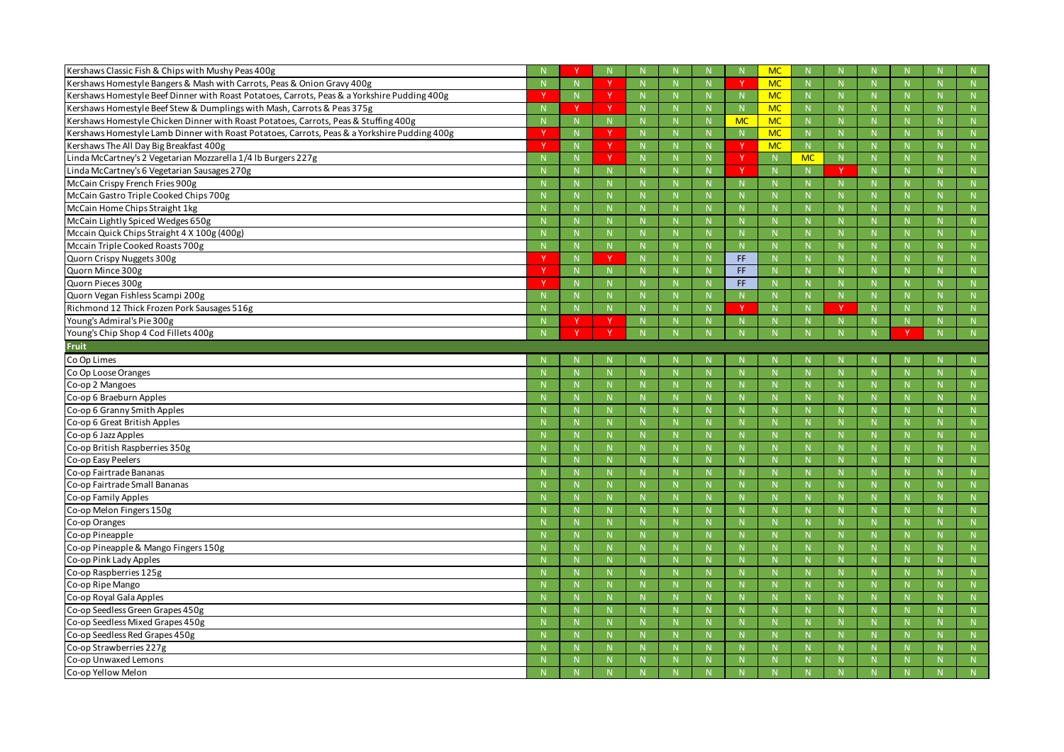| | | | | | | | | | | | | | | |
|---|---|---|---|---|---|---|---|---|---|---|---|---|---|---|
| Kershaws Classic Fish & Chips with Mushy Peas 400g | N | Y | N | N | N | N | N | MC | N | N | N | N | N | N |
| Kershaws Homestyle Bangers & Mash with Carrots, Peas & Onion Gravy 400g | N | N | Y | N | N | N | Y | MC | N | N | N | N | N | N |
| Kershaws Homestyle Beef Dinner with Roast Potatoes, Carrots, Peas & a Yorkshire Pudding 400g | Y | N | Y | N | N | N | N | MC | N | N | N | N | N | N |
| Kershaws Homestyle Beef Stew & Dumplings with Mash, Carrots & Peas 375g | N | Y | Y | N | N | N | N | MC | N | N | N | N | N | N |
| Kershaws Homestyle Chicken Dinner with Roast Potatoes, Carrots, Peas & Stuffing 400g | N | N | N | N | N | N | MC | MC | N | N | N | N | N | N |
| Kershaws Homestyle Lamb Dinner with Roast Potatoes, Carrots, Peas & a Yorkshire Pudding 400g | Y | N | Y | N | N | N | N | MC | N | N | N | N | N | N |
| Kershaws The All Day Big Breakfast 400g | Y | N | Y | N | N | N | Y | MC | N | N | N | N | N | N |
| Linda McCartney's 2 Vegetarian Mozzarella 1/4 lb Burgers 227g | N | N | Y | N | N | N | Y | N | MC | N | N | N | N | N |
| Linda McCartney's 6 Vegetarian Sausages 270g | N | N | N | N | N | N | Y | N | N | Y | N | N | N | N |
| McCain Crispy French Fries 900g | N | N | N | N | N | N | N | N | N | N | N | N | N | N |
| McCain Gastro Triple Cooked Chips 700g | N | N | N | N | N | N | N | N | N | N | N | N | N | N |
| McCain Home Chips Straight 1kg | N | N | N | N | N | N | N | N | N | N | N | N | N | N |
| McCain Lightly Spiced Wedges 650g | N | N | N | N | N | N | N | N | N | N | N | N | N | N |
| Mccain Quick Chips Straight 4 X 100g (400g) | N | N | N | N | N | N | N | N | N | N | N | N | N | N |
| Mccain Triple Cooked Roasts 700g | N | N | N | N | N | N | N | N | N | N | N | N | N | N |
| Quorn Crispy Nuggets 300g | Y | N | Y | N | N | N | FF | N | N | N | N | N | N | N |
| Quorn Mince 300g | Y | N | N | N | N | N | FF | N | N | N | N | N | N | N |
| Quorn Pieces 300g | Y | N | N | N | N | N | FF | N | N | N | N | N | N | N |
| Quorn Vegan Fishless Scampi 200g | N | N | N | N | N | N | N | N | N | N | N | N | N | N |
| Richmond 12 Thick Frozen Pork Sausages 516g | N | N | N | N | N | N | Y | N | N | Y | N | N | N | N |
| Young's Admiral's Pie 300g | N | Y | Y | N | N | N | N | N | N | N | N | N | N | N |
| Young's Chip Shop 4 Cod Fillets 400g | N | Y | Y | N | N | N | N | N | N | N | N | Y | N | N |
| **Fruit** | | | | | | | | | | | | | | |
| Co Op Limes | N | N | N | N | N | N | N | N | N | N | N | N | N | N |
| Co Op Loose Oranges | N | N | N | N | N | N | N | N | N | N | N | N | N | N |
| Co-op 2 Mangoes | N | N | N | N | N | N | N | N | N | N | N | N | N | N |
| Co-op 6 Braeburn Apples | N | N | N | N | N | N | N | N | N | N | N | N | N | N |
| Co-op 6 Granny Smith Apples | N | N | N | N | N | N | N | N | N | N | N | N | N | N |
| Co-op 6 Great British Apples | N | N | N | N | N | N | N | N | N | N | N | N | N | N |
| Co-op 6 Jazz Apples | N | N | N | N | N | N | N | N | N | N | N | N | N | N |
| Co-op British Raspberries 350g | N | N | N | N | N | N | N | N | N | N | N | N | N | N |
| Co-op Easy Peelers | N | N | N | N | N | N | N | N | N | N | N | N | N | N |
| Co-op Fairtrade Bananas | N | N | N | N | N | N | N | N | N | N | N | N | N | N |
| Co-op Fairtrade Small Bananas | N | N | N | N | N | N | N | N | N | N | N | N | N | N |
| Co-op Family Apples | N | N | N | N | N | N | N | N | N | N | N | N | N | N |
| Co-op Melon Fingers 150g | N | N | N | N | N | N | N | N | N | N | N | N | N | N |
| Co-op Oranges | N | N | N | N | N | N | N | N | N | N | N | N | N | N |
| Co-op Pineapple | N | N | N | N | N | N | N | N | N | N | N | N | N | N |
| Co-op Pineapple & Mango Fingers 150g | N | N | N | N | N | N | N | N | N | N | N | N | N | N |
| Co-op Pink Lady Apples | N | N | N | N | N | N | N | N | N | N | N | N | N | N |
| Co-op Raspberries 125g | N | N | N | N | N | N | N | N | N | N | N | N | N | N |
| Co-op Ripe Mango | N | N | N | N | N | N | N | N | N | N | N | N | N | N |
| Co-op Royal Gala Apples | N | N | N | N | N | N | N | N | N | N | N | N | N | N |
| Co-op Seedless Green Grapes 450g | N | N | N | N | N | N | N | N | N | N | N | N | N | N |
| Co-op Seedless Mixed Grapes 450g | N | N | N | N | N | N | N | N | N | N | N | N | N | N |
| Co-op Seedless Red Grapes 450g | N | N | N | N | N | N | N | N | N | N | N | N | N | N |
| Co-op Strawberries 227g | N | N | N | N | N | N | N | N | N | N | N | N | N | N |
| Co-op Unwaxed Lemons | N | N | N | N | N | N | N | N | N | N | N | N | N | N |
| Co-op Yellow Melon | N | N | N | N | N | N | N | N | N | N | N | N | N | N |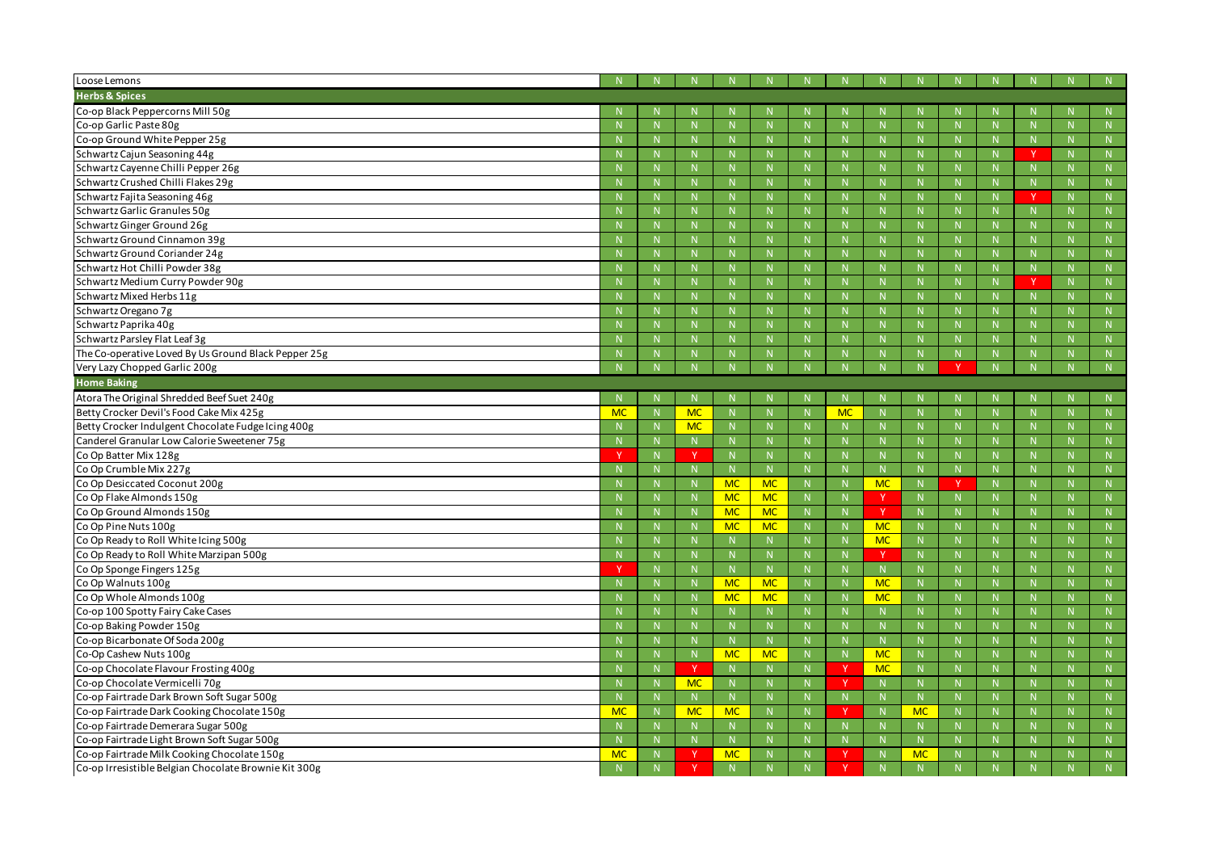| | | | | | | | | | | | | | | |
|---|---|---|---|---|---|---|---|---|---|---|---|---|---|---|
| Loose Lemons | N | N | N | N | N | N | N | N | N | N | N | N | N | N |
| **Herbs & Spices** | | | | | | | | | | | | | | |
| Co-op Black Peppercorns Mill 50g | N | N | N | N | N | N | N | N | N | N | N | N | N | N |
| Co-op Garlic Paste 80g | N | N | N | N | N | N | N | N | N | N | N | N | N | N |
| Co-op Ground White Pepper 25g | N | N | N | N | N | N | N | N | N | N | N | N | N | N |
| Schwartz Cajun Seasoning 44g | N | N | N | N | N | N | N | N | N | N | N | Y | N | N |
| Schwartz Cayenne Chilli Pepper 26g | N | N | N | N | N | N | N | N | N | N | N | N | N | N |
| Schwartz Crushed Chilli Flakes 29g | N | N | N | N | N | N | N | N | N | N | N | N | N | N |
| Schwartz Fajita Seasoning 46g | N | N | N | N | N | N | N | N | N | N | N | Y | N | N |
| Schwartz Garlic Granules 50g | N | N | N | N | N | N | N | N | N | N | N | N | N | N |
| Schwartz Ginger Ground 26g | N | N | N | N | N | N | N | N | N | N | N | N | N | N |
| Schwartz Ground Cinnamon 39g | N | N | N | N | N | N | N | N | N | N | N | N | N | N |
| Schwartz Ground Coriander 24g | N | N | N | N | N | N | N | N | N | N | N | N | N | N |
| Schwartz Hot Chilli Powder 38g | N | N | N | N | N | N | N | N | N | N | N | N | N | N |
| Schwartz Medium Curry Powder 90g | N | N | N | N | N | N | N | N | N | N | N | Y | N | N |
| Schwartz Mixed Herbs 11g | N | N | N | N | N | N | N | N | N | N | N | N | N | N |
| Schwartz Oregano 7g | N | N | N | N | N | N | N | N | N | N | N | N | N | N |
| Schwartz Paprika 40g | N | N | N | N | N | N | N | N | N | N | N | N | N | N |
| Schwartz Parsley Flat Leaf 3g | N | N | N | N | N | N | N | N | N | N | N | N | N | N |
| The Co-operative Loved By Us Ground Black Pepper 25g | N | N | N | N | N | N | N | N | N | N | N | N | N | N |
| Very Lazy Chopped Garlic 200g | N | N | N | N | N | N | N | N | N | Y | N | N | N | N |
| **Home Baking** | | | | | | | | | | | | | | |
| Atora The Original Shredded Beef Suet 240g | N | N | N | N | N | N | N | N | N | N | N | N | N | N |
| Betty Crocker Devil's Food Cake Mix 425g | MC | N | MC | N | N | N | MC | N | N | N | N | N | N | N |
| Betty Crocker Indulgent Chocolate Fudge Icing 400g | N | N | MC | N | N | N | N | N | N | N | N | N | N | N |
| Canderel Granular Low Calorie Sweetener 75g | N | N | N | N | N | N | N | N | N | N | N | N | N | N |
| Co Op Batter Mix 128g | Y | N | Y | N | N | N | N | N | N | N | N | N | N | N |
| Co Op Crumble Mix 227g | N | N | N | N | N | N | N | N | N | N | N | N | N | N |
| Co Op Desiccated Coconut 200g | N | N | N | MC | MC | N | N | MC | N | Y | N | N | N | N |
| Co Op Flake Almonds 150g | N | N | N | MC | MC | N | N | Y | N | N | N | N | N | N |
| Co Op Ground Almonds 150g | N | N | N | MC | MC | N | N | Y | N | N | N | N | N | N |
| Co Op Pine Nuts 100g | N | N | N | MC | MC | N | N | MC | N | N | N | N | N | N |
| Co Op Ready to Roll White Icing 500g | N | N | N | N | N | N | N | MC | N | N | N | N | N | N |
| Co Op Ready to Roll White Marzipan 500g | N | N | N | N | N | N | N | Y | N | N | N | N | N | N |
| Co Op Sponge Fingers 125g | Y | N | N | N | N | N | N | N | N | N | N | N | N | N |
| Co Op Walnuts 100g | N | N | N | MC | MC | N | N | MC | N | N | N | N | N | N |
| Co Op Whole Almonds 100g | N | N | N | MC | MC | N | N | MC | N | N | N | N | N | N |
| Co-op 100 Spotty Fairy Cake Cases | N | N | N | N | N | N | N | N | N | N | N | N | N | N |
| Co-op Baking Powder 150g | N | N | N | N | N | N | N | N | N | N | N | N | N | N |
| Co-op Bicarbonate Of Soda 200g | N | N | N | N | N | N | N | N | N | N | N | N | N | N |
| Co-Op Cashew Nuts 100g | N | N | N | MC | MC | N | N | MC | N | N | N | N | N | N |
| Co-op Chocolate Flavour Frosting 400g | N | N | Y | N | N | N | Y | MC | N | N | N | N | N | N |
| Co-op Chocolate Vermicelli 70g | N | N | MC | N | N | N | Y | N | N | N | N | N | N | N |
| Co-op Fairtrade Dark Brown Soft Sugar 500g | N | N | N | N | N | N | N | N | N | N | N | N | N | N |
| Co-op Fairtrade Dark Cooking Chocolate 150g | MC | N | MC | MC | N | N | Y | N | MC | N | N | N | N | N |
| Co-op Fairtrade Demerara Sugar 500g | N | N | N | N | N | N | N | N | N | N | N | N | N | N |
| Co-op Fairtrade Light Brown Soft Sugar 500g | N | N | N | N | N | N | N | N | N | N | N | N | N | N |
| Co-op Fairtrade Milk Cooking Chocolate 150g | MC | N | Y | MC | N | N | Y | N | MC | N | N | N | N | N |
| Co-op Irresistible Belgian Chocolate Brownie Kit 300g | N | N | Y | N | N | N | Y | N | N | N | N | N | N | N |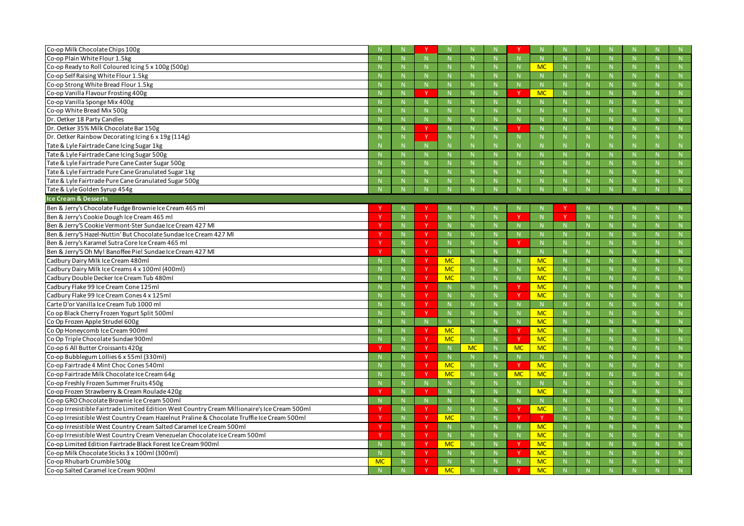| | | | | | | | | | | | | | | |
|---|---|---|---|---|---|---|---|---|---|---|---|---|---|---|
| Co-op Milk Chocolate Chips 100g | N | N | Y | N | N | N | Y | N | N | N | N | N | N | N |
| Co-op Plain White Flour 1.5kg | N | N | N | N | N | N | N | N | N | N | N | N | N | N |
| Co-op Ready to Roll Coloured Icing 5 x 100g (500g) | N | N | N | N | N | N | N | MC | N | N | N | N | N | N |
| Co-op Self Raising White Flour 1.5kg | N | N | N | N | N | N | N | N | N | N | N | N | N | N |
| Co-op Strong White Bread Flour 1.5kg | N | N | N | N | N | N | N | N | N | N | N | N | N | N |
| Co-op Vanilla Flavour Frosting 400g | N | N | Y | N | N | N | Y | MC | N | N | N | N | N | N |
| Co-op Vanilla Sponge Mix 400g | N | N | N | N | N | N | N | N | N | N | N | N | N | N |
| Co-op White Bread Mix 500g | N | N | N | N | N | N | N | N | N | N | N | N | N | N |
| Dr. Oetker 18 Party Candles | N | N | N | N | N | N | N | N | N | N | N | N | N | N |
| Dr. Oetker 35% Milk Chocolate Bar 150g | N | N | Y | N | N | N | Y | N | N | N | N | N | N | N |
| Dr. Oetker Rainbow Decorating Icing 6 x 19g (114g) | N | N | Y | N | N | N | N | N | N | N | N | N | N | N |
| Tate & Lyle Fairtrade Cane Icing Sugar 1kg | N | N | N | N | N | N | N | N | N | N | N | N | N | N |
| Tate & Lyle Fairtrade Cane Icing Sugar 500g | N | N | N | N | N | N | N | N | N | N | N | N | N | N |
| Tate & Lyle Fairtrade Pure Cane Caster Sugar 500g | N | N | N | N | N | N | N | N | N | N | N | N | N | N |
| Tate & Lyle Fairtrade Pure Cane Granulated Sugar 1kg | N | N | N | N | N | N | N | N | N | N | N | N | N | N |
| Tate & Lyle Fairtrade Pure Cane Granulated Sugar 500g | N | N | N | N | N | N | N | N | N | N | N | N | N | N |
| Tate & Lyle Golden Syrup 454g | N | N | N | N | N | N | N | N | N | N | N | N | N | N |
| **Ice Cream & Desserts** | | | | | | | | | | | | | | |
| Ben & Jerry's Chocolate Fudge Brownie Ice Cream 465 ml | Y | N | Y | N | N | N | N | N | Y | N | N | N | N | N |
| Ben & Jerry's Cookie Dough Ice Cream 465 ml | Y | N | Y | N | N | N | Y | N | Y | N | N | N | N | N |
| Ben & Jerry'S Cookie Vermont-Ster Sundae Ice Cream 427 Ml | Y | N | Y | N | N | N | N | N | N | N | N | N | N | N |
| Ben & Jerry'S Hazel-Nuttin' But Chocolate Sundae Ice Cream 427 Ml | Y | N | Y | N | N | N | N | N | N | N | N | N | N | N |
| Ben & Jerry's Karamel Sutra Core Ice Cream 465 ml | Y | N | Y | N | N | N | Y | N | N | N | N | N | N | N |
| Ben & Jerry'S Oh My! Banoffee Pie! Sundae Ice Cream 427 Ml | Y | N | Y | N | N | N | N | N | N | N | N | N | N | N |
| Cadbury Dairy Milk Ice Cream 480ml | N | N | Y | MC | N | N | N | MC | N | N | N | N | N | N |
| Cadbury Dairy Milk Ice Creams 4 x 100ml (400ml) | N | N | Y | MC | N | N | N | MC | N | N | N | N | N | N |
| Cadbury Double Decker Ice Cream Tub 480ml | N | N | Y | MC | N | N | N | MC | N | N | N | N | N | N |
| Cadbury Flake 99 Ice Cream Cone 125ml | N | N | Y | N | N | N | Y | MC | N | N | N | N | N | N |
| Cadbury Flake 99 Ice Cream Cones 4 x 125ml | N | N | Y | N | N | N | Y | MC | N | N | N | N | N | N |
| Carte D'or Vanilla Ice Cream Tub 1000 ml | N | N | Y | N | N | N | N | N | N | N | N | N | N | N |
| Co op Black Cherry Frozen Yogurt Split 500ml | N | N | Y | N | N | N | N | MC | N | N | N | N | N | N |
| Co Op Frozen Apple Strudel 600g | N | N | N | N | N | N | N | MC | N | N | N | N | N | N |
| Co Op Honeycomb Ice Cream 900ml | N | N | Y | MC | N | N | Y | MC | N | N | N | N | N | N |
| Co Op Triple Chocolate Sundae 900ml | N | N | Y | MC | N | N | Y | MC | N | N | N | N | N | N |
| Co-op 6 All Butter Croissants 420g | Y | N | Y | N | MC | N | MC | MC | N | N | N | N | N | N |
| Co-op Bubblegum Lollies 6 x 55ml (330ml) | N | N | Y | N | N | N | N | N | N | N | N | N | N | N |
| Co-op Fairtrade 4 Mint Choc Cones 540ml | N | N | Y | MC | N | N | Y | MC | N | N | N | N | N | N |
| Co-op Fairtrade Milk Chocolate Ice Cream 64g | N | N | Y | MC | N | N | MC | MC | N | N | N | N | N | N |
| Co-op Freshly Frozen Summer Fruits 450g | N | N | N | N | N | N | N | N | N | N | N | N | N | N |
| Co-op Frozen Strawberry & Cream Roulade 420g | Y | N | Y | N | N | N | N | MC | N | N | N | N | N | N |
| Co-op GRO Chocolate Brownie Ice Cream 500ml | N | N | N | N | N | N | N | N | N | N | N | N | N | N |
| Co-op Irresistible Fairtrade Limited Edition West Country Cream Millionaire's Ice Cream 500ml | Y | N | Y | N | N | N | Y | MC | N | N | N | N | N | N |
| Co-op Irresistible West Country Cream Hazelnut Praline & Chocolate Truffle Ice Cream 500ml | Y | N | Y | MC | N | N | Y | Y | N | N | N | N | N | N |
| Co-op Irresistible West Country Cream Salted Caramel Ice Cream 500ml | Y | N | Y | N | N | N | N | MC | N | N | N | N | N | N |
| Co-op Irresistible West Country Cream Venezuelan Chocolate Ice Cream 500ml | Y | N | Y | N | N | N | N | MC | N | N | N | N | N | N |
| Co-op Limited Edition Fairtrade Black Forest Ice Cream 900ml | N | N | Y | MC | N | N | Y | MC | N | N | N | N | N | N |
| Co-op Milk Chocolate Sticks 3 x 100ml (300ml) | N | N | Y | N | N | N | Y | MC | N | N | N | N | N | N |
| Co-op Rhubarb Crumble 500g | MC | N | Y | N | N | N | N | MC | N | N | N | N | N | N |
| Co-op Salted Caramel Ice Cream 900ml | N | N | Y | MC | N | N | Y | MC | N | N | N | N | N | N |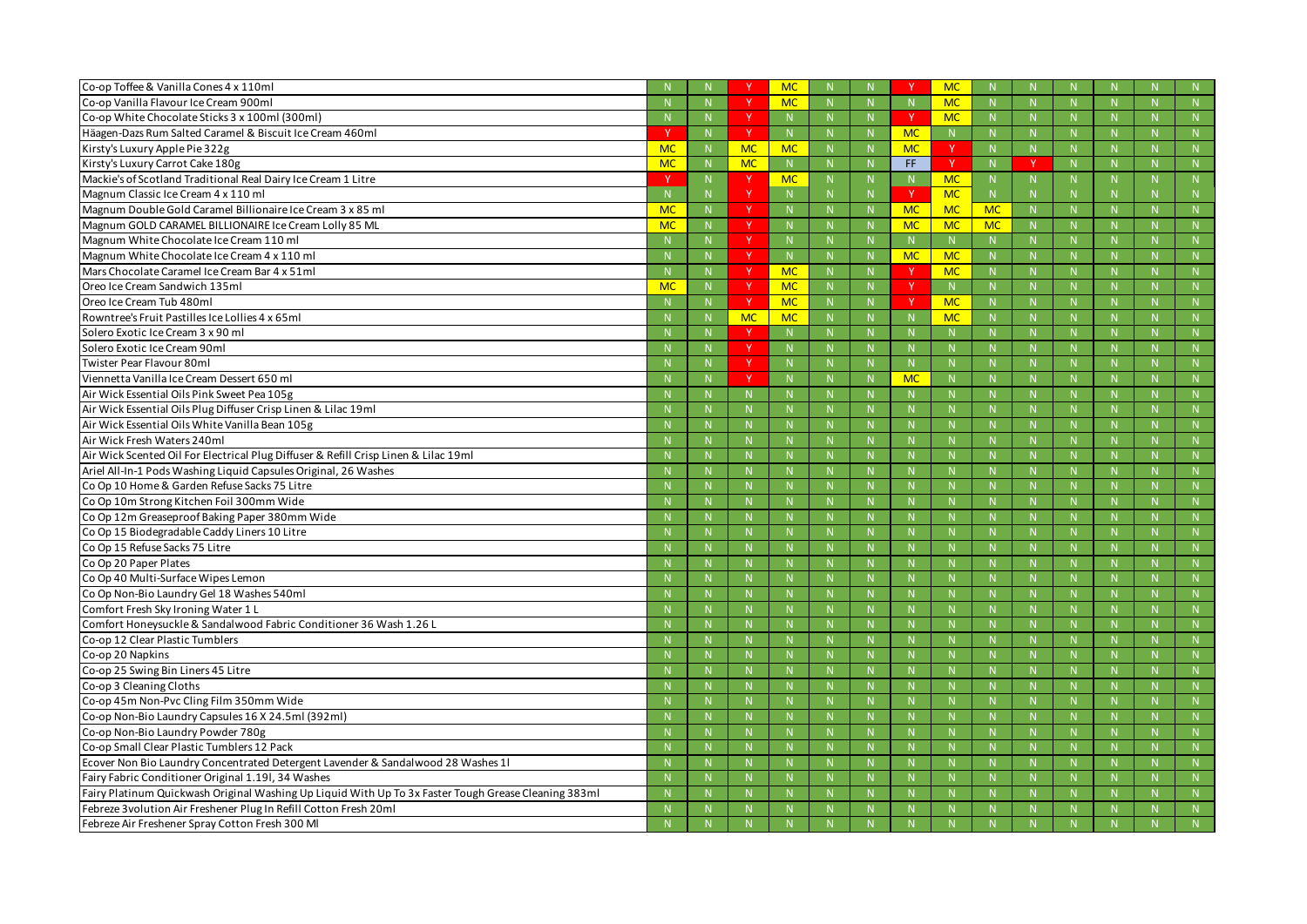| | | | | | | | | | | | | | | |
|---|---|---|---|---|---|---|---|---|---|---|---|---|---|---|
| Co-op Toffee & Vanilla Cones 4 x 110ml | N | N | Y | MC | N | N | Y | MC | N | N | N | N | N | N |
| Co-op Vanilla Flavour Ice Cream 900ml | N | N | Y | MC | N | N | N | MC | N | N | N | N | N | N |
| Co-op White Chocolate Sticks 3 x 100ml (300ml) | N | N | Y | N | N | N | Y | MC | N | N | N | N | N | N |
| Häagen-Dazs Rum Salted Caramel & Biscuit Ice Cream 460ml | Y | N | Y | N | N | N | MC | N | N | N | N | N | N | N |
| Kirsty's Luxury Apple Pie 322g | MC | N | MC | MC | N | N | MC | Y | N | N | N | N | N | N |
| Kirsty's Luxury Carrot Cake 180g | MC | N | MC | N | N | N | FF | Y | N | Y | N | N | N | N |
| Mackie's of Scotland Traditional Real Dairy Ice Cream 1 Litre | Y | N | Y | MC | N | N | N | MC | N | N | N | N | N | N |
| Magnum Classic Ice Cream 4 x 110 ml | N | N | Y | N | N | N | Y | MC | N | N | N | N | N | N |
| Magnum Double Gold Caramel Billionaire Ice Cream 3 x 85 ml | MC | N | Y | N | N | N | MC | MC | MC | N | N | N | N | N |
| Magnum GOLD CARAMEL BILLIONAIRE Ice Cream Lolly 85 ML | MC | N | Y | N | N | N | MC | MC | MC | N | N | N | N | N |
| Magnum White Chocolate Ice Cream 110 ml | N | N | Y | N | N | N | N | N | N | N | N | N | N | N |
| Magnum White Chocolate Ice Cream 4 x 110 ml | N | N | Y | N | N | N | MC | MC | N | N | N | N | N | N |
| Mars Chocolate Caramel Ice Cream Bar 4 x 51ml | N | N | Y | MC | N | N | Y | MC | N | N | N | N | N | N |
| Oreo Ice Cream Sandwich 135ml | MC | N | Y | MC | N | N | Y | N | N | N | N | N | N | N |
| Oreo Ice Cream Tub 480ml | N | N | Y | MC | N | N | Y | MC | N | N | N | N | N | N |
| Rowntree's Fruit Pastilles Ice Lollies 4 x 65ml | N | N | MC | MC | N | N | N | MC | N | N | N | N | N | N |
| Solero Exotic Ice Cream 3 x 90 ml | N | N | Y | N | N | N | N | N | N | N | N | N | N | N |
| Solero Exotic Ice Cream 90ml | N | N | Y | N | N | N | N | N | N | N | N | N | N | N |
| Twister Pear Flavour 80ml | N | N | Y | N | N | N | N | N | N | N | N | N | N | N |
| Viennetta Vanilla Ice Cream Dessert 650 ml | N | N | Y | N | N | N | MC | N | N | N | N | N | N | N |
| Air Wick Essential Oils Pink Sweet Pea 105g | N | N | N | N | N | N | N | N | N | N | N | N | N | N |
| Air Wick Essential Oils Plug Diffuser Crisp Linen & Lilac 19ml | N | N | N | N | N | N | N | N | N | N | N | N | N | N |
| Air Wick Essential Oils White Vanilla Bean 105g | N | N | N | N | N | N | N | N | N | N | N | N | N | N |
| Air Wick Fresh Waters 240ml | N | N | N | N | N | N | N | N | N | N | N | N | N | N |
| Air Wick Scented Oil For Electrical Plug Diffuser & Refill Crisp Linen & Lilac 19ml | N | N | N | N | N | N | N | N | N | N | N | N | N | N |
| Ariel All-In-1 Pods Washing Liquid Capsules Original, 26 Washes | N | N | N | N | N | N | N | N | N | N | N | N | N | N |
| Co Op 10 Home & Garden Refuse Sacks 75 Litre | N | N | N | N | N | N | N | N | N | N | N | N | N | N |
| Co Op 10m Strong Kitchen Foil 300mm Wide | N | N | N | N | N | N | N | N | N | N | N | N | N | N |
| Co Op 12m Greaseproof Baking Paper 380mm Wide | N | N | N | N | N | N | N | N | N | N | N | N | N | N |
| Co Op 15 Biodegradable Caddy Liners 10 Litre | N | N | N | N | N | N | N | N | N | N | N | N | N | N |
| Co Op 15 Refuse Sacks 75 Litre | N | N | N | N | N | N | N | N | N | N | N | N | N | N |
| Co Op 20 Paper Plates | N | N | N | N | N | N | N | N | N | N | N | N | N | N |
| Co Op 40 Multi-Surface Wipes Lemon | N | N | N | N | N | N | N | N | N | N | N | N | N | N |
| Co Op Non-Bio Laundry Gel 18 Washes 540ml | N | N | N | N | N | N | N | N | N | N | N | N | N | N |
| Comfort Fresh Sky Ironing Water 1 L | N | N | N | N | N | N | N | N | N | N | N | N | N | N |
| Comfort Honeysuckle & Sandalwood Fabric Conditioner 36 Wash 1.26 L | N | N | N | N | N | N | N | N | N | N | N | N | N | N |
| Co-op 12 Clear Plastic Tumblers | N | N | N | N | N | N | N | N | N | N | N | N | N | N |
| Co-op 20 Napkins | N | N | N | N | N | N | N | N | N | N | N | N | N | N |
| Co-op 25 Swing Bin Liners 45 Litre | N | N | N | N | N | N | N | N | N | N | N | N | N | N |
| Co-op 3 Cleaning Cloths | N | N | N | N | N | N | N | N | N | N | N | N | N | N |
| Co-op 45m Non-Pvc Cling Film 350mm Wide | N | N | N | N | N | N | N | N | N | N | N | N | N | N |
| Co-op Non-Bio Laundry Capsules 16 X 24.5ml (392ml) | N | N | N | N | N | N | N | N | N | N | N | N | N | N |
| Co-op Non-Bio Laundry Powder 780g | N | N | N | N | N | N | N | N | N | N | N | N | N | N |
| Co-op Small Clear Plastic Tumblers 12 Pack | N | N | N | N | N | N | N | N | N | N | N | N | N | N |
| Ecover Non Bio Laundry Concentrated Detergent Lavender & Sandalwood 28 Washes 1l | N | N | N | N | N | N | N | N | N | N | N | N | N | N |
| Fairy Fabric Conditioner Original 1.19l, 34 Washes | N | N | N | N | N | N | N | N | N | N | N | N | N | N |
| Fairy Platinum Quickwash Original Washing Up Liquid With Up To 3x Faster Tough Grease Cleaning 383ml | N | N | N | N | N | N | N | N | N | N | N | N | N | N |
| Febreze 3volution Air Freshener Plug In Refill Cotton Fresh 20ml | N | N | N | N | N | N | N | N | N | N | N | N | N | N |
| Febreze Air Freshener Spray Cotton Fresh 300 Ml | N | N | N | N | N | N | N | N | N | N | N | N | N | N |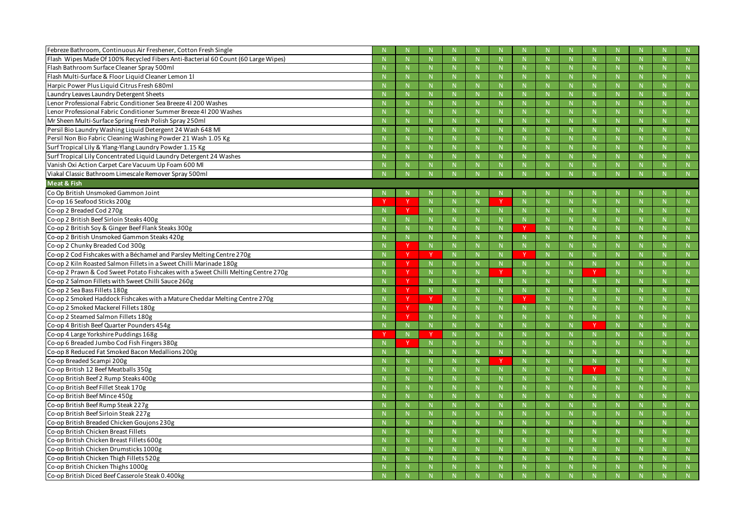| | | | | | | | | | | | | | | |
|---|---|---|---|---|---|---|---|---|---|---|---|---|---|---|
| Febreze Bathroom, Continuous Air Freshener, Cotton Fresh Single | N | N | N | N | N | N | N | N | N | N | N | N | N | N |
| Flash Wipes Made Of 100% Recycled Fibers Anti-Bacterial 60 Count (60 Large Wipes) | N | N | N | N | N | N | N | N | N | N | N | N | N | N |
| Flash Bathroom Surface Cleaner Spray 500ml | N | N | N | N | N | N | N | N | N | N | N | N | N | N |
| Flash Multi-Surface & Floor Liquid Cleaner Lemon 1l | N | N | N | N | N | N | N | N | N | N | N | N | N | N |
| Harpic Power Plus Liquid Citrus Fresh 680ml | N | N | N | N | N | N | N | N | N | N | N | N | N | N |
| Laundry Leaves Laundry Detergent Sheets | N | N | N | N | N | N | N | N | N | N | N | N | N | N |
| Lenor Professional Fabric Conditioner Sea Breeze 4l 200 Washes | N | N | N | N | N | N | N | N | N | N | N | N | N | N |
| Lenor Professional Fabric Conditioner Summer Breeze 4l 200 Washes | N | N | N | N | N | N | N | N | N | N | N | N | N | N |
| Mr Sheen Multi-Surface Spring Fresh Polish Spray 250ml | N | N | N | N | N | N | N | N | N | N | N | N | N | N |
| Persil Bio Laundry Washing Liquid Detergent 24 Wash 648 Ml | N | N | N | N | N | N | N | N | N | N | N | N | N | N |
| Persil Non Bio Fabric Cleaning Washing Powder 21 Wash 1.05 Kg | N | N | N | N | N | N | N | N | N | N | N | N | N | N |
| Surf Tropical Lily & Ylang-Ylang Laundry Powder 1.15 Kg | N | N | N | N | N | N | N | N | N | N | N | N | N | N |
| Surf Tropical Lily Concentrated Liquid Laundry Detergent 24 Washes | N | N | N | N | N | N | N | N | N | N | N | N | N | N |
| Vanish Oxi Action Carpet Care Vacuum Up Foam 600 Ml | N | N | N | N | N | N | N | N | N | N | N | N | N | N |
| Viakal Classic Bathroom Limescale Remover Spray 500ml | N | N | N | N | N | N | N | N | N | N | N | N | N | N |
| **Meat & Fish** | | | | | | | | | | | | | | |
| Co Op British Unsmoked Gammon Joint | N | N | N | N | N | N | N | N | N | N | N | N | N | N |
| Co-op 16 Seafood Sticks 200g | Y | Y | N | N | N | Y | N | N | N | N | N | N | N | N |
| Co-op 2 Breaded Cod 270g | N | Y | N | N | N | N | N | N | N | N | N | N | N | N |
| Co-op 2 British Beef Sirloin Steaks 400g | N | N | N | N | N | N | N | N | N | N | N | N | N | N |
| Co-op 2 British Soy & Ginger Beef Flank Steaks 300g | N | N | N | N | N | N | Y | N | N | N | N | N | N | N |
| Co-op 2 British Unsmoked Gammon Steaks 420g | N | N | N | N | N | N | N | N | N | N | N | N | N | N |
| Co-op 2 Chunky Breaded Cod 300g | N | Y | N | N | N | N | N | N | N | N | N | N | N | N |
| Co-op 2 Cod Fishcakes with a Béchamel and Parsley Melting Centre 270g | N | Y | Y | N | N | N | Y | N | N | N | N | N | N | N |
| Co-op 2 Kiln Roasted Salmon Fillets in a Sweet Chilli Marinade 180g | N | Y | N | N | N | N | N | N | N | N | N | N | N | N |
| Co-op 2 Prawn & Cod Sweet Potato Fishcakes with a Sweet Chilli Melting Centre 270g | N | Y | N | N | N | Y | N | N | N | Y | N | N | N | N |
| Co-op 2 Salmon Fillets with Sweet Chilli Sauce 260g | N | Y | N | N | N | N | N | N | N | N | N | N | N | N |
| Co-op 2 Sea Bass Fillets 180g | N | Y | N | N | N | N | N | N | N | N | N | N | N | N |
| Co-op 2 Smoked Haddock Fishcakes with a Mature Cheddar Melting Centre 270g | N | Y | Y | N | N | N | Y | N | N | N | N | N | N | N |
| Co-op 2 Smoked Mackerel Fillets 180g | N | Y | N | N | N | N | N | N | N | N | N | N | N | N |
| Co-op 2 Steamed Salmon Fillets 180g | N | Y | N | N | N | N | N | N | N | N | N | N | N | N |
| Co-op 4 British Beef Quarter Pounders 454g | N | N | N | N | N | N | N | N | N | Y | N | N | N | N |
| Co-op 4 Large Yorkshire Puddings 168g | Y | N | Y | N | N | N | N | N | N | N | N | N | N | N |
| Co-op 6 Breaded Jumbo Cod Fish Fingers 380g | N | Y | N | N | N | N | N | N | N | N | N | N | N | N |
| Co-op 8 Reduced Fat Smoked Bacon Medallions 200g | N | N | N | N | N | N | N | N | N | N | N | N | N | N |
| Co-op Breaded Scampi 200g | N | N | N | N | N | Y | N | N | N | N | N | N | N | N |
| Co-op British 12 Beef Meatballs 350g | N | N | N | N | N | N | N | N | N | Y | N | N | N | N |
| Co-op British Beef 2 Rump Steaks 400g | N | N | N | N | N | N | N | N | N | N | N | N | N | N |
| Co-op British Beef Fillet Steak 170g | N | N | N | N | N | N | N | N | N | N | N | N | N | N |
| Co-op British Beef Mince 450g | N | N | N | N | N | N | N | N | N | N | N | N | N | N |
| Co-op British Beef Rump Steak 227g | N | N | N | N | N | N | N | N | N | N | N | N | N | N |
| Co-op British Beef Sirloin Steak 227g | N | N | N | N | N | N | N | N | N | N | N | N | N | N |
| Co-op British Breaded Chicken Goujons 230g | N | N | N | N | N | N | N | N | N | N | N | N | N | N |
| Co-op British Chicken Breast Fillets | N | N | N | N | N | N | N | N | N | N | N | N | N | N |
| Co-op British Chicken Breast Fillets 600g | N | N | N | N | N | N | N | N | N | N | N | N | N | N |
| Co-op British Chicken Drumsticks 1000g | N | N | N | N | N | N | N | N | N | N | N | N | N | N |
| Co-op British Chicken Thigh Fillets 520g | N | N | N | N | N | N | N | N | N | N | N | N | N | N |
| Co-op British Chicken Thighs 1000g | N | N | N | N | N | N | N | N | N | N | N | N | N | N |
| Co-op British Diced Beef Casserole Steak 0.400kg | N | N | N | N | N | N | N | N | N | N | N | N | N | N |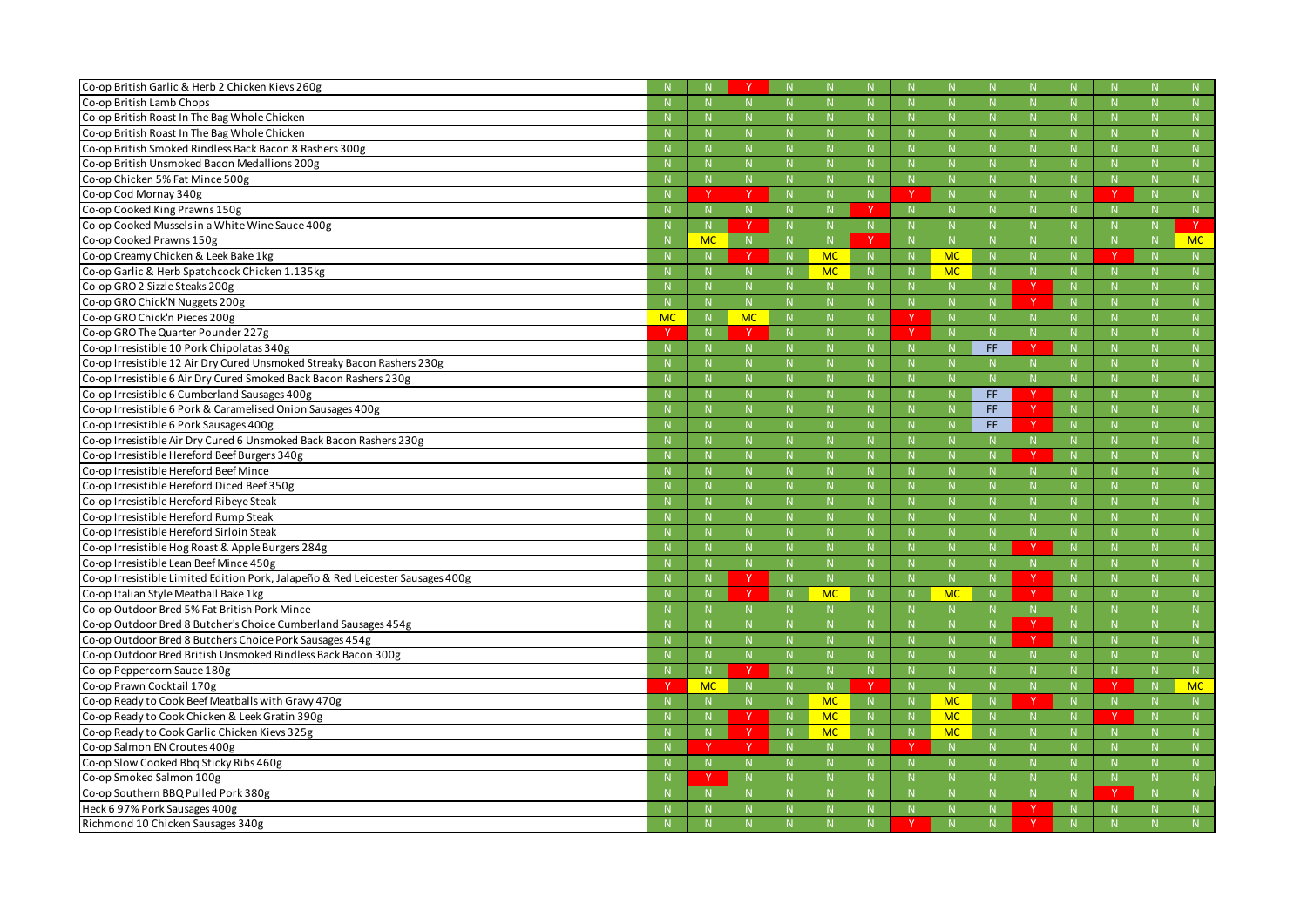| | | | | | | | | | | | | | | |
|---|---|---|---|---|---|---|---|---|---|---|---|---|---|---|
| Co-op British Garlic & Herb 2 Chicken Kievs 260g | N | N | Y | N | N | N | N | N | N | N | N | N | N | N |
| Co-op British Lamb Chops | N | N | N | N | N | N | N | N | N | N | N | N | N | N |
| Co-op British Roast In The Bag Whole Chicken | N | N | N | N | N | N | N | N | N | N | N | N | N | N |
| Co-op British Roast In The Bag Whole Chicken | N | N | N | N | N | N | N | N | N | N | N | N | N | N |
| Co-op British Smoked Rindless Back Bacon 8 Rashers 300g | N | N | N | N | N | N | N | N | N | N | N | N | N | N |
| Co-op British Unsmoked Bacon Medallions 200g | N | N | N | N | N | N | N | N | N | N | N | N | N | N |
| Co-op Chicken 5% Fat Mince 500g | N | N | N | N | N | N | N | N | N | N | N | N | N | N |
| Co-op Cod Mornay 340g | N | Y | Y | N | N | N | Y | N | N | N | N | Y | N | N |
| Co-op Cooked King Prawns 150g | N | N | N | N | N | Y | N | N | N | N | N | N | N | N |
| Co-op Cooked Mussels in a White Wine Sauce 400g | N | N | Y | N | N | N | N | N | N | N | N | N | N | Y |
| Co-op Cooked Prawns 150g | N | MC | N | N | N | Y | N | N | N | N | N | N | N | MC |
| Co-op Creamy Chicken & Leek Bake 1kg | N | N | Y | N | MC | N | N | MC | N | N | N | Y | N | N |
| Co-op Garlic & Herb Spatchcock Chicken 1.135kg | N | N | N | N | MC | N | N | MC | N | N | N | N | N | N |
| Co-op GRO 2 Sizzle Steaks 200g | N | N | N | N | N | N | N | N | N | Y | N | N | N | N |
| Co-op GRO Chick'N Nuggets 200g | N | N | N | N | N | N | N | N | N | Y | N | N | N | N |
| Co-op GRO Chick'n Pieces 200g | MC | N | MC | N | N | N | Y | N | N | N | N | N | N | N |
| Co-op GRO The Quarter Pounder 227g | Y | N | Y | N | N | N | Y | N | N | N | N | N | N | N |
| Co-op Irresistible 10 Pork Chipolatas 340g | N | N | N | N | N | N | N | N | FF | Y | N | N | N | N |
| Co-op Irresistible 12 Air Dry Cured Unsmoked Streaky Bacon Rashers 230g | N | N | N | N | N | N | N | N | N | N | N | N | N | N |
| Co-op Irresistible 6 Air Dry Cured Smoked Back Bacon Rashers 230g | N | N | N | N | N | N | N | N | N | N | N | N | N | N |
| Co-op Irresistible 6 Cumberland Sausages 400g | N | N | N | N | N | N | N | N | FF | Y | N | N | N | N |
| Co-op Irresistible 6 Pork & Caramelised Onion Sausages 400g | N | N | N | N | N | N | N | N | FF | Y | N | N | N | N |
| Co-op Irresistible 6 Pork Sausages 400g | N | N | N | N | N | N | N | N | FF | Y | N | N | N | N |
| Co-op Irresistible Air Dry Cured 6 Unsmoked Back Bacon Rashers 230g | N | N | N | N | N | N | N | N | N | N | N | N | N | N |
| Co-op Irresistible Hereford Beef Burgers 340g | N | N | N | N | N | N | N | N | N | Y | N | N | N | N |
| Co-op Irresistible Hereford Beef Mince | N | N | N | N | N | N | N | N | N | N | N | N | N | N |
| Co-op Irresistible Hereford Diced Beef 350g | N | N | N | N | N | N | N | N | N | N | N | N | N | N |
| Co-op Irresistible Hereford Ribeye Steak | N | N | N | N | N | N | N | N | N | N | N | N | N | N |
| Co-op Irresistible Hereford Rump Steak | N | N | N | N | N | N | N | N | N | N | N | N | N | N |
| Co-op Irresistible Hereford Sirloin Steak | N | N | N | N | N | N | N | N | N | N | N | N | N | N |
| Co-op Irresistible Hog Roast & Apple Burgers 284g | N | N | N | N | N | N | N | N | N | Y | N | N | N | N |
| Co-op Irresistible Lean Beef Mince 450g | N | N | N | N | N | N | N | N | N | N | N | N | N | N |
| Co-op Irresistible Limited Edition Pork, Jalapeño & Red Leicester Sausages 400g | N | N | Y | N | N | N | N | N | N | Y | N | N | N | N |
| Co-op Italian Style Meatball Bake 1kg | N | N | Y | N | MC | N | N | MC | N | Y | N | N | N | N |
| Co-op Outdoor Bred 5% Fat British Pork Mince | N | N | N | N | N | N | N | N | N | N | N | N | N | N |
| Co-op Outdoor Bred 8 Butcher's Choice Cumberland Sausages 454g | N | N | N | N | N | N | N | N | N | Y | N | N | N | N |
| Co-op Outdoor Bred 8 Butchers Choice Pork Sausages 454g | N | N | N | N | N | N | N | N | N | Y | N | N | N | N |
| Co-op Outdoor Bred British Unsmoked Rindless Back Bacon 300g | N | N | N | N | N | N | N | N | N | N | N | N | N | N |
| Co-op Peppercorn Sauce 180g | N | N | Y | N | N | N | N | N | N | N | N | N | N | N |
| Co-op Prawn Cocktail 170g | Y | MC | N | N | N | Y | N | N | N | N | N | Y | N | MC |
| Co-op Ready to Cook Beef Meatballs with Gravy 470g | N | N | N | N | MC | N | N | MC | N | Y | N | N | N | N |
| Co-op Ready to Cook Chicken & Leek Gratin 390g | N | N | Y | N | MC | N | N | MC | N | N | N | Y | N | N |
| Co-op Ready to Cook Garlic Chicken Kievs 325g | N | N | Y | N | MC | N | N | MC | N | N | N | N | N | N |
| Co-op Salmon EN Croutes 400g | N | Y | Y | N | N | N | Y | N | N | N | N | N | N | N |
| Co-op Slow Cooked Bbq Sticky Ribs 460g | N | N | N | N | N | N | N | N | N | N | N | N | N | N |
| Co-op Smoked Salmon 100g | N | Y | N | N | N | N | N | N | N | N | N | N | N | N |
| Co-op Southern BBQ Pulled Pork 380g | N | N | N | N | N | N | N | N | N | N | N | Y | N | N |
| Heck 6 97% Pork Sausages 400g | N | N | N | N | N | N | N | N | N | Y | N | N | N | N |
| Richmond 10 Chicken Sausages 340g | N | N | N | N | N | N | Y | N | N | Y | N | N | N | N |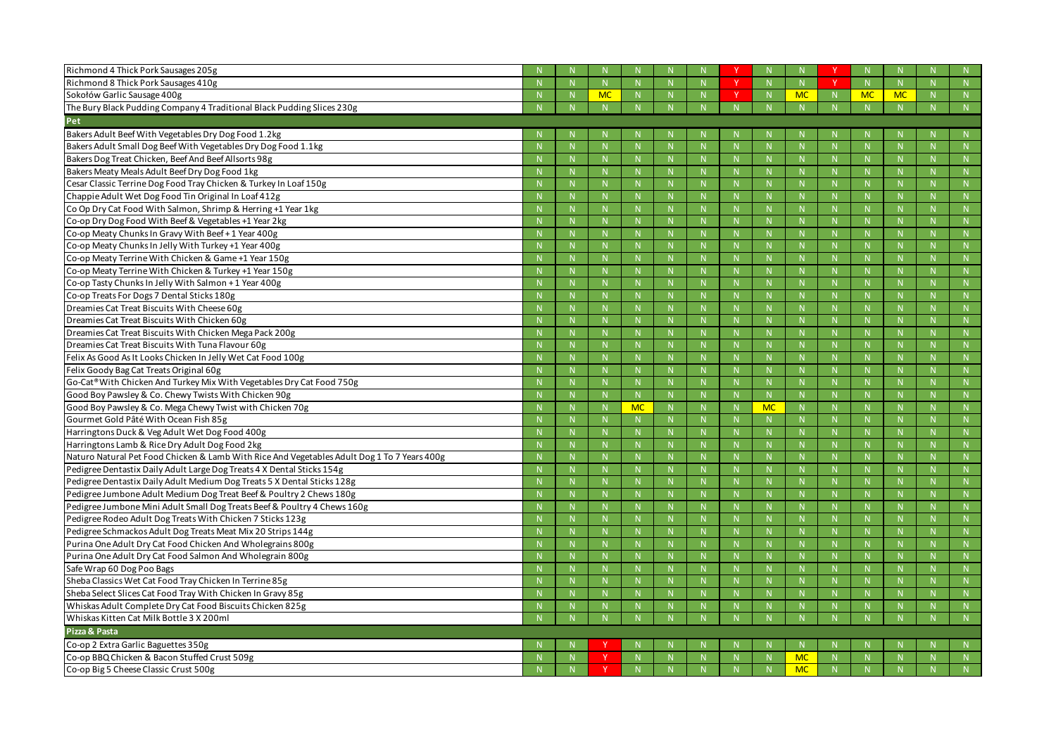| | | | | | | | | | | | | | | |
|---|---|---|---|---|---|---|---|---|---|---|---|---|---|---|
| Richmond 4 Thick Pork Sausages 205g | N | N | N | N | N | N | Y | N | N | Y | N | N | N | N |
| Richmond 8 Thick Pork Sausages 410g | N | N | N | N | N | N | Y | N | N | Y | N | N | N | N |
| Sokołów Garlic Sausage 400g | N | N | MC | N | N | N | Y | N | MC | N | MC | MC | N | N |
| The Bury Black Pudding Company 4 Traditional Black Pudding Slices 230g | N | N | N | N | N | N | N | N | N | N | N | N | N | N |
| **Pet** | | | | | | | | | | | | | | |
| Bakers Adult Beef With Vegetables Dry Dog Food 1.2kg | N | N | N | N | N | N | N | N | N | N | N | N | N | N |
| Bakers Adult Small Dog Beef With Vegetables Dry Dog Food 1.1kg | N | N | N | N | N | N | N | N | N | N | N | N | N | N |
| Bakers Dog Treat Chicken, Beef And Beef Allsorts 98g | N | N | N | N | N | N | N | N | N | N | N | N | N | N |
| Bakers Meaty Meals Adult Beef Dry Dog Food 1kg | N | N | N | N | N | N | N | N | N | N | N | N | N | N |
| Cesar Classic Terrine Dog Food Tray Chicken & Turkey In Loaf 150g | N | N | N | N | N | N | N | N | N | N | N | N | N | N |
| Chappie Adult Wet Dog Food Tin Original In Loaf 412g | N | N | N | N | N | N | N | N | N | N | N | N | N | N |
| Co Op Dry Cat Food With Salmon, Shrimp & Herring +1 Year 1kg | N | N | N | N | N | N | N | N | N | N | N | N | N | N |
| Co-op Dry Dog Food With Beef & Vegetables +1 Year 2kg | N | N | N | N | N | N | N | N | N | N | N | N | N | N |
| Co-op Meaty Chunks In Gravy With Beef + 1 Year 400g | N | N | N | N | N | N | N | N | N | N | N | N | N | N |
| Co-op Meaty Chunks In Jelly With Turkey +1 Year 400g | N | N | N | N | N | N | N | N | N | N | N | N | N | N |
| Co-op Meaty Terrine With Chicken & Game +1 Year 150g | N | N | N | N | N | N | N | N | N | N | N | N | N | N |
| Co-op Meaty Terrine With Chicken & Turkey +1 Year 150g | N | N | N | N | N | N | N | N | N | N | N | N | N | N |
| Co-op Tasty Chunks In Jelly With Salmon + 1 Year 400g | N | N | N | N | N | N | N | N | N | N | N | N | N | N |
| Co-op Treats For Dogs 7 Dental Sticks 180g | N | N | N | N | N | N | N | N | N | N | N | N | N | N |
| Dreamies Cat Treat Biscuits With Cheese 60g | N | N | N | N | N | N | N | N | N | N | N | N | N | N |
| Dreamies Cat Treat Biscuits With Chicken 60g | N | N | N | N | N | N | N | N | N | N | N | N | N | N |
| Dreamies Cat Treat Biscuits With Chicken Mega Pack 200g | N | N | N | N | N | N | N | N | N | N | N | N | N | N |
| Dreamies Cat Treat Biscuits With Tuna Flavour 60g | N | N | N | N | N | N | N | N | N | N | N | N | N | N |
| Felix As Good As It Looks Chicken In Jelly Wet Cat Food 100g | N | N | N | N | N | N | N | N | N | N | N | N | N | N |
| Felix Goody Bag Cat Treats Original 60g | N | N | N | N | N | N | N | N | N | N | N | N | N | N |
| Go-Cat® With Chicken And Turkey Mix With Vegetables Dry Cat Food 750g | N | N | N | N | N | N | N | N | N | N | N | N | N | N |
| Good Boy Pawsley & Co. Chewy Twists With Chicken 90g | N | N | N | N | N | N | N | N | N | N | N | N | N | N |
| Good Boy Pawsley & Co. Mega Chewy Twist with Chicken 70g | N | N | N | MC | N | N | N | MC | N | N | N | N | N | N |
| Gourmet Gold Pâté With Ocean Fish 85g | N | N | N | N | N | N | N | N | N | N | N | N | N | N |
| Harringtons Duck & Veg Adult Wet Dog Food 400g | N | N | N | N | N | N | N | N | N | N | N | N | N | N |
| Harringtons Lamb & Rice Dry Adult Dog Food 2kg | N | N | N | N | N | N | N | N | N | N | N | N | N | N |
| Naturo Natural Pet Food Chicken & Lamb With Rice And Vegetables Adult Dog 1 To 7 Years 400g | N | N | N | N | N | N | N | N | N | N | N | N | N | N |
| Pedigree Dentastix Daily Adult Large Dog Treats 4 X Dental Sticks 154g | N | N | N | N | N | N | N | N | N | N | N | N | N | N |
| Pedigree Dentastix Daily Adult Medium Dog Treats 5 X Dental Sticks 128g | N | N | N | N | N | N | N | N | N | N | N | N | N | N |
| Pedigree Jumbone Adult Medium Dog Treat Beef & Poultry 2 Chews 180g | N | N | N | N | N | N | N | N | N | N | N | N | N | N |
| Pedigree Jumbone Mini Adult Small Dog Treats Beef & Poultry 4 Chews 160g | N | N | N | N | N | N | N | N | N | N | N | N | N | N |
| Pedigree Rodeo Adult Dog Treats With Chicken 7 Sticks 123g | N | N | N | N | N | N | N | N | N | N | N | N | N | N |
| Pedigree Schmackos Adult Dog Treats Meat Mix 20 Strips 144g | N | N | N | N | N | N | N | N | N | N | N | N | N | N |
| Purina One Adult Dry Cat Food Chicken And Wholegrains 800g | N | N | N | N | N | N | N | N | N | N | N | N | N | N |
| Purina One Adult Dry Cat Food Salmon And Wholegrain 800g | N | N | N | N | N | N | N | N | N | N | N | N | N | N |
| Safe Wrap 60 Dog Poo Bags | N | N | N | N | N | N | N | N | N | N | N | N | N | N |
| Sheba Classics Wet Cat Food Tray Chicken In Terrine 85g | N | N | N | N | N | N | N | N | N | N | N | N | N | N |
| Sheba Select Slices Cat Food Tray With Chicken In Gravy 85g | N | N | N | N | N | N | N | N | N | N | N | N | N | N |
| Whiskas Adult Complete Dry Cat Food Biscuits Chicken 825g | N | N | N | N | N | N | N | N | N | N | N | N | N | N |
| Whiskas Kitten Cat Milk Bottle 3 X 200ml | N | N | N | N | N | N | N | N | N | N | N | N | N | N |
| **Pizza & Pasta** | | | | | | | | | | | | | | |
| Co-op 2 Extra Garlic Baguettes 350g | N | N | Y | N | N | N | N | N | N | N | N | N | N | N |
| Co-op BBQ Chicken & Bacon Stuffed Crust 509g | N | N | Y | N | N | N | N | N | MC | N | N | N | N | N |
| Co-op Big 5 Cheese Classic Crust 500g | N | N | Y | N | N | N | N | N | MC | N | N | N | N | N |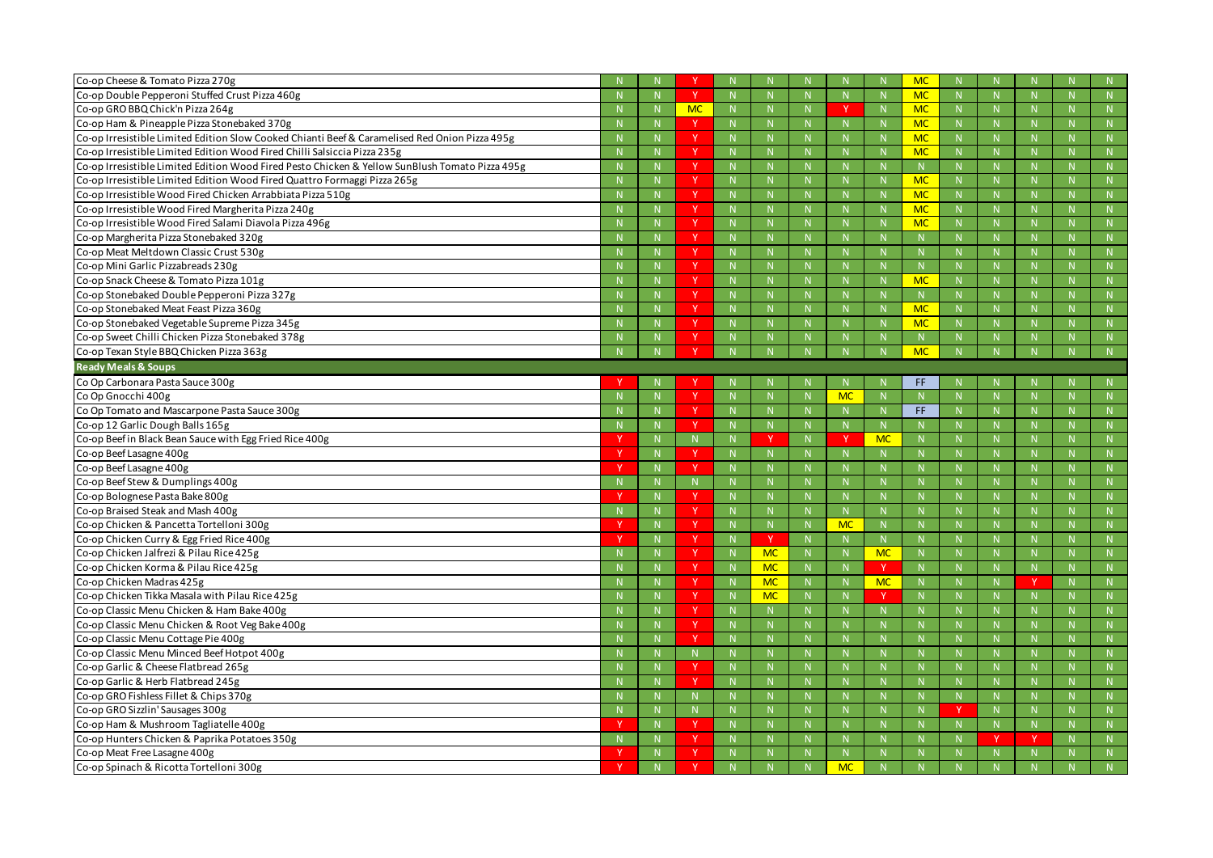| | | | | | | | | | | | | | | |
|---|---|---|---|---|---|---|---|---|---|---|---|---|---|---|
| Co-op Cheese & Tomato Pizza 270g | N | N | Y | N | N | N | N | N | MC | N | N | N | N | N |
| Co-op Double Pepperoni Stuffed Crust Pizza 460g | N | N | Y | N | N | N | N | N | MC | N | N | N | N | N |
| Co-op GRO BBQ Chick'n Pizza 264g | N | N | MC | N | N | N | Y | N | MC | N | N | N | N | N |
| Co-op Ham & Pineapple Pizza Stonebaked 370g | N | N | Y | N | N | N | N | N | MC | N | N | N | N | N |
| Co-op Irresistible Limited Edition Slow Cooked Chianti Beef & Caramelised Red Onion Pizza 495g | N | N | Y | N | N | N | N | N | MC | N | N | N | N | N |
| Co-op Irresistible Limited Edition Wood Fired Chilli Salsiccia Pizza 235g | N | N | Y | N | N | N | N | N | MC | N | N | N | N | N |
| Co-op Irresistible Limited Edition Wood Fired Pesto Chicken & Yellow SunBlush Tomato Pizza 495g | N | N | Y | N | N | N | N | N | N | N | N | N | N | N |
| Co-op Irresistible Limited Edition Wood Fired Quattro Formaggi Pizza 265g | N | N | Y | N | N | N | N | N | MC | N | N | N | N | N |
| Co-op Irresistible Wood Fired Chicken Arrabbiata Pizza 510g | N | N | Y | N | N | N | N | N | MC | N | N | N | N | N |
| Co-op Irresistible Wood Fired Margherita Pizza 240g | N | N | Y | N | N | N | N | N | MC | N | N | N | N | N |
| Co-op Irresistible Wood Fired Salami Diavola Pizza 496g | N | N | Y | N | N | N | N | N | MC | N | N | N | N | N |
| Co-op Margherita Pizza Stonebaked 320g | N | N | Y | N | N | N | N | N | N | N | N | N | N | N |
| Co-op Meat Meltdown Classic Crust 530g | N | N | Y | N | N | N | N | N | N | N | N | N | N | N |
| Co-op Mini Garlic Pizzabreads 230g | N | N | Y | N | N | N | N | N | N | N | N | N | N | N |
| Co-op Snack Cheese & Tomato Pizza 101g | N | N | Y | N | N | N | N | N | MC | N | N | N | N | N |
| Co-op Stonebaked Double Pepperoni Pizza 327g | N | N | Y | N | N | N | N | N | N | N | N | N | N | N |
| Co-op Stonebaked Meat Feast Pizza 360g | N | N | Y | N | N | N | N | N | MC | N | N | N | N | N |
| Co-op Stonebaked Vegetable Supreme Pizza 345g | N | N | Y | N | N | N | N | N | MC | N | N | N | N | N |
| Co-op Sweet Chilli Chicken Pizza Stonebaked 378g | N | N | Y | N | N | N | N | N | N | N | N | N | N | N |
| Co-op Texan Style BBQ Chicken Pizza 363g | N | N | Y | N | N | N | N | N | MC | N | N | N | N | N |
| **Ready Meals & Soups** | | | | | | | | | | | | | | |
| Co Op Carbonara Pasta Sauce 300g | Y | N | Y | N | N | N | N | N | FF | N | N | N | N | N |
| Co Op Gnocchi 400g | N | N | Y | N | N | N | MC | N | N | N | N | N | N | N |
| Co Op Tomato and Mascarpone Pasta Sauce 300g | N | N | Y | N | N | N | N | N | FF | N | N | N | N | N |
| Co-op 12 Garlic Dough Balls 165g | N | N | Y | N | N | N | N | N | N | N | N | N | N | N |
| Co-op Beef in Black Bean Sauce with Egg Fried Rice 400g | Y | N | N | N | Y | N | Y | MC | N | N | N | N | N | N |
| Co-op Beef Lasagne 400g | Y | N | Y | N | N | N | N | N | N | N | N | N | N | N |
| Co-op Beef Lasagne 400g | Y | N | Y | N | N | N | N | N | N | N | N | N | N | N |
| Co-op Beef Stew & Dumplings 400g | N | N | N | N | N | N | N | N | N | N | N | N | N | N |
| Co-op Bolognese Pasta Bake 800g | Y | N | Y | N | N | N | N | N | N | N | N | N | N | N |
| Co-op Braised Steak and Mash 400g | N | N | Y | N | N | N | N | N | N | N | N | N | N | N |
| Co-op Chicken & Pancetta Tortelloni 300g | Y | N | Y | N | N | N | MC | N | N | N | N | N | N | N |
| Co-op Chicken Curry & Egg Fried Rice 400g | Y | N | Y | N | Y | N | N | N | N | N | N | N | N | N |
| Co-op Chicken Jalfrezi & Pilau Rice 425g | N | N | Y | N | MC | N | N | MC | N | N | N | N | N | N |
| Co-op Chicken Korma & Pilau Rice 425g | N | N | Y | N | MC | N | N | Y | N | N | N | N | N | N |
| Co-op Chicken Madras 425g | N | N | Y | N | MC | N | N | MC | N | N | N | Y | N | N |
| Co-op Chicken Tikka Masala with Pilau Rice 425g | N | N | Y | N | MC | N | N | Y | N | N | N | N | N | N |
| Co-op Classic Menu Chicken & Ham Bake 400g | N | N | Y | N | N | N | N | N | N | N | N | N | N | N |
| Co-op Classic Menu Chicken & Root Veg Bake 400g | N | N | Y | N | N | N | N | N | N | N | N | N | N | N |
| Co-op Classic Menu Cottage Pie 400g | N | N | Y | N | N | N | N | N | N | N | N | N | N | N |
| Co-op Classic Menu Minced Beef Hotpot 400g | N | N | N | N | N | N | N | N | N | N | N | N | N | N |
| Co-op Garlic & Cheese Flatbread 265g | N | N | Y | N | N | N | N | N | N | N | N | N | N | N |
| Co-op Garlic & Herb Flatbread 245g | N | N | Y | N | N | N | N | N | N | N | N | N | N | N |
| Co-op GRO Fishless Fillet & Chips 370g | N | N | N | N | N | N | N | N | N | N | N | N | N | N |
| Co-op GRO Sizzlin' Sausages 300g | N | N | N | N | N | N | N | N | N | Y | N | N | N | N |
| Co-op Ham & Mushroom Tagliatelle 400g | Y | N | Y | N | N | N | N | N | N | N | N | N | N | N |
| Co-op Hunters Chicken & Paprika Potatoes 350g | N | N | Y | N | N | N | N | N | N | N | Y | Y | N | N |
| Co-op Meat Free Lasagne 400g | Y | N | Y | N | N | N | N | N | N | N | N | N | N | N |
| Co-op Spinach & Ricotta Tortelloni 300g | Y | N | Y | N | N | N | MC | N | N | N | N | N | N | N |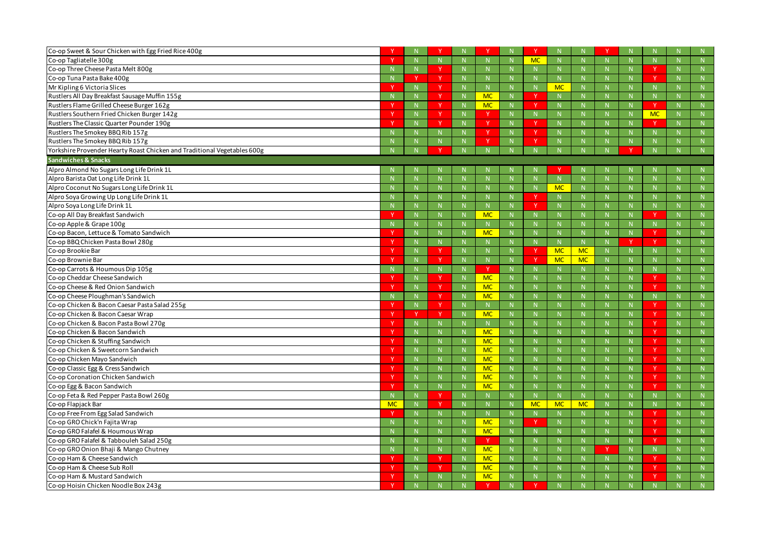| Product | | | | | | | | | | | | | | |
|---|---|---|---|---|---|---|---|---|---|---|---|---|---|---|
| Co-op Sweet & Sour Chicken with Egg Fried Rice 400g | Y | N | Y | N | Y | N | Y | N | N | Y | N | N | N | N |
| Co-op Tagliatelle 300g | Y | N | N | N | N | N | MC | N | N | N | N | N | N | N |
| Co-op Three Cheese Pasta Melt 800g | N | N | Y | N | N | N | N | N | N | N | N | Y | N | N |
| Co-op Tuna Pasta Bake 400g | N | Y | Y | N | N | N | N | N | N | N | N | Y | N | N |
| Mr Kipling 6 Victoria Slices | Y | N | Y | N | N | N | N | MC | N | N | N | N | N | N |
| Rustlers All Day Breakfast Sausage Muffin 155g | N | N | Y | N | MC | N | Y | N | N | N | N | N | N | N |
| Rustlers Flame Grilled Cheese Burger 162g | Y | N | Y | N | MC | N | Y | N | N | N | N | Y | N | N |
| Rustlers Southern Fried Chicken Burger 142g | Y | N | Y | N | Y | N | N | N | N | N | N | MC | N | N |
| Rustlers The Classic Quarter Pounder 190g | Y | N | Y | N | Y | N | Y | N | N | N | N | Y | N | N |
| Rustlers The Smokey BBQ Rib 157g | N | N | N | N | Y | N | Y | N | N | N | N | N | N | N |
| Rustlers The Smokey BBQ Rib 157g | N | N | N | N | Y | N | Y | N | N | N | N | N | N | N |
| Yorkshire Provender Hearty Roast Chicken and Traditional Vegetables 600g | N | N | Y | N | N | N | N | N | N | N | Y | N | N | N |
| **Sandwiches & Snacks** | | | | | | | | | | | | | | |
| Alpro Almond No Sugars Long Life Drink 1L | N | N | N | N | N | N | N | Y | N | N | N | N | N | N |
| Alpro Barista Oat Long Life Drink 1L | N | N | N | N | N | N | N | N | N | N | N | N | N | N |
| Alpro Coconut No Sugars Long Life Drink 1L | N | N | N | N | N | N | N | MC | N | N | N | N | N | N |
| Alpro Soya Growing Up Long Life Drink 1L | N | N | N | N | N | N | Y | N | N | N | N | N | N | N |
| Alpro Soya Long Life Drink 1L | N | N | N | N | N | N | Y | N | N | N | N | N | N | N |
| Co-op All Day Breakfast Sandwich | Y | N | N | N | MC | N | N | N | N | N | N | Y | N | N |
| Co-op Apple & Grape 100g | N | N | N | N | N | N | N | N | N | N | N | N | N | N |
| Co-op Bacon, Lettuce & Tomato Sandwich | Y | N | N | N | MC | N | N | N | N | N | N | Y | N | N |
| Co-op BBQ Chicken Pasta Bowl 280g | Y | N | N | N | N | N | N | N | N | N | Y | Y | N | N |
| Co-op Brookie Bar | Y | N | Y | N | N | N | Y | MC | MC | N | N | N | N | N |
| Co-op Brownie Bar | Y | N | Y | N | N | N | Y | MC | MC | N | N | N | N | N |
| Co-op Carrots & Houmous Dip 105g | N | N | N | N | Y | N | N | N | N | N | N | N | N | N |
| Co-op Cheddar Cheese Sandwich | Y | N | Y | N | MC | N | N | N | N | N | N | Y | N | N |
| Co-op Cheese & Red Onion Sandwich | Y | N | Y | N | MC | N | N | N | N | N | N | Y | N | N |
| Co-op Cheese Ploughman's Sandwich | N | N | Y | N | MC | N | N | N | N | N | N | N | N | N |
| Co-op Chicken & Bacon Caesar Pasta Salad 255g | Y | N | Y | N | N | N | N | N | N | N | N | Y | N | N |
| Co-op Chicken & Bacon Caesar Wrap | Y | Y | Y | N | MC | N | N | N | N | N | N | Y | N | N |
| Co-op Chicken & Bacon Pasta Bowl 270g | Y | N | N | N | N | N | N | N | N | N | N | Y | N | N |
| Co-op Chicken & Bacon Sandwich | Y | N | N | N | MC | N | N | N | N | N | N | Y | N | N |
| Co-op Chicken & Stuffing Sandwich | Y | N | N | N | MC | N | N | N | N | N | N | Y | N | N |
| Co-op Chicken & Sweetcorn Sandwich | Y | N | N | N | MC | N | N | N | N | N | N | Y | N | N |
| Co-op Chicken Mayo Sandwich | Y | N | N | N | MC | N | N | N | N | N | N | Y | N | N |
| Co-op Classic Egg & Cress Sandwich | Y | N | N | N | MC | N | N | N | N | N | N | Y | N | N |
| Co-op Coronation Chicken Sandwich | Y | N | N | N | MC | N | N | N | N | N | N | Y | N | N |
| Co-op Egg & Bacon Sandwich | Y | N | N | N | MC | N | N | N | N | N | N | Y | N | N |
| Co-op Feta & Red Pepper Pasta Bowl 260g | N | N | Y | N | N | N | N | N | N | N | N | N | N | N |
| Co-op Flapjack Bar | MC | N | Y | N | N | N | MC | MC | MC | N | N | N | N | N |
| Co-op Free From Egg Salad Sandwich | Y | N | N | N | N | N | N | N | N | N | N | Y | N | N |
| Co-op GRO Chick'n Fajita Wrap | N | N | N | N | MC | N | Y | N | N | N | N | Y | N | N |
| Co-op GRO Falafel & Houmous Wrap | N | N | N | N | MC | N | N | N | N | N | N | Y | N | N |
| Co-op GRO Falafel & Tabbouleh Salad 250g | N | N | N | N | Y | N | N | N | N | N | N | Y | N | N |
| Co-op GRO Onion Bhaji & Mango Chutney | N | N | N | N | MC | N | N | N | N | Y | N | N | N | N |
| Co-op Ham & Cheese Sandwich | Y | N | Y | N | MC | N | N | N | N | N | N | Y | N | N |
| Co-op Ham & Cheese Sub Roll | Y | N | Y | N | MC | N | N | N | N | N | N | Y | N | N |
| Co-op Ham & Mustard Sandwich | Y | N | N | N | MC | N | N | N | N | N | N | Y | N | N |
| Co-op Hoisin Chicken Noodle Box 243g | Y | N | N | N | Y | N | Y | N | N | N | N | N | N | N |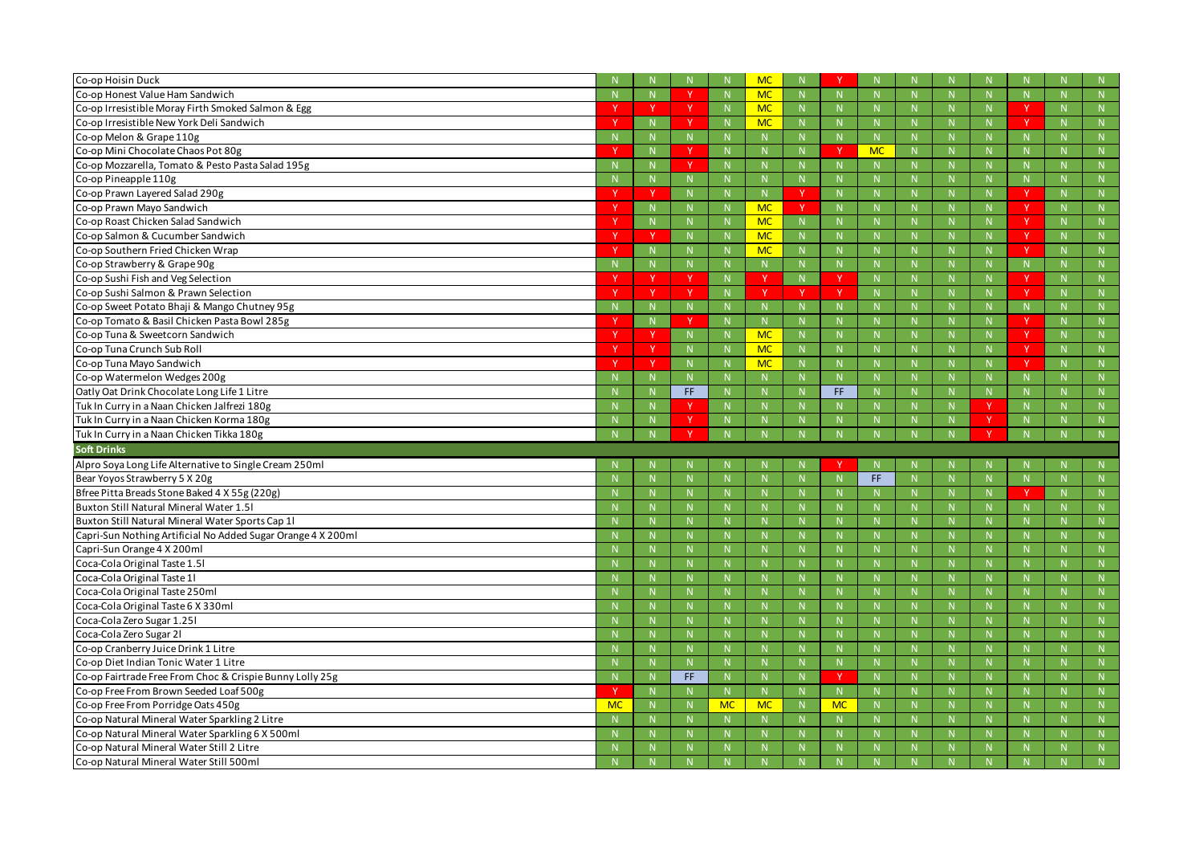| | | | | | | | | | | | | | | |
|---|---|---|---|---|---|---|---|---|---|---|---|---|---|---|
| Co-op Hoisin Duck | N | N | N | N | MC | N | Y | N | N | N | N | N | N | N |
| Co-op Honest Value Ham Sandwich | N | N | Y | N | MC | N | N | N | N | N | N | N | N | N |
| Co-op Irresistible Moray Firth Smoked Salmon & Egg | Y | Y | Y | N | MC | N | N | N | N | N | N | Y | N | N |
| Co-op Irresistible New York Deli Sandwich | Y | N | Y | N | MC | N | N | N | N | N | N | Y | N | N |
| Co-op Melon & Grape 110g | N | N | N | N | N | N | N | N | N | N | N | N | N | N |
| Co-op Mini Chocolate Chaos Pot 80g | Y | N | Y | N | N | N | Y | MC | N | N | N | N | N | N |
| Co-op Mozzarella, Tomato & Pesto Pasta Salad 195g | N | N | Y | N | N | N | N | N | N | N | N | N | N | N |
| Co-op Pineapple 110g | N | N | N | N | N | N | N | N | N | N | N | N | N | N |
| Co-op Prawn Layered Salad 290g | Y | Y | N | N | N | Y | N | N | N | N | N | Y | N | N |
| Co-op Prawn Mayo Sandwich | Y | N | N | N | MC | Y | N | N | N | N | N | Y | N | N |
| Co-op Roast Chicken Salad Sandwich | Y | N | N | N | MC | N | N | N | N | N | N | Y | N | N |
| Co-op Salmon & Cucumber Sandwich | Y | Y | N | N | MC | N | N | N | N | N | N | Y | N | N |
| Co-op Southern Fried Chicken Wrap | Y | N | N | N | MC | N | N | N | N | N | N | Y | N | N |
| Co-op Strawberry & Grape 90g | N | N | N | N | N | N | N | N | N | N | N | N | N | N |
| Co-op Sushi Fish and Veg Selection | Y | Y | Y | N | Y | N | Y | N | N | N | N | Y | N | N |
| Co-op Sushi Salmon & Prawn Selection | Y | Y | Y | N | Y | Y | Y | N | N | N | N | Y | N | N |
| Co-op Sweet Potato Bhaji & Mango Chutney 95g | N | N | N | N | N | N | N | N | N | N | N | N | N | N |
| Co-op Tomato & Basil Chicken Pasta Bowl 285g | Y | N | Y | N | N | N | N | N | N | N | N | Y | N | N |
| Co-op Tuna & Sweetcorn Sandwich | Y | Y | N | N | MC | N | N | N | N | N | N | Y | N | N |
| Co-op Tuna Crunch Sub Roll | Y | Y | N | N | MC | N | N | N | N | N | N | Y | N | N |
| Co-op Tuna Mayo Sandwich | Y | Y | N | N | MC | N | N | N | N | N | N | Y | N | N |
| Co-op Watermelon Wedges 200g | N | N | N | N | N | N | N | N | N | N | N | N | N | N |
| Oatly Oat Drink Chocolate Long Life 1 Litre | N | N | FF | N | N | N | FF | N | N | N | N | N | N | N |
| Tuk In Curry in a Naan Chicken Jalfrezi 180g | N | N | Y | N | N | N | N | N | N | N | Y | N | N | N |
| Tuk In Curry in a Naan Chicken Korma 180g | N | N | Y | N | N | N | N | N | N | N | Y | N | N | N |
| Tuk In Curry in a Naan Chicken Tikka 180g | N | N | Y | N | N | N | N | N | N | N | Y | N | N | N |
| **Soft Drinks** | | | | | | | | | | | | | | |
| Alpro Soya Long Life Alternative to Single Cream 250ml | N | N | N | N | N | N | Y | N | N | N | N | N | N | N |
| Bear Yoyos Strawberry 5 X 20g | N | N | N | N | N | N | N | FF | N | N | N | N | N | N |
| Bfree Pitta Breads Stone Baked 4 X 55g (220g) | N | N | N | N | N | N | N | N | N | N | N | Y | N | N |
| Buxton Still Natural Mineral Water 1.5l | N | N | N | N | N | N | N | N | N | N | N | N | N | N |
| Buxton Still Natural Mineral Water Sports Cap 1l | N | N | N | N | N | N | N | N | N | N | N | N | N | N |
| Capri-Sun Nothing Artificial No Added Sugar Orange 4 X 200ml | N | N | N | N | N | N | N | N | N | N | N | N | N | N |
| Capri-Sun Orange 4 X 200ml | N | N | N | N | N | N | N | N | N | N | N | N | N | N |
| Coca-Cola Original Taste 1.5l | N | N | N | N | N | N | N | N | N | N | N | N | N | N |
| Coca-Cola Original Taste 1l | N | N | N | N | N | N | N | N | N | N | N | N | N | N |
| Coca-Cola Original Taste 250ml | N | N | N | N | N | N | N | N | N | N | N | N | N | N |
| Coca-Cola Original Taste 6 X 330ml | N | N | N | N | N | N | N | N | N | N | N | N | N | N |
| Coca-Cola Zero Sugar 1.25l | N | N | N | N | N | N | N | N | N | N | N | N | N | N |
| Coca-Cola Zero Sugar 2l | N | N | N | N | N | N | N | N | N | N | N | N | N | N |
| Co-op Cranberry Juice Drink 1 Litre | N | N | N | N | N | N | N | N | N | N | N | N | N | N |
| Co-op Diet Indian Tonic Water 1 Litre | N | N | N | N | N | N | N | N | N | N | N | N | N | N |
| Co-op Fairtrade Free From Choc & Crispie Bunny Lolly 25g | N | N | FF | N | N | N | Y | N | N | N | N | N | N | N |
| Co-op Free From Brown Seeded Loaf 500g | Y | N | N | N | N | N | N | N | N | N | N | N | N | N |
| Co-op Free From Porridge Oats 450g | MC | N | N | MC | MC | N | MC | N | N | N | N | N | N | N |
| Co-op Natural Mineral Water Sparkling 2 Litre | N | N | N | N | N | N | N | N | N | N | N | N | N | N |
| Co-op Natural Mineral Water Sparkling 6 X 500ml | N | N | N | N | N | N | N | N | N | N | N | N | N | N |
| Co-op Natural Mineral Water Still 2 Litre | N | N | N | N | N | N | N | N | N | N | N | N | N | N |
| Co-op Natural Mineral Water Still 500ml | N | N | N | N | N | N | N | N | N | N | N | N | N | N |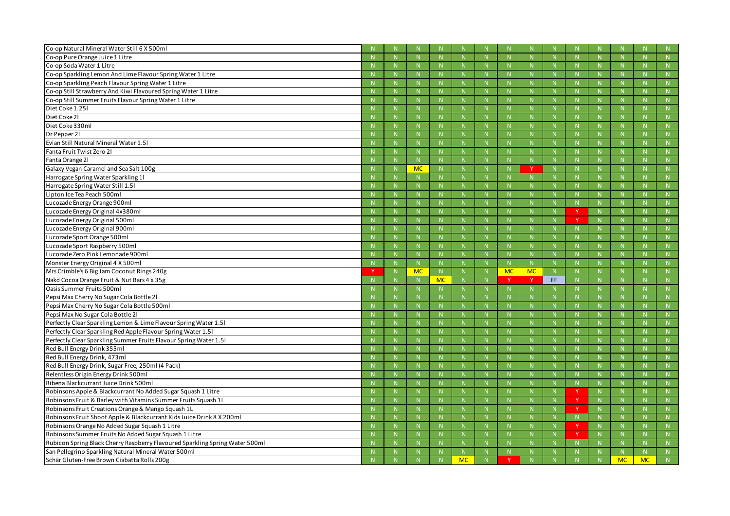| | | | | | | | | | | | | | | |
|---|---|---|---|---|---|---|---|---|---|---|---|---|---|---|
| Co-op Natural Mineral Water Still 6 X 500ml | N | N | N | N | N | N | N | N | N | N | N | N | N | N |
| Co-op Pure Orange Juice 1 Litre | N | N | N | N | N | N | N | N | N | N | N | N | N | N |
| Co-op Soda Water 1 Litre | N | N | N | N | N | N | N | N | N | N | N | N | N | N |
| Co-op Sparkling Lemon And Lime Flavour Spring Water 1 Litre | N | N | N | N | N | N | N | N | N | N | N | N | N | N |
| Co-op Sparkling Peach Flavour Spring Water 1 Litre | N | N | N | N | N | N | N | N | N | N | N | N | N | N |
| Co-op Still Strawberry And Kiwi Flavoured Spring Water 1 Litre | N | N | N | N | N | N | N | N | N | N | N | N | N | N |
| Co-op Still Summer Fruits Flavour Spring Water 1 Litre | N | N | N | N | N | N | N | N | N | N | N | N | N | N |
| Diet Coke 1.25l | N | N | N | N | N | N | N | N | N | N | N | N | N | N |
| Diet Coke 2l | N | N | N | N | N | N | N | N | N | N | N | N | N | N |
| Diet Coke 330ml | N | N | N | N | N | N | N | N | N | N | N | N | N | N |
| Dr Pepper 2l | N | N | N | N | N | N | N | N | N | N | N | N | N | N |
| Evian Still Natural Mineral Water 1.5l | N | N | N | N | N | N | N | N | N | N | N | N | N | N |
| Fanta Fruit Twist Zero 2l | N | N | N | N | N | N | N | N | N | N | N | N | N | N |
| Fanta Orange 2l | N | N | N | N | N | N | N | N | N | N | N | N | N | N |
| Galaxy Vegan Caramel and Sea Salt 100g | N | N | MC | N | N | N | N | Y | N | N | N | N | N | N |
| Harrogate Spring Water Sparkling 1l | N | N | N | N | N | N | N | N | N | N | N | N | N | N |
| Harrogate Spring Water Still 1.5l | N | N | N | N | N | N | N | N | N | N | N | N | N | N |
| Lipton Ice Tea Peach 500ml | N | N | N | N | N | N | N | N | N | N | N | N | N | N |
| Lucozade Energy Orange 900ml | N | N | N | N | N | N | N | N | N | N | N | N | N | N |
| Lucozade Energy Original 4x380ml | N | N | N | N | N | N | N | N | N | Y | N | N | N | N |
| Lucozade Energy Original 500ml | N | N | N | N | N | N | N | N | N | Y | N | N | N | N |
| Lucozade Energy Original 900ml | N | N | N | N | N | N | N | N | N | N | N | N | N | N |
| Lucozade Sport Orange 500ml | N | N | N | N | N | N | N | N | N | N | N | N | N | N |
| Lucozade Sport Raspberry 500ml | N | N | N | N | N | N | N | N | N | N | N | N | N | N |
| Lucozade Zero Pink Lemonade 900ml | N | N | N | N | N | N | N | N | N | N | N | N | N | N |
| Monster Energy Original 4 X 500ml | N | N | N | N | N | N | N | N | N | N | N | N | N | N |
| Mrs Crimble's 6 Big Jam Coconut Rings 240g | Y | N | MC | N | N | N | MC | MC | N | N | N | N | N | N |
| Nakd Cocoa Orange Fruit & Nut Bars 4 x 35g | N | N | N | MC | N | N | Y | Y | FF | N | N | N | N | N |
| Oasis Summer Fruits 500ml | N | N | N | N | N | N | N | N | N | N | N | N | N | N |
| Pepsi Max Cherry No Sugar Cola Bottle 2l | N | N | N | N | N | N | N | N | N | N | N | N | N | N |
| Pepsi Max Cherry No Sugar Cola Bottle 500ml | N | N | N | N | N | N | N | N | N | N | N | N | N | N |
| Pepsi Max No Sugar Cola Bottle 2l | N | N | N | N | N | N | N | N | N | N | N | N | N | N |
| Perfectly Clear Sparkling Lemon & Lime Flavour Spring Water 1.5l | N | N | N | N | N | N | N | N | N | N | N | N | N | N |
| Perfectly Clear Sparkling Red Apple Flavour Spring Water 1.5l | N | N | N | N | N | N | N | N | N | N | N | N | N | N |
| Perfectly Clear Sparkling Summer Fruits Flavour Spring Water 1.5l | N | N | N | N | N | N | N | N | N | N | N | N | N | N |
| Red Bull Energy Drink 355ml | N | N | N | N | N | N | N | N | N | N | N | N | N | N |
| Red Bull Energy Drink, 473ml | N | N | N | N | N | N | N | N | N | N | N | N | N | N |
| Red Bull Energy Drink, Sugar Free, 250ml (4 Pack) | N | N | N | N | N | N | N | N | N | N | N | N | N | N |
| Relentless Origin Energy Drink 500ml | N | N | N | N | N | N | N | N | N | N | N | N | N | N |
| Ribena Blackcurrant Juice Drink 500ml | N | N | N | N | N | N | N | N | N | N | N | N | N | N |
| Robinsons Apple & Blackcurrant No Added Sugar Squash 1 Litre | N | N | N | N | N | N | N | N | N | Y | N | N | N | N |
| Robinsons Fruit & Barley with Vitamins Summer Fruits Squash 1L | N | N | N | N | N | N | N | N | N | Y | N | N | N | N |
| Robinsons Fruit Creations Orange & Mango Squash 1L | N | N | N | N | N | N | N | N | N | Y | N | N | N | N |
| Robinsons Fruit Shoot Apple & Blackcurrant Kids Juice Drink 8 X 200ml | N | N | N | N | N | N | N | N | N | N | N | N | N | N |
| Robinsons Orange No Added Sugar Squash 1 Litre | N | N | N | N | N | N | N | N | N | Y | N | N | N | N |
| Robinsons Summer Fruits No Added Sugar Squash 1 Litre | N | N | N | N | N | N | N | N | N | Y | N | N | N | N |
| Rubicon Spring Black Cherry Raspberry Flavoured Sparkling Spring Water 500ml | N | N | N | N | N | N | N | N | N | N | N | N | N | N |
| San Pellegrino Sparkling Natural Mineral Water 500ml | N | N | N | N | N | N | N | N | N | N | N | N | N | N |
| Schär Gluten-Free Brown Ciabatta Rolls 200g | N | N | N | N | MC | N | Y | N | N | N | N | MC | MC | N |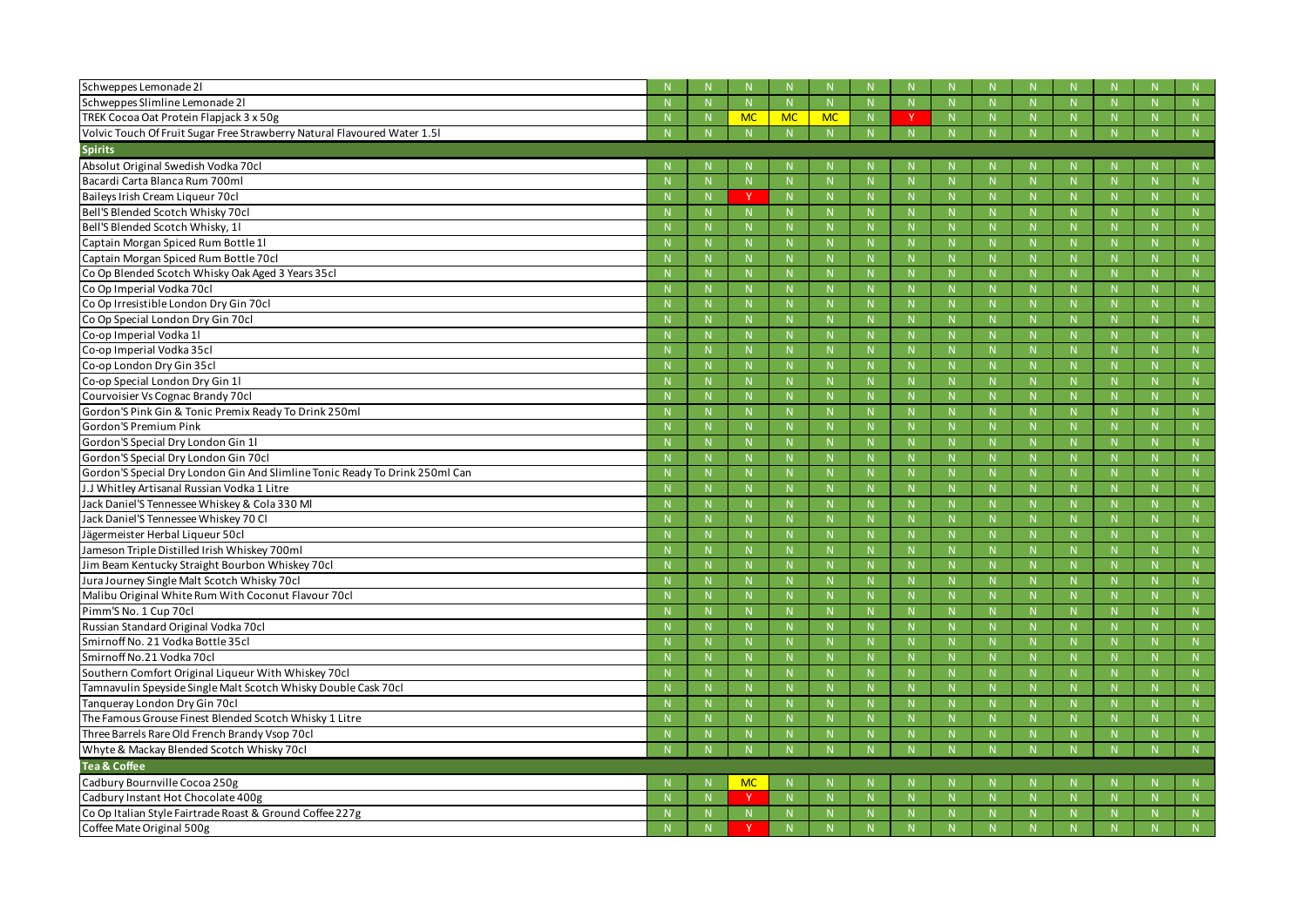| | | | | | | | | | | | | | | |
|---|---|---|---|---|---|---|---|---|---|---|---|---|---|---|
| Schweppes Lemonade 2l | N | N | N | N | N | N | N | N | N | N | N | N | N | N |
| Schweppes Slimline Lemonade 2l | N | N | N | N | N | N | N | N | N | N | N | N | N | N |
| TREK Cocoa Oat Protein Flapjack 3 x 50g | N | N | MC | MC | MC | N | Y | N | N | N | N | N | N | N |
| Volvic Touch Of Fruit Sugar Free Strawberry Natural Flavoured Water 1.5l | N | N | N | N | N | N | N | N | N | N | N | N | N | N |
| **Spirits** | | | | | | | | | | | | | | |
| Absolut Original Swedish Vodka 70cl | N | N | N | N | N | N | N | N | N | N | N | N | N | N |
| Bacardi Carta Blanca Rum 700ml | N | N | N | N | N | N | N | N | N | N | N | N | N | N |
| Baileys Irish Cream Liqueur 70cl | N | N | Y | N | N | N | N | N | N | N | N | N | N | N |
| Bell'S Blended Scotch Whisky 70cl | N | N | N | N | N | N | N | N | N | N | N | N | N | N |
| Bell'S Blended Scotch Whisky, 1l | N | N | N | N | N | N | N | N | N | N | N | N | N | N |
| Captain Morgan Spiced Rum Bottle 1l | N | N | N | N | N | N | N | N | N | N | N | N | N | N |
| Captain Morgan Spiced Rum Bottle 70cl | N | N | N | N | N | N | N | N | N | N | N | N | N | N |
| Co Op Blended Scotch Whisky Oak Aged 3 Years 35cl | N | N | N | N | N | N | N | N | N | N | N | N | N | N |
| Co Op Imperial Vodka 70cl | N | N | N | N | N | N | N | N | N | N | N | N | N | N |
| Co Op Irresistible London Dry Gin 70cl | N | N | N | N | N | N | N | N | N | N | N | N | N | N |
| Co Op Special London Dry Gin 70cl | N | N | N | N | N | N | N | N | N | N | N | N | N | N |
| Co-op Imperial Vodka 1l | N | N | N | N | N | N | N | N | N | N | N | N | N | N |
| Co-op Imperial Vodka 35cl | N | N | N | N | N | N | N | N | N | N | N | N | N | N |
| Co-op London Dry Gin 35cl | N | N | N | N | N | N | N | N | N | N | N | N | N | N |
| Co-op Special London Dry Gin 1l | N | N | N | N | N | N | N | N | N | N | N | N | N | N |
| Courvoisier Vs Cognac Brandy 70cl | N | N | N | N | N | N | N | N | N | N | N | N | N | N |
| Gordon'S Pink Gin & Tonic Premix Ready To Drink 250ml | N | N | N | N | N | N | N | N | N | N | N | N | N | N |
| Gordon'S Premium Pink | N | N | N | N | N | N | N | N | N | N | N | N | N | N |
| Gordon'S Special Dry London Gin 1l | N | N | N | N | N | N | N | N | N | N | N | N | N | N |
| Gordon'S Special Dry London Gin 70cl | N | N | N | N | N | N | N | N | N | N | N | N | N | N |
| Gordon'S Special Dry London Gin And Slimline Tonic Ready To Drink 250ml Can | N | N | N | N | N | N | N | N | N | N | N | N | N | N |
| J.J Whitley Artisanal Russian Vodka 1 Litre | N | N | N | N | N | N | N | N | N | N | N | N | N | N |
| Jack Daniel'S Tennessee Whiskey & Cola 330 Ml | N | N | N | N | N | N | N | N | N | N | N | N | N | N |
| Jack Daniel'S Tennessee Whiskey 70 Cl | N | N | N | N | N | N | N | N | N | N | N | N | N | N |
| Jägermeister Herbal Liqueur 50cl | N | N | N | N | N | N | N | N | N | N | N | N | N | N |
| Jameson Triple Distilled Irish Whiskey 700ml | N | N | N | N | N | N | N | N | N | N | N | N | N | N |
| Jim Beam Kentucky Straight Bourbon Whiskey 70cl | N | N | N | N | N | N | N | N | N | N | N | N | N | N |
| Jura Journey Single Malt Scotch Whisky 70cl | N | N | N | N | N | N | N | N | N | N | N | N | N | N |
| Malibu Original White Rum With Coconut Flavour 70cl | N | N | N | N | N | N | N | N | N | N | N | N | N | N |
| Pimm'S No. 1 Cup 70cl | N | N | N | N | N | N | N | N | N | N | N | N | N | N |
| Russian Standard Original Vodka 70cl | N | N | N | N | N | N | N | N | N | N | N | N | N | N |
| Smirnoff No. 21 Vodka Bottle 35cl | N | N | N | N | N | N | N | N | N | N | N | N | N | N |
| Smirnoff No.21 Vodka 70cl | N | N | N | N | N | N | N | N | N | N | N | N | N | N |
| Southern Comfort Original Liqueur With Whiskey 70cl | N | N | N | N | N | N | N | N | N | N | N | N | N | N |
| Tamnavulin Speyside Single Malt Scotch Whisky Double Cask 70cl | N | N | N | N | N | N | N | N | N | N | N | N | N | N |
| Tanqueray London Dry Gin 70cl | N | N | N | N | N | N | N | N | N | N | N | N | N | N |
| The Famous Grouse Finest Blended Scotch Whisky 1 Litre | N | N | N | N | N | N | N | N | N | N | N | N | N | N |
| Three Barrels Rare Old French Brandy Vsop 70cl | N | N | N | N | N | N | N | N | N | N | N | N | N | N |
| Whyte & Mackay Blended Scotch Whisky 70cl | N | N | N | N | N | N | N | N | N | N | N | N | N | N |
| **Tea & Coffee** | | | | | | | | | | | | | | |
| Cadbury Bournville Cocoa 250g | N | N | MC | N | N | N | N | N | N | N | N | N | N | N |
| Cadbury Instant Hot Chocolate 400g | N | N | Y | N | N | N | N | N | N | N | N | N | N | N |
| Co Op Italian Style Fairtrade Roast & Ground Coffee 227g | N | N | N | N | N | N | N | N | N | N | N | N | N | N |
| Coffee Mate Original 500g | N | N | Y | N | N | N | N | N | N | N | N | N | N | N |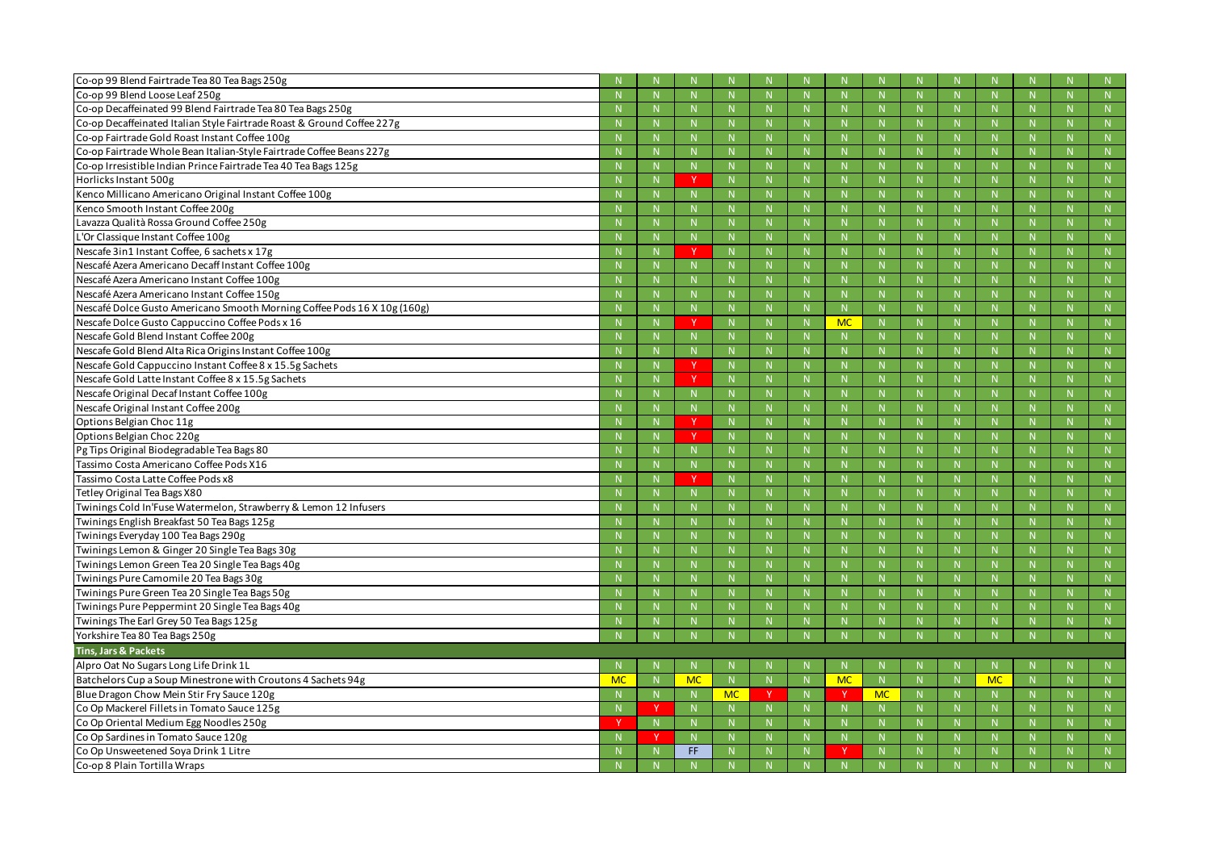| | | | | | | | | | | | | | | |
|---|---|---|---|---|---|---|---|---|---|---|---|---|---|---|
| Co-op 99 Blend Fairtrade Tea 80 Tea Bags 250g | N | N | N | N | N | N | N | N | N | N | N | N | N | N |
| Co-op 99 Blend Loose Leaf 250g | N | N | N | N | N | N | N | N | N | N | N | N | N | N |
| Co-op Decaffeinated 99 Blend Fairtrade Tea 80 Tea Bags 250g | N | N | N | N | N | N | N | N | N | N | N | N | N | N |
| Co-op Decaffeinated Italian Style Fairtrade Roast & Ground Coffee 227g | N | N | N | N | N | N | N | N | N | N | N | N | N | N |
| Co-op Fairtrade Gold Roast Instant Coffee 100g | N | N | N | N | N | N | N | N | N | N | N | N | N | N |
| Co-op Fairtrade Whole Bean Italian-Style Fairtrade Coffee Beans 227g | N | N | N | N | N | N | N | N | N | N | N | N | N | N |
| Co-op Irresistible Indian Prince Fairtrade Tea 40 Tea Bags 125g | N | N | N | N | N | N | N | N | N | N | N | N | N | N |
| Horlicks Instant 500g | N | N | Y | N | N | N | N | N | N | N | N | N | N | N |
| Kenco Millicano Americano Original Instant Coffee 100g | N | N | N | N | N | N | N | N | N | N | N | N | N | N |
| Kenco Smooth Instant Coffee 200g | N | N | N | N | N | N | N | N | N | N | N | N | N | N |
| Lavazza Qualità Rossa Ground Coffee 250g | N | N | N | N | N | N | N | N | N | N | N | N | N | N |
| L'Or Classique Instant Coffee 100g | N | N | N | N | N | N | N | N | N | N | N | N | N | N |
| Nescafe 3in1 Instant Coffee, 6 sachets x 17g | N | N | Y | N | N | N | N | N | N | N | N | N | N | N |
| Nescafé Azera Americano Decaff Instant Coffee 100g | N | N | N | N | N | N | N | N | N | N | N | N | N | N |
| Nescafé Azera Americano Instant Coffee 100g | N | N | N | N | N | N | N | N | N | N | N | N | N | N |
| Nescafé Azera Americano Instant Coffee 150g | N | N | N | N | N | N | N | N | N | N | N | N | N | N |
| Nescafé Dolce Gusto Americano Smooth Morning Coffee Pods 16 X 10g (160g) | N | N | N | N | N | N | N | N | N | N | N | N | N | N |
| Nescafe Dolce Gusto Cappuccino Coffee Pods x 16 | N | N | Y | N | N | N | MC | N | N | N | N | N | N | N |
| Nescafe Gold Blend Instant Coffee 200g | N | N | N | N | N | N | N | N | N | N | N | N | N | N |
| Nescafe Gold Blend Alta Rica Origins Instant Coffee 100g | N | N | N | N | N | N | N | N | N | N | N | N | N | N |
| Nescafe Gold Cappuccino Instant Coffee 8 x 15.5g Sachets | N | N | Y | N | N | N | N | N | N | N | N | N | N | N |
| Nescafe Gold Latte Instant Coffee 8 x 15.5g Sachets | N | N | Y | N | N | N | N | N | N | N | N | N | N | N |
| Nescafe Original Decaf Instant Coffee 100g | N | N | N | N | N | N | N | N | N | N | N | N | N | N |
| Nescafe Original Instant Coffee 200g | N | N | N | N | N | N | N | N | N | N | N | N | N | N |
| Options Belgian Choc 11g | N | N | Y | N | N | N | N | N | N | N | N | N | N | N |
| Options Belgian Choc 220g | N | N | Y | N | N | N | N | N | N | N | N | N | N | N |
| Pg Tips Original Biodegradable Tea Bags 80 | N | N | N | N | N | N | N | N | N | N | N | N | N | N |
| Tassimo Costa Americano Coffee Pods X16 | N | N | N | N | N | N | N | N | N | N | N | N | N | N |
| Tassimo Costa Latte Coffee Pods x8 | N | N | Y | N | N | N | N | N | N | N | N | N | N | N |
| Tetley Original Tea Bags X80 | N | N | N | N | N | N | N | N | N | N | N | N | N | N |
| Twinings Cold In'Fuse Watermelon, Strawberry & Lemon 12 Infusers | N | N | N | N | N | N | N | N | N | N | N | N | N | N |
| Twinings English Breakfast 50 Tea Bags 125g | N | N | N | N | N | N | N | N | N | N | N | N | N | N |
| Twinings Everyday 100 Tea Bags 290g | N | N | N | N | N | N | N | N | N | N | N | N | N | N |
| Twinings Lemon & Ginger 20 Single Tea Bags 30g | N | N | N | N | N | N | N | N | N | N | N | N | N | N |
| Twinings Lemon Green Tea 20 Single Tea Bags 40g | N | N | N | N | N | N | N | N | N | N | N | N | N | N |
| Twinings Pure Camomile 20 Tea Bags 30g | N | N | N | N | N | N | N | N | N | N | N | N | N | N |
| Twinings Pure Green Tea 20 Single Tea Bags 50g | N | N | N | N | N | N | N | N | N | N | N | N | N | N |
| Twinings Pure Peppermint 20 Single Tea Bags 40g | N | N | N | N | N | N | N | N | N | N | N | N | N | N |
| Twinings The Earl Grey 50 Tea Bags 125g | N | N | N | N | N | N | N | N | N | N | N | N | N | N |
| Yorkshire Tea 80 Tea Bags 250g | N | N | N | N | N | N | N | N | N | N | N | N | N | N |
| **Tins, Jars & Packets** | | | | | | | | | | | | | | |
| Alpro Oat No Sugars Long Life Drink 1L | N | N | N | N | N | N | N | N | N | N | N | N | N | N |
| Batchelors Cup a Soup Minestrone with Croutons 4 Sachets 94g | MC | N | MC | N | N | N | MC | N | N | N | MC | N | N | N |
| Blue Dragon Chow Mein Stir Fry Sauce 120g | N | N | N | MC | Y | N | Y | MC | N | N | N | N | N | N |
| Co Op Mackerel Fillets in Tomato Sauce 125g | N | Y | N | N | N | N | N | N | N | N | N | N | N | N |
| Co Op Oriental Medium Egg Noodles 250g | Y | N | N | N | N | N | N | N | N | N | N | N | N | N |
| Co Op Sardines in Tomato Sauce 120g | N | Y | N | N | N | N | N | N | N | N | N | N | N | N |
| Co Op Unsweetened Soya Drink 1 Litre | N | N | FF | N | N | N | Y | N | N | N | N | N | N | N |
| Co-op 8 Plain Tortilla Wraps | N | N | N | N | N | N | N | N | N | N | N | N | N | N |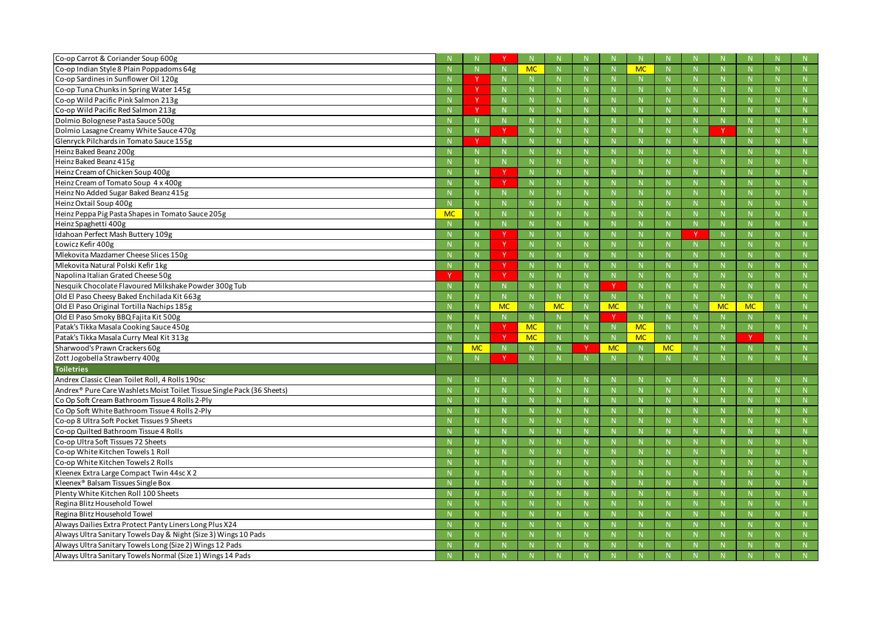| Product | | | | | | | | | | | | | | |
|---|---|---|---|---|---|---|---|---|---|---|---|---|---|---|
| Co-op Carrot & Coriander Soup 600g | N | N | Y | N | N | N | N | N | N | N | N | N | N | N |
| Co-op Indian Style 8 Plain Poppadoms 64g | N | N | N | MC | N | N | N | MC | N | N | N | N | N | N |
| Co-op Sardines in Sunflower Oil 120g | N | Y | N | N | N | N | N | N | N | N | N | N | N | N |
| Co-op Tuna Chunks in Spring Water 145g | N | Y | N | N | N | N | N | N | N | N | N | N | N | N |
| Co-op Wild Pacific Pink Salmon 213g | N | Y | N | N | N | N | N | N | N | N | N | N | N | N |
| Co-op Wild Pacific Red Salmon 213g | N | Y | N | N | N | N | N | N | N | N | N | N | N | N |
| Dolmio Bolognese Pasta Sauce 500g | N | N | N | N | N | N | N | N | N | N | N | N | N | N |
| Dolmio Lasagne Creamy White Sauce 470g | N | N | Y | N | N | N | N | N | N | N | Y | N | N | N |
| Glenryck Pilchards in Tomato Sauce 155g | N | Y | N | N | N | N | N | N | N | N | N | N | N | N |
| Heinz Baked Beanz 200g | N | N | N | N | N | N | N | N | N | N | N | N | N | N |
| Heinz Baked Beanz 415g | N | N | N | N | N | N | N | N | N | N | N | N | N | N |
| Heinz Cream of Chicken Soup 400g | N | N | Y | N | N | N | N | N | N | N | N | N | N | N |
| Heinz Cream of Tomato Soup 4 x 400g | N | N | Y | N | N | N | N | N | N | N | N | N | N | N |
| Heinz No Added Sugar Baked Beanz 415g | N | N | N | N | N | N | N | N | N | N | N | N | N | N |
| Heinz Oxtail Soup 400g | N | N | N | N | N | N | N | N | N | N | N | N | N | N |
| Heinz Peppa Pig Pasta Shapes in Tomato Sauce 205g | MC | N | N | N | N | N | N | N | N | N | N | N | N | N |
| Heinz Spaghetti 400g | N | N | N | N | N | N | N | N | N | N | N | N | N | N |
| Idahoan Perfect Mash Buttery 109g | N | N | Y | N | N | N | N | N | N | Y | N | N | N | N |
| Łowicz Kefir 400g | N | N | Y | N | N | N | N | N | N | N | N | N | N | N |
| Mlekovita Mazdamer Cheese Slices 150g | N | N | Y | N | N | N | N | N | N | N | N | N | N | N |
| Mlekovita Natural Polski Kefir 1kg | N | N | Y | N | N | N | N | N | N | N | N | N | N | N |
| Napolina Italian Grated Cheese 50g | Y | N | Y | N | N | N | N | N | N | N | N | N | N | N |
| Nesquik Chocolate Flavoured Milkshake Powder 300g Tub | N | N | N | N | N | N | Y | N | N | N | N | N | N | N |
| Old El Paso Cheesy Baked Enchilada Kit 663g | N | N | N | N | N | N | N | N | N | N | N | N | N | N |
| Old El Paso Original Tortilla Nachips 185g | N | N | MC | N | MC | N | MC | N | N | N | MC | MC | N | N |
| Old El Paso Smoky BBQ Fajita Kit 500g | N | N | N | N | N | N | Y | N | N | N | N | N | N | N |
| Patak's Tikka Masala Cooking Sauce 450g | N | N | Y | MC | N | N | N | MC | N | N | N | N | N | N |
| Patak's Tikka Masala Curry Meal Kit 313g | N | N | Y | MC | N | N | N | MC | N | N | N | Y | N | N |
| Sharwood's Prawn Crackers 60g | N | MC | N | N | N | Y | MC | N | MC | N | N | N | N | N |
| Zott Jogobella Strawberry 400g | N | N | Y | N | N | N | N | N | N | N | N | N | N | N |
| **Toiletries** | | | | | | | | | | | | | | |
| Andrex Classic Clean Toilet Roll, 4 Rolls 190sc | N | N | N | N | N | N | N | N | N | N | N | N | N | N |
| Andrex® Pure Care Washlets Moist Toilet Tissue Single Pack (36 Sheets) | N | N | N | N | N | N | N | N | N | N | N | N | N | N |
| Co Op Soft Cream Bathroom Tissue 4 Rolls 2-Ply | N | N | N | N | N | N | N | N | N | N | N | N | N | N |
| Co Op Soft White Bathroom Tissue 4 Rolls 2-Ply | N | N | N | N | N | N | N | N | N | N | N | N | N | N |
| Co-op 8 Ultra Soft Pocket Tissues 9 Sheets | N | N | N | N | N | N | N | N | N | N | N | N | N | N |
| Co-op Quilted Bathroom Tissue 4 Rolls | N | N | N | N | N | N | N | N | N | N | N | N | N | N |
| Co-op Ultra Soft Tissues 72 Sheets | N | N | N | N | N | N | N | N | N | N | N | N | N | N |
| Co-op White Kitchen Towels 1 Roll | N | N | N | N | N | N | N | N | N | N | N | N | N | N |
| Co-op White Kitchen Towels 2 Rolls | N | N | N | N | N | N | N | N | N | N | N | N | N | N |
| Kleenex Extra Large Compact Twin 44sc X 2 | N | N | N | N | N | N | N | N | N | N | N | N | N | N |
| Kleenex® Balsam Tissues Single Box | N | N | N | N | N | N | N | N | N | N | N | N | N | N |
| Plenty White Kitchen Roll 100 Sheets | N | N | N | N | N | N | N | N | N | N | N | N | N | N |
| Regina Blitz Household Towel | N | N | N | N | N | N | N | N | N | N | N | N | N | N |
| Regina Blitz Household Towel | N | N | N | N | N | N | N | N | N | N | N | N | N | N |
| Always Dailies Extra Protect Panty Liners Long Plus X24 | N | N | N | N | N | N | N | N | N | N | N | N | N | N |
| Always Ultra Sanitary Towels Day & Night (Size 3) Wings 10 Pads | N | N | N | N | N | N | N | N | N | N | N | N | N | N |
| Always Ultra Sanitary Towels Long (Size 2) Wings 12 Pads | N | N | N | N | N | N | N | N | N | N | N | N | N | N |
| Always Ultra Sanitary Towels Normal (Size 1) Wings 14 Pads | N | N | N | N | N | N | N | N | N | N | N | N | N | N |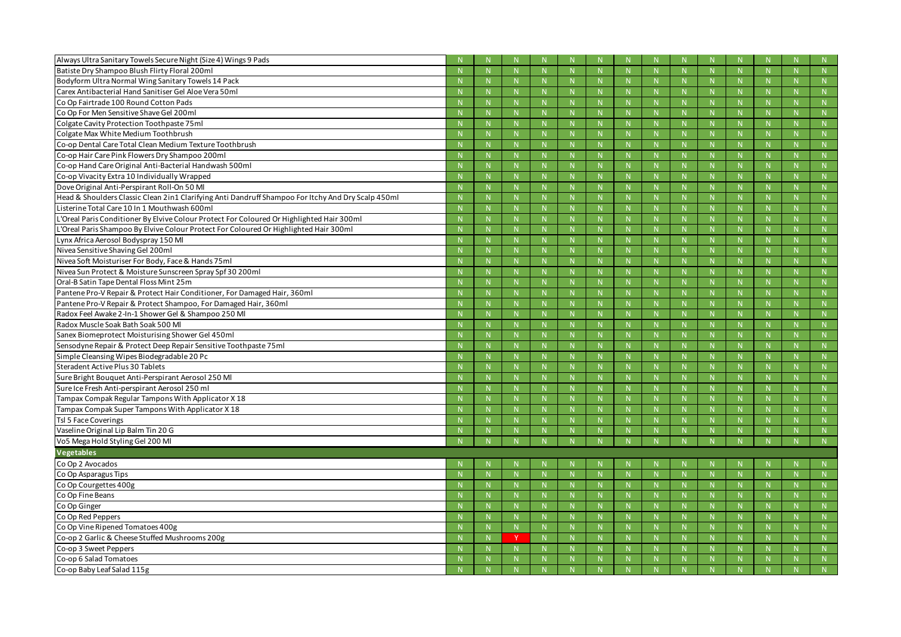| | | | | | | | | | | | | | | |
|---|---|---|---|---|---|---|---|---|---|---|---|---|---|---|
| Always Ultra Sanitary Towels Secure Night (Size 4) Wings 9 Pads | N | N | N | N | N | N | N | N | N | N | N | N | N | N |
| Batiste Dry Shampoo Blush Flirty Floral 200ml | N | N | N | N | N | N | N | N | N | N | N | N | N | N |
| Bodyform Ultra Normal Wing Sanitary Towels 14 Pack | N | N | N | N | N | N | N | N | N | N | N | N | N | N |
| Carex Antibacterial Hand Sanitiser Gel Aloe Vera 50ml | N | N | N | N | N | N | N | N | N | N | N | N | N | N |
| Co Op Fairtrade 100 Round Cotton Pads | N | N | N | N | N | N | N | N | N | N | N | N | N | N |
| Co Op For Men Sensitive Shave Gel 200ml | N | N | N | N | N | N | N | N | N | N | N | N | N | N |
| Colgate Cavity Protection Toothpaste 75ml | N | N | N | N | N | N | N | N | N | N | N | N | N | N |
| Colgate Max White Medium Toothbrush | N | N | N | N | N | N | N | N | N | N | N | N | N | N |
| Co-op Dental Care Total Clean Medium Texture Toothbrush | N | N | N | N | N | N | N | N | N | N | N | N | N | N |
| Co-op Hair Care Pink Flowers Dry Shampoo 200ml | N | N | N | N | N | N | N | N | N | N | N | N | N | N |
| Co-op Hand Care Original Anti-Bacterial Handwash 500ml | N | N | N | N | N | N | N | N | N | N | N | N | N | N |
| Co-op Vivacity Extra 10 Individually Wrapped | N | N | N | N | N | N | N | N | N | N | N | N | N | N |
| Dove Original Anti-Perspirant Roll-On 50 Ml | N | N | N | N | N | N | N | N | N | N | N | N | N | N |
| Head & Shoulders Classic Clean 2in1 Clarifying Anti Dandruff Shampoo For Itchy And Dry Scalp 450ml | N | N | N | N | N | N | N | N | N | N | N | N | N | N |
| Listerine Total Care 10 In 1 Mouthwash 600ml | N | N | N | N | N | N | N | N | N | N | N | N | N | N |
| L'Oreal Paris Conditioner By Elvive Colour Protect For Coloured Or Highlighted Hair 300ml | N | N | N | N | N | N | N | N | N | N | N | N | N | N |
| L'Oreal Paris Shampoo By Elvive Colour Protect For Coloured Or Highlighted Hair 300ml | N | N | N | N | N | N | N | N | N | N | N | N | N | N |
| Lynx Africa Aerosol Bodyspray 150 Ml | N | N | N | N | N | N | N | N | N | N | N | N | N | N |
| Nivea Sensitive Shaving Gel 200ml | N | N | N | N | N | N | N | N | N | N | N | N | N | N |
| Nivea Soft Moisturiser For Body, Face & Hands 75ml | N | N | N | N | N | N | N | N | N | N | N | N | N | N |
| Nivea Sun Protect & Moisture Sunscreen Spray Spf 30 200ml | N | N | N | N | N | N | N | N | N | N | N | N | N | N |
| Oral-B Satin Tape Dental Floss Mint 25m | N | N | N | N | N | N | N | N | N | N | N | N | N | N |
| Pantene Pro-V Repair & Protect Hair Conditioner, For Damaged Hair, 360ml | N | N | N | N | N | N | N | N | N | N | N | N | N | N |
| Pantene Pro-V Repair & Protect Shampoo, For Damaged Hair, 360ml | N | N | N | N | N | N | N | N | N | N | N | N | N | N |
| Radox Feel Awake 2-In-1 Shower Gel & Shampoo 250 Ml | N | N | N | N | N | N | N | N | N | N | N | N | N | N |
| Radox Muscle Soak Bath Soak 500 Ml | N | N | N | N | N | N | N | N | N | N | N | N | N | N |
| Sanex Biomeprotect Moisturising Shower Gel 450ml | N | N | N | N | N | N | N | N | N | N | N | N | N | N |
| Sensodyne Repair & Protect Deep Repair Sensitive Toothpaste 75ml | N | N | N | N | N | N | N | N | N | N | N | N | N | N |
| Simple Cleansing Wipes Biodegradable 20 Pc | N | N | N | N | N | N | N | N | N | N | N | N | N | N |
| Steradent Active Plus 30 Tablets | N | N | N | N | N | N | N | N | N | N | N | N | N | N |
| Sure Bright Bouquet Anti-Perspirant Aerosol 250 Ml | N | N | N | N | N | N | N | N | N | N | N | N | N | N |
| Sure Ice Fresh Anti-perspirant Aerosol 250 ml | N | N | N | N | N | N | N | N | N | N | N | N | N | N |
| Tampax Compak Regular Tampons With Applicator X 18 | N | N | N | N | N | N | N | N | N | N | N | N | N | N |
| Tampax Compak Super Tampons With Applicator X 18 | N | N | N | N | N | N | N | N | N | N | N | N | N | N |
| Tsl 5 Face Coverings | N | N | N | N | N | N | N | N | N | N | N | N | N | N |
| Vaseline Original Lip Balm Tin 20 G | N | N | N | N | N | N | N | N | N | N | N | N | N | N |
| Vo5 Mega Hold Styling Gel 200 Ml | N | N | N | N | N | N | N | N | N | N | N | N | N | N |
| **Vegetables** | | | | | | | | | | | | | | |
| Co Op 2 Avocados | N | N | N | N | N | N | N | N | N | N | N | N | N | N |
| Co Op Asparagus Tips | N | N | N | N | N | N | N | N | N | N | N | N | N | N |
| Co Op Courgettes 400g | N | N | N | N | N | N | N | N | N | N | N | N | N | N |
| Co Op Fine Beans | N | N | N | N | N | N | N | N | N | N | N | N | N | N |
| Co Op Ginger | N | N | N | N | N | N | N | N | N | N | N | N | N | N |
| Co Op Red Peppers | N | N | N | N | N | N | N | N | N | N | N | N | N | N |
| Co Op Vine Ripened Tomatoes 400g | N | N | N | N | N | N | N | N | N | N | N | N | N | N |
| Co-op 2 Garlic & Cheese Stuffed Mushrooms 200g | N | N | Y | N | N | N | N | N | N | N | N | N | N | N |
| Co-op 3 Sweet Peppers | N | N | N | N | N | N | N | N | N | N | N | N | N | N |
| Co-op 6 Salad Tomatoes | N | N | N | N | N | N | N | N | N | N | N | N | N | N |
| Co-op Baby Leaf Salad 115g | N | N | N | N | N | N | N | N | N | N | N | N | N | N |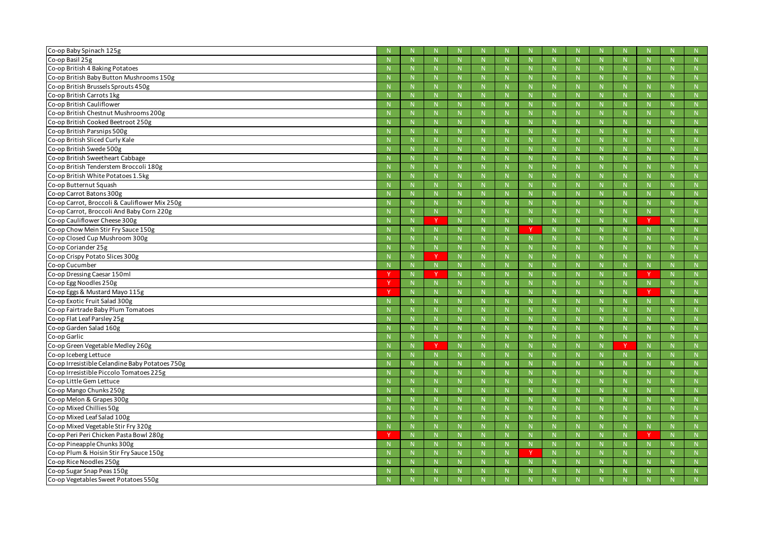| | | | | | | | | | | | | | | |
|---|---|---|---|---|---|---|---|---|---|---|---|---|---|---|
| Co-op Baby Spinach 125g | N | N | N | N | N | N | N | N | N | N | N | N | N | N |
| Co-op Basil 25g | N | N | N | N | N | N | N | N | N | N | N | N | N | N |
| Co-op British 4 Baking Potatoes | N | N | N | N | N | N | N | N | N | N | N | N | N | N |
| Co-op British Baby Button Mushrooms 150g | N | N | N | N | N | N | N | N | N | N | N | N | N | N |
| Co-op British Brussels Sprouts 450g | N | N | N | N | N | N | N | N | N | N | N | N | N | N |
| Co-op British Carrots 1kg | N | N | N | N | N | N | N | N | N | N | N | N | N | N |
| Co-op British Cauliflower | N | N | N | N | N | N | N | N | N | N | N | N | N | N |
| Co-op British Chestnut Mushrooms 200g | N | N | N | N | N | N | N | N | N | N | N | N | N | N |
| Co-op British Cooked Beetroot 250g | N | N | N | N | N | N | N | N | N | N | N | N | N | N |
| Co-op British Parsnips 500g | N | N | N | N | N | N | N | N | N | N | N | N | N | N |
| Co-op British Sliced Curly Kale | N | N | N | N | N | N | N | N | N | N | N | N | N | N |
| Co-op British Swede 500g | N | N | N | N | N | N | N | N | N | N | N | N | N | N |
| Co-op British Sweetheart Cabbage | N | N | N | N | N | N | N | N | N | N | N | N | N | N |
| Co-op British Tenderstem Broccoli 180g | N | N | N | N | N | N | N | N | N | N | N | N | N | N |
| Co-op British White Potatoes 1.5kg | N | N | N | N | N | N | N | N | N | N | N | N | N | N |
| Co-op Butternut Squash | N | N | N | N | N | N | N | N | N | N | N | N | N | N |
| Co-op Carrot Batons 300g | N | N | N | N | N | N | N | N | N | N | N | N | N | N |
| Co-op Carrot, Broccoli & Cauliflower Mix 250g | N | N | N | N | N | N | N | N | N | N | N | N | N | N |
| Co-op Carrot, Broccoli And Baby Corn 220g | N | N | N | N | N | N | N | N | N | N | N | N | N | N |
| Co-op Cauliflower Cheese 300g | N | N | Y | N | N | N | N | N | N | N | N | Y | N | N |
| Co-op Chow Mein Stir Fry Sauce 150g | N | N | N | N | N | N | Y | N | N | N | N | N | N | N |
| Co-op Closed Cup Mushroom 300g | N | N | N | N | N | N | N | N | N | N | N | N | N | N |
| Co-op Coriander 25g | N | N | N | N | N | N | N | N | N | N | N | N | N | N |
| Co-op Crispy Potato Slices 300g | N | N | Y | N | N | N | N | N | N | N | N | N | N | N |
| Co-op Cucumber | N | N | N | N | N | N | N | N | N | N | N | N | N | N |
| Co-op Dressing Caesar 150ml | Y | N | Y | N | N | N | N | N | N | N | N | Y | N | N |
| Co-op Egg Noodles 250g | Y | N | N | N | N | N | N | N | N | N | N | N | N | N |
| Co-op Eggs & Mustard Mayo 115g | Y | N | N | N | N | N | N | N | N | N | N | Y | N | N |
| Co-op Exotic Fruit Salad 300g | N | N | N | N | N | N | N | N | N | N | N | N | N | N |
| Co-op Fairtrade Baby Plum Tomatoes | N | N | N | N | N | N | N | N | N | N | N | N | N | N |
| Co-op Flat Leaf Parsley 25g | N | N | N | N | N | N | N | N | N | N | N | N | N | N |
| Co-op Garden Salad 160g | N | N | N | N | N | N | N | N | N | N | N | N | N | N |
| Co-op Garlic | N | N | N | N | N | N | N | N | N | N | N | N | N | N |
| Co-op Green Vegetable Medley 260g | N | N | Y | N | N | N | N | N | N | N | Y | N | N | N |
| Co-op Iceberg Lettuce | N | N | N | N | N | N | N | N | N | N | N | N | N | N |
| Co-op Irresistible Celandine Baby Potatoes 750g | N | N | N | N | N | N | N | N | N | N | N | N | N | N |
| Co-op Irresistible Piccolo Tomatoes 225g | N | N | N | N | N | N | N | N | N | N | N | N | N | N |
| Co-op Little Gem Lettuce | N | N | N | N | N | N | N | N | N | N | N | N | N | N |
| Co-op Mango Chunks 250g | N | N | N | N | N | N | N | N | N | N | N | N | N | N |
| Co-op Melon & Grapes 300g | N | N | N | N | N | N | N | N | N | N | N | N | N | N |
| Co-op Mixed Chillies 50g | N | N | N | N | N | N | N | N | N | N | N | N | N | N |
| Co-op Mixed Leaf Salad 100g | N | N | N | N | N | N | N | N | N | N | N | N | N | N |
| Co-op Mixed Vegetable Stir Fry 320g | N | N | N | N | N | N | N | N | N | N | N | N | N | N |
| Co-op Peri Peri Chicken Pasta Bowl 280g | Y | N | N | N | N | N | N | N | N | N | N | Y | N | N |
| Co-op Pineapple Chunks 300g | N | N | N | N | N | N | N | N | N | N | N | N | N | N |
| Co-op Plum & Hoisin Stir Fry Sauce 150g | N | N | N | N | N | N | Y | N | N | N | N | N | N | N |
| Co-op Rice Noodles 250g | N | N | N | N | N | N | N | N | N | N | N | N | N | N |
| Co-op Sugar Snap Peas 150g | N | N | N | N | N | N | N | N | N | N | N | N | N | N |
| Co-op Vegetables Sweet Potatoes 550g | N | N | N | N | N | N | N | N | N | N | N | N | N | N |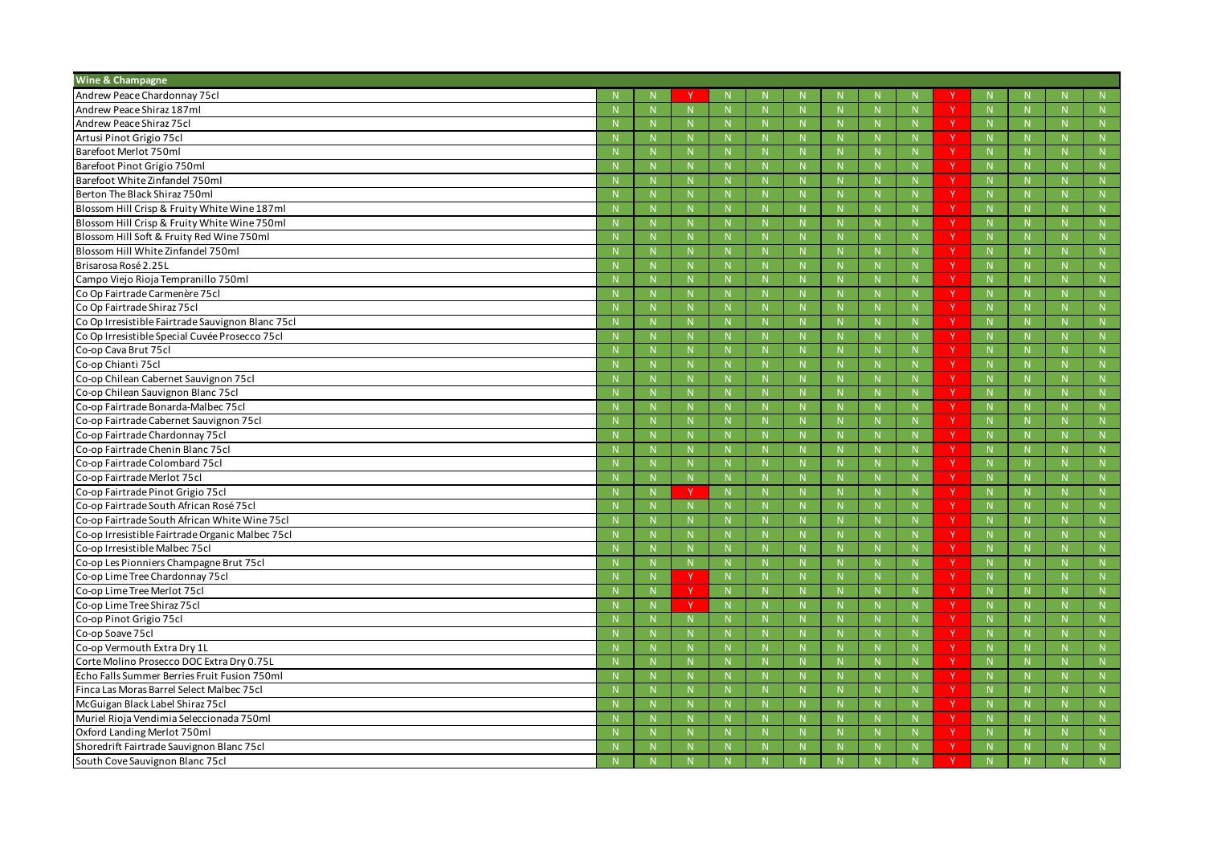| Wine & Champagne | | | | | | | | | | | | | | |
|---|---|---|---|---|---|---|---|---|---|---|---|---|---|---|
| Andrew Peace Chardonnay 75cl | N | N | Y | N | N | N | N | N | N | Y | N | N | N | N |
| Andrew Peace Shiraz 187ml | N | N | N | N | N | N | N | N | N | Y | N | N | N | N |
| Andrew Peace Shiraz 75cl | N | N | N | N | N | N | N | N | N | Y | N | N | N | N |
| Artusi Pinot Grigio 75cl | N | N | N | N | N | N | N | N | N | Y | N | N | N | N |
| Barefoot Merlot 750ml | N | N | N | N | N | N | N | N | N | Y | N | N | N | N |
| Barefoot Pinot Grigio 750ml | N | N | N | N | N | N | N | N | N | Y | N | N | N | N |
| Barefoot White Zinfandel 750ml | N | N | N | N | N | N | N | N | N | Y | N | N | N | N |
| Berton The Black Shiraz 750ml | N | N | N | N | N | N | N | N | N | Y | N | N | N | N |
| Blossom Hill Crisp & Fruity White Wine 187ml | N | N | N | N | N | N | N | N | N | Y | N | N | N | N |
| Blossom Hill Crisp & Fruity White Wine 750ml | N | N | N | N | N | N | N | N | N | Y | N | N | N | N |
| Blossom Hill Soft & Fruity Red Wine 750ml | N | N | N | N | N | N | N | N | N | Y | N | N | N | N |
| Blossom Hill White Zinfandel 750ml | N | N | N | N | N | N | N | N | N | Y | N | N | N | N |
| Brisarosa Rosé 2.25L | N | N | N | N | N | N | N | N | N | Y | N | N | N | N |
| Campo Viejo Rioja Tempranillo 750ml | N | N | N | N | N | N | N | N | N | Y | N | N | N | N |
| Co Op Fairtrade Carmenère 75cl | N | N | N | N | N | N | N | N | N | Y | N | N | N | N |
| Co Op Fairtrade Shiraz 75cl | N | N | N | N | N | N | N | N | N | Y | N | N | N | N |
| Co Op Irresistible Fairtrade Sauvignon Blanc 75cl | N | N | N | N | N | N | N | N | N | Y | N | N | N | N |
| Co Op Irresistible Special Cuvée Prosecco 75cl | N | N | N | N | N | N | N | N | N | Y | N | N | N | N |
| Co-op Cava Brut 75cl | N | N | N | N | N | N | N | N | N | Y | N | N | N | N |
| Co-op Chianti 75cl | N | N | N | N | N | N | N | N | N | Y | N | N | N | N |
| Co-op Chilean Cabernet Sauvignon 75cl | N | N | N | N | N | N | N | N | N | Y | N | N | N | N |
| Co-op Chilean Sauvignon Blanc 75cl | N | N | N | N | N | N | N | N | N | Y | N | N | N | N |
| Co-op Fairtrade Bonarda-Malbec 75cl | N | N | N | N | N | N | N | N | N | Y | N | N | N | N |
| Co-op Fairtrade Cabernet Sauvignon 75cl | N | N | N | N | N | N | N | N | N | Y | N | N | N | N |
| Co-op Fairtrade Chardonnay 75cl | N | N | N | N | N | N | N | N | N | Y | N | N | N | N |
| Co-op Fairtrade Chenin Blanc 75cl | N | N | N | N | N | N | N | N | N | Y | N | N | N | N |
| Co-op Fairtrade Colombard 75cl | N | N | N | N | N | N | N | N | N | Y | N | N | N | N |
| Co-op Fairtrade Merlot 75cl | N | N | N | N | N | N | N | N | N | Y | N | N | N | N |
| Co-op Fairtrade Pinot Grigio 75cl | N | N | Y | N | N | N | N | N | N | Y | N | N | N | N |
| Co-op Fairtrade South African Rosé 75cl | N | N | N | N | N | N | N | N | N | Y | N | N | N | N |
| Co-op Fairtrade South African White Wine 75cl | N | N | N | N | N | N | N | N | N | Y | N | N | N | N |
| Co-op Irresistible Fairtrade Organic Malbec 75cl | N | N | N | N | N | N | N | N | N | Y | N | N | N | N |
| Co-op Irresistible Malbec 75cl | N | N | N | N | N | N | N | N | N | Y | N | N | N | N |
| Co-op Les Pionniers Champagne Brut 75cl | N | N | N | N | N | N | N | N | N | Y | N | N | N | N |
| Co-op Lime Tree Chardonnay 75cl | N | N | Y | N | N | N | N | N | N | Y | N | N | N | N |
| Co-op Lime Tree Merlot 75cl | N | N | Y | N | N | N | N | N | N | Y | N | N | N | N |
| Co-op Lime Tree Shiraz 75cl | N | N | Y | N | N | N | N | N | N | Y | N | N | N | N |
| Co-op Pinot Grigio 75cl | N | N | N | N | N | N | N | N | N | Y | N | N | N | N |
| Co-op Soave 75cl | N | N | N | N | N | N | N | N | N | Y | N | N | N | N |
| Co-op Vermouth Extra Dry 1L | N | N | N | N | N | N | N | N | N | Y | N | N | N | N |
| Corte Molino Prosecco DOC Extra Dry 0.75L | N | N | N | N | N | N | N | N | N | Y | N | N | N | N |
| Echo Falls Summer Berries Fruit Fusion 750ml | N | N | N | N | N | N | N | N | N | Y | N | N | N | N |
| Finca Las Moras Barrel Select Malbec 75cl | N | N | N | N | N | N | N | N | N | Y | N | N | N | N |
| McGuigan Black Label Shiraz 75cl | N | N | N | N | N | N | N | N | N | Y | N | N | N | N |
| Muriel Rioja Vendimia Seleccionada 750ml | N | N | N | N | N | N | N | N | N | Y | N | N | N | N |
| Oxford Landing Merlot 750ml | N | N | N | N | N | N | N | N | N | Y | N | N | N | N |
| Shoredrift Fairtrade Sauvignon Blanc 75cl | N | N | N | N | N | N | N | N | N | Y | N | N | N | N |
| South Cove Sauvignon Blanc 75cl | N | N | N | N | N | N | N | N | N | Y | N | N | N | N |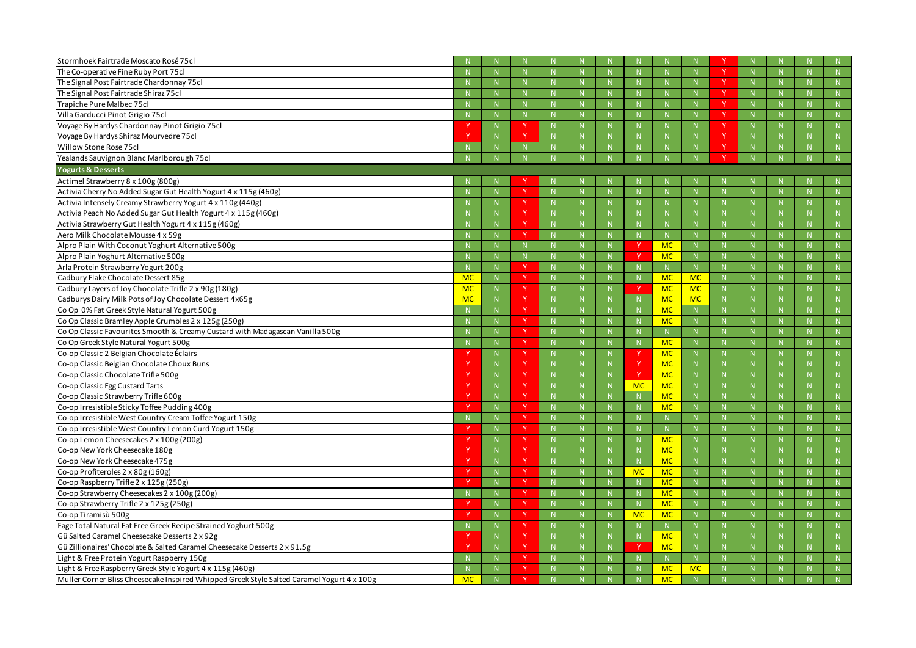| | | | | | | | | | | | | | | |
|---|---|---|---|---|---|---|---|---|---|---|---|---|---|---|
| Stormhoek Fairtrade Moscato Rosé 75cl | N | N | N | N | N | N | N | N | N | Y | N | N | N | N |
| The Co-operative Fine Ruby Port 75cl | N | N | N | N | N | N | N | N | N | Y | N | N | N | N |
| The Signal Post Fairtrade Chardonnay 75cl | N | N | N | N | N | N | N | N | N | Y | N | N | N | N |
| The Signal Post Fairtrade Shiraz 75cl | N | N | N | N | N | N | N | N | N | Y | N | N | N | N |
| Trapiche Pure Malbec 75cl | N | N | N | N | N | N | N | N | N | Y | N | N | N | N |
| Villa Garducci Pinot Grigio 75cl | N | N | N | N | N | N | N | N | N | Y | N | N | N | N |
| Voyage By Hardys Chardonnay Pinot Grigio 75cl | Y | N | Y | N | N | N | N | N | N | Y | N | N | N | N |
| Voyage By Hardys Shiraz Mourvedre 75cl | Y | N | Y | N | N | N | N | N | N | Y | N | N | N | N |
| Willow Stone Rose 75cl | N | N | N | N | N | N | N | N | N | Y | N | N | N | N |
| Yealands Sauvignon Blanc Marlborough 75cl | N | N | N | N | N | N | N | N | N | Y | N | N | N | N |
| **Yogurts & Desserts** | | | | | | | | | | | | | | |
| Actimel Strawberry 8 x 100g (800g) | N | N | Y | N | N | N | N | N | N | N | N | N | N | N |
| Activia Cherry No Added Sugar Gut Health Yogurt 4 x 115g (460g) | N | N | Y | N | N | N | N | N | N | N | N | N | N | N |
| Activia Intensely Creamy Strawberry Yogurt 4 x 110g (440g) | N | N | Y | N | N | N | N | N | N | N | N | N | N | N |
| Activia Peach No Added Sugar Gut Health Yogurt 4 x 115g (460g) | N | N | Y | N | N | N | N | N | N | N | N | N | N | N |
| Activia Strawberry Gut Health Yogurt 4 x 115g (460g) | N | N | Y | N | N | N | N | N | N | N | N | N | N | N |
| Aero Milk Chocolate Mousse 4 x 59g | N | N | Y | N | N | N | N | N | N | N | N | N | N | N |
| Alpro Plain With Coconut Yoghurt Alternative 500g | N | N | N | N | N | N | Y | MC | N | N | N | N | N | N |
| Alpro Plain Yoghurt Alternative 500g | N | N | N | N | N | N | Y | MC | N | N | N | N | N | N |
| Arla Protein Strawberry Yogurt 200g | N | N | Y | N | N | N | N | N | N | N | N | N | N | N |
| Cadbury Flake Chocolate Dessert 85g | MC | N | Y | N | N | N | N | MC | MC | N | N | N | N | N |
| Cadbury Layers of Joy Chocolate Trifle 2 x 90g (180g) | MC | N | Y | N | N | N | Y | MC | MC | N | N | N | N | N |
| Cadburys Dairy Milk Pots of Joy Chocolate Dessert 4x65g | MC | N | Y | N | N | N | N | MC | MC | N | N | N | N | N |
| Co Op 0% Fat Greek Style Natural Yogurt 500g | N | N | Y | N | N | N | N | MC | N | N | N | N | N | N |
| Co Op Classic Bramley Apple Crumbles 2 x 125g (250g) | N | N | Y | N | N | N | N | MC | N | N | N | N | N | N |
| Co Op Classic Favourites Smooth & Creamy Custard with Madagascan Vanilla 500g | N | N | Y | N | N | N | N | N | N | N | N | N | N | N |
| Co Op Greek Style Natural Yogurt 500g | N | N | Y | N | N | N | N | MC | N | N | N | N | N | N |
| Co-op Classic 2 Belgian Chocolate Éclairs | Y | N | Y | N | N | N | Y | MC | N | N | N | N | N | N |
| Co-op Classic Belgian Chocolate Choux Buns | Y | N | Y | N | N | N | Y | MC | N | N | N | N | N | N |
| Co-op Classic Chocolate Trifle 500g | Y | N | Y | N | N | N | Y | MC | N | N | N | N | N | N |
| Co-op Classic Egg Custard Tarts | Y | N | Y | N | N | N | MC | MC | N | N | N | N | N | N |
| Co-op Classic Strawberry Trifle 600g | Y | N | Y | N | N | N | N | MC | N | N | N | N | N | N |
| Co-op Irresistible Sticky Toffee Pudding 400g | Y | N | Y | N | N | N | N | MC | N | N | N | N | N | N |
| Co-op Irresistible West Country Cream Toffee Yogurt 150g | N | N | Y | N | N | N | N | N | N | N | N | N | N | N |
| Co-op Irresistible West Country Lemon Curd Yogurt 150g | Y | N | Y | N | N | N | N | N | N | N | N | N | N | N |
| Co-op Lemon Cheesecakes 2 x 100g (200g) | Y | N | Y | N | N | N | N | MC | N | N | N | N | N | N |
| Co-op New York Cheesecake 180g | Y | N | Y | N | N | N | N | MC | N | N | N | N | N | N |
| Co-op New York Cheesecake 475g | Y | N | Y | N | N | N | N | MC | N | N | N | N | N | N |
| Co-op Profiteroles 2 x 80g (160g) | Y | N | Y | N | N | N | MC | MC | N | N | N | N | N | N |
| Co-op Raspberry Trifle 2 x 125g (250g) | Y | N | Y | N | N | N | N | MC | N | N | N | N | N | N |
| Co-op Strawberry Cheesecakes 2 x 100g (200g) | N | N | Y | N | N | N | N | MC | N | N | N | N | N | N |
| Co-op Strawberry Trifle 2 x 125g (250g) | Y | N | Y | N | N | N | N | MC | N | N | N | N | N | N |
| Co-op Tiramisù 500g | Y | N | Y | N | N | N | MC | MC | N | N | N | N | N | N |
| Fage Total Natural Fat Free Greek Recipe Strained Yoghurt 500g | N | N | Y | N | N | N | N | N | N | N | N | N | N | N |
| Gü Salted Caramel Cheesecake Desserts 2 x 92g | Y | N | Y | N | N | N | N | MC | N | N | N | N | N | N |
| Gü Zillionaires' Chocolate & Salted Caramel Cheesecake Desserts 2 x 91.5g | Y | N | Y | N | N | N | Y | MC | N | N | N | N | N | N |
| Light & Free Protein Yogurt Raspberry 150g | N | N | Y | N | N | N | N | N | N | N | N | N | N | N |
| Light & Free Raspberry Greek Style Yogurt 4 x 115g (460g) | N | N | Y | N | N | N | N | MC | MC | N | N | N | N | N |
| Muller Corner Bliss Cheesecake Inspired Whipped Greek Style Salted Caramel Yogurt 4 x 100g | MC | N | Y | N | N | N | N | MC | N | N | N | N | N | N |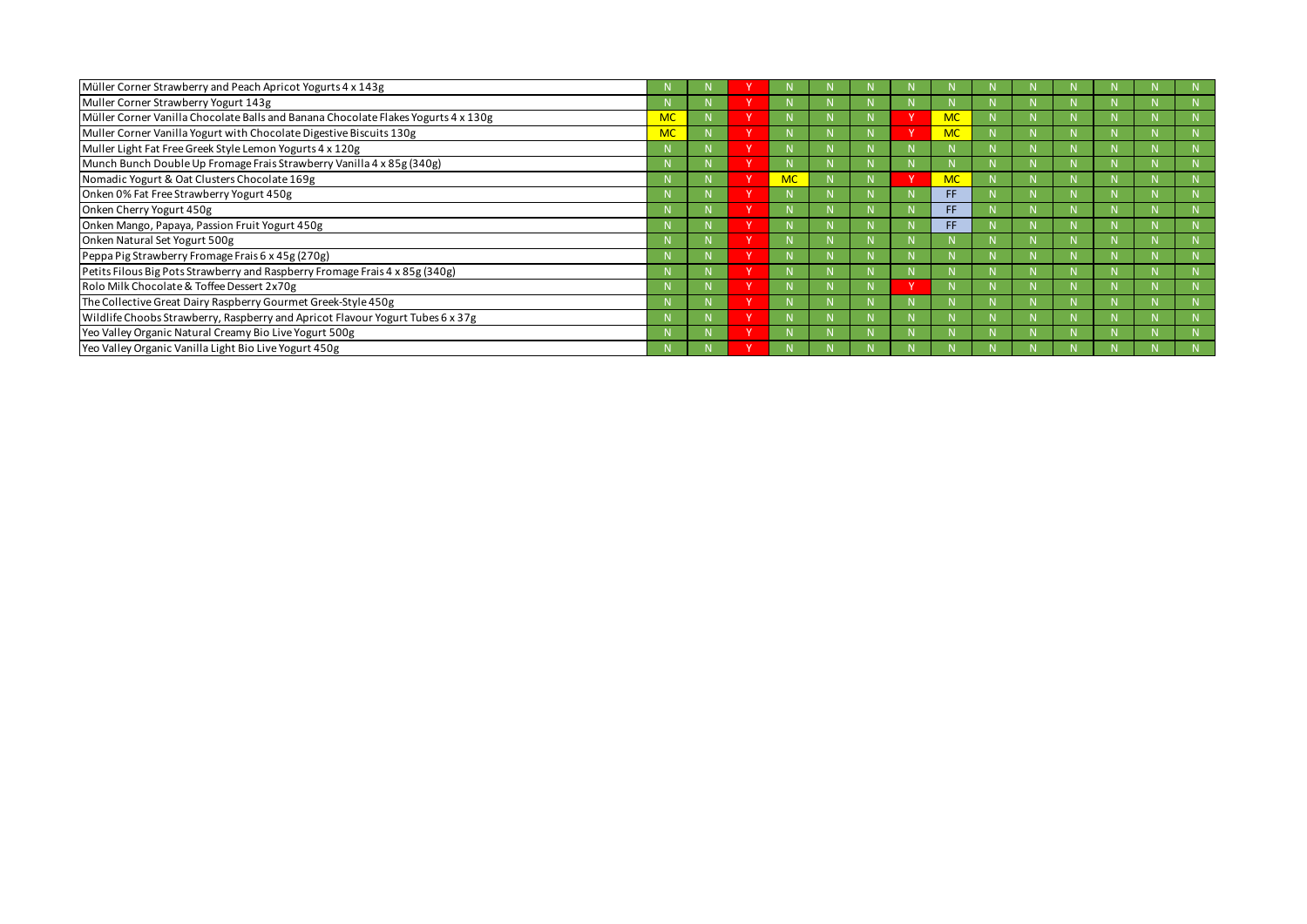| | | | | | | | | | | | | | | |
|---|---|---|---|---|---|---|---|---|---|---|---|---|---|---|
| Müller Corner Strawberry and Peach Apricot Yogurts 4 x 143g | N | N | Y | N | N | N | N | N | N | N | N | N | N | N |
| Muller Corner Strawberry Yogurt 143g | N | N | Y | N | N | N | N | N | N | N | N | N | N | N |
| Müller Corner Vanilla Chocolate Balls and Banana Chocolate Flakes Yogurts 4 x 130g | MC | N | Y | N | N | N | Y | MC | N | N | N | N | N | N |
| Muller Corner Vanilla Yogurt with Chocolate Digestive Biscuits 130g | MC | N | Y | N | N | N | Y | MC | N | N | N | N | N | N |
| Muller Light Fat Free Greek Style Lemon Yogurts 4 x 120g | N | N | Y | N | N | N | N | N | N | N | N | N | N | N |
| Munch Bunch Double Up Fromage Frais Strawberry Vanilla 4 x 85g (340g) | N | N | Y | N | N | N | N | N | N | N | N | N | N | N |
| Nomadic Yogurt & Oat Clusters Chocolate 169g | N | N | Y | MC | N | N | Y | MC | N | N | N | N | N | N |
| Onken 0% Fat Free Strawberry Yogurt 450g | N | N | Y | N | N | N | N | FF | N | N | N | N | N | N |
| Onken Cherry Yogurt 450g | N | N | Y | N | N | N | N | FF | N | N | N | N | N | N |
| Onken Mango, Papaya, Passion Fruit Yogurt 450g | N | N | Y | N | N | N | N | FF | N | N | N | N | N | N |
| Onken Natural Set Yogurt 500g | N | N | Y | N | N | N | N | N | N | N | N | N | N | N |
| Peppa Pig Strawberry Fromage Frais 6 x 45g (270g) | N | N | Y | N | N | N | N | N | N | N | N | N | N | N |
| Petits Filous Big Pots Strawberry and Raspberry Fromage Frais 4 x 85g (340g) | N | N | Y | N | N | N | N | N | N | N | N | N | N | N |
| Rolo Milk Chocolate & Toffee Dessert 2x70g | N | N | Y | N | N | N | Y | N | N | N | N | N | N | N |
| The Collective Great Dairy Raspberry Gourmet Greek-Style 450g | N | N | Y | N | N | N | N | N | N | N | N | N | N | N |
| Wildlife Choobs Strawberry, Raspberry and Apricot Flavour Yogurt Tubes 6 x 37g | N | N | Y | N | N | N | N | N | N | N | N | N | N | N |
| Yeo Valley Organic Natural Creamy Bio Live Yogurt 500g | N | N | Y | N | N | N | N | N | N | N | N | N | N | N |
| Yeo Valley Organic Vanilla Light Bio Live Yogurt 450g | N | N | Y | N | N | N | N | N | N | N | N | N | N | N |